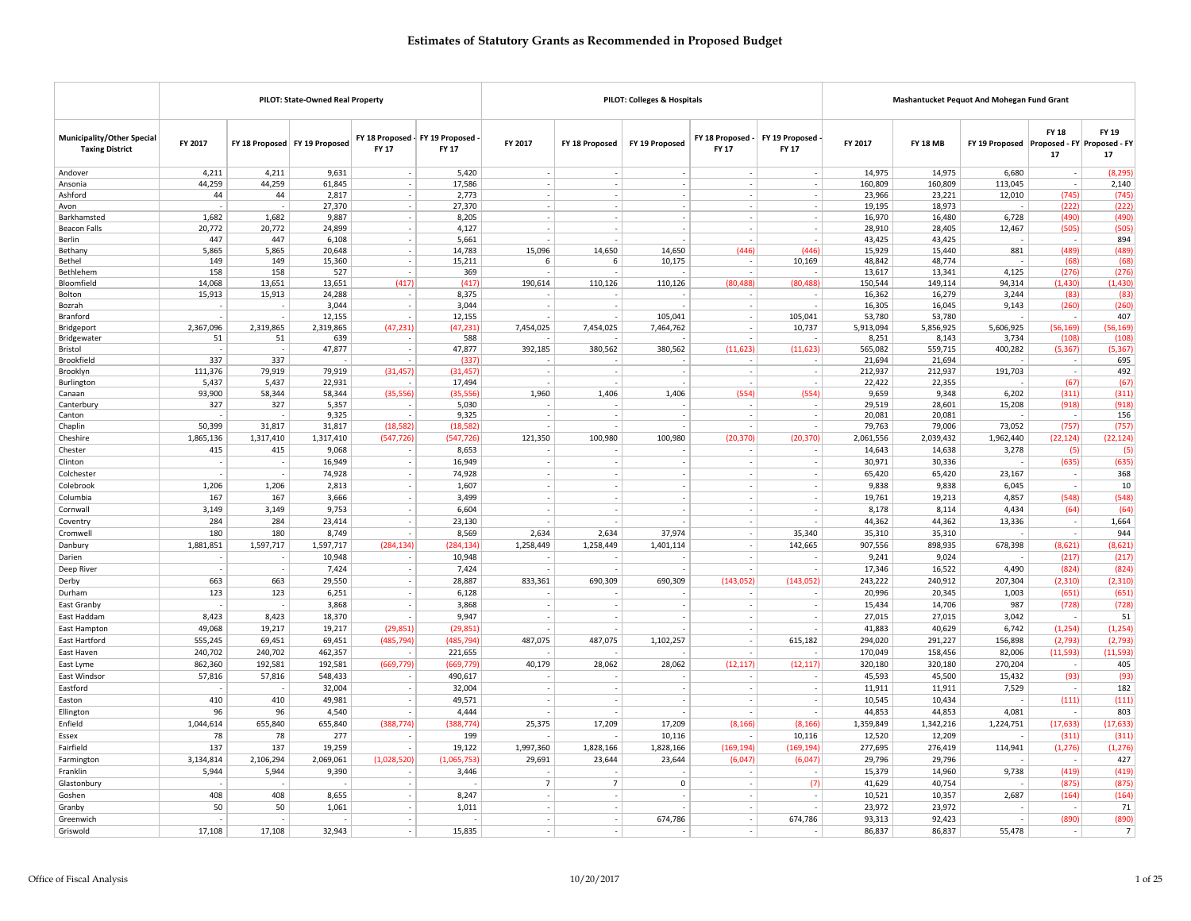# Estimates of Statutory Grants as Recommended in Proposed Budget

| Municipality/Other Special Taxing District | PILOT: State-Owned Real Property | | | | | PILOT: Colleges & Hospitals | | | | | Mashantucket Pequot And Mohegan Fund Grant | | | | |
|---|---|---|---|---|---|---|---|---|---|---|---|---|---|---|---|
| | FY 2017 | FY 18 Proposed | FY 19 Proposed | FY 18 Proposed - FY 17 | FY 19 Proposed - FY 17 | FY 2017 | FY 18 Proposed | FY 19 Proposed | FY 18 Proposed - FY 17 | FY 19 Proposed - FY 17 | FY 2017 | FY 18 MB | FY 19 Proposed | FY 18 Proposed - FY 17 | FY 19 Proposed - FY 17 |
| Andover | 4,211 | 4,211 | 9,631 | - | 5,420 | - | - | - | - | - | 14,975 | 14,975 | 6,680 | - | (8,295) |
| Ansonia | 44,259 | 44,259 | 61,845 | - | 17,586 | - | - | - | - | - | 160,809 | 160,809 | 113,045 | - | 2,140 |
| Ashford | 44 | 44 | 2,817 | - | 2,773 | - | - | - | - | - | 23,966 | 23,221 | 12,010 | (745) | (745) |
| Avon | - | - | 27,370 | - | 27,370 | - | - | - | - | - | 19,195 | 18,973 | - | (222) | (222) |
| Barkhamsted | 1,682 | 1,682 | 9,887 | - | 8,205 | - | - | - | - | - | 16,970 | 16,480 | 6,728 | (490) | (490) |
| Beacon Falls | 20,772 | 20,772 | 24,899 | - | 4,127 | - | - | - | - | - | 28,910 | 28,405 | 12,467 | (505) | (505) |
| Berlin | 447 | 447 | 6,108 | - | 5,661 | - | - | - | - | - | 43,425 | 43,425 | - | - | 894 |
| Bethany | 5,865 | 5,865 | 20,648 | - | 14,783 | 15,096 | 14,650 | 14,650 | (446) | (446) | 15,929 | 15,440 | 881 | (489) | (489) |
| Bethel | 149 | 149 | 15,360 | - | 15,211 | 6 | 6 | 10,175 | - | 10,169 | 48,842 | 48,774 | - | (68) | (68) |
| Bethlehem | 158 | 158 | 527 | - | 369 | - | - | - | - | - | 13,617 | 13,341 | 4,125 | (276) | (276) |
| Bloomfield | 14,068 | 13,651 | 13,651 | (417) | (417) | 190,614 | 110,126 | 110,126 | (80,488) | (80,488) | 150,544 | 149,114 | 94,314 | (1,430) | (1,430) |
| Bolton | 15,913 | 15,913 | 24,288 | - | 8,375 | - | - | - | - | - | 16,362 | 16,279 | 3,244 | (83) | (83) |
| Bozrah | - | - | 3,044 | - | 3,044 | - | - | - | - | - | 16,305 | 16,045 | 9,143 | (260) | (260) |
| Branford | - | - | 12,155 | - | 12,155 | - | - | 105,041 | - | 105,041 | 53,780 | 53,780 | - | - | 407 |
| Bridgeport | 2,367,096 | 2,319,865 | 2,319,865 | (47,231) | (47,231) | 7,454,025 | 7,454,025 | 7,464,762 | - | 10,737 | 5,913,094 | 5,856,925 | 5,606,925 | (56,169) | (56,169) |
| Bridgewater | 51 | 51 | 639 | - | 588 | - | - | - | - | - | 8,251 | 8,143 | 3,734 | (108) | (108) |
| Bristol | - | - | 47,877 | - | 47,877 | 392,185 | 380,562 | 380,562 | (11,623) | (11,623) | 565,082 | 559,715 | 400,282 | (5,367) | (5,367) |
| Brookfield | 337 | 337 | - | - | (337) | - | - | - | - | - | 21,694 | 21,694 | - | - | 695 |
| Brooklyn | 111,376 | 79,919 | 79,919 | (31,457) | (31,457) | - | - | - | - | - | 212,937 | 212,937 | 191,703 | - | 492 |
| Burlington | 5,437 | 5,437 | 22,931 | - | 17,494 | - | - | - | - | - | 22,422 | 22,355 | - | (67) | (67) |
| Canaan | 93,900 | 58,344 | 58,344 | (35,556) | (35,556) | 1,960 | 1,406 | 1,406 | (554) | (554) | 9,659 | 9,348 | 6,202 | (311) | (311) |
| Canterbury | 327 | 327 | 5,357 | - | 5,030 | - | - | - | - | - | 29,519 | 28,601 | 15,208 | (918) | (918) |
| Canton | - | - | 9,325 | - | 9,325 | - | - | - | - | - | 20,081 | 20,081 | - | - | 156 |
| Chaplin | 50,399 | 31,817 | 31,817 | (18,582) | (18,582) | - | - | - | - | - | 79,763 | 79,006 | 73,052 | (757) | (757) |
| Cheshire | 1,865,136 | 1,317,410 | 1,317,410 | (547,726) | (547,726) | 121,350 | 100,980 | 100,980 | (20,370) | (20,370) | 2,061,556 | 2,039,432 | 1,962,440 | (22,124) | (22,124) |
| Chester | 415 | 415 | 9,068 | - | 8,653 | - | - | - | - | - | 14,643 | 14,638 | 3,278 | (5) | (5) |
| Clinton | - | - | 16,949 | - | 16,949 | - | - | - | - | - | 30,971 | 30,336 | - | (635) | (635) |
| Colchester | - | - | 74,928 | - | 74,928 | - | - | - | - | - | 65,420 | 65,420 | 23,167 | - | 368 |
| Colebrook | 1,206 | 1,206 | 2,813 | - | 1,607 | - | - | - | - | - | 9,838 | 9,838 | 6,045 | - | 10 |
| Columbia | 167 | 167 | 3,666 | - | 3,499 | - | - | - | - | - | 19,761 | 19,213 | 4,857 | (548) | (548) |
| Cornwall | 3,149 | 3,149 | 9,753 | - | 6,604 | - | - | - | - | - | 8,178 | 8,114 | 4,434 | (64) | (64) |
| Coventry | 284 | 284 | 23,414 | - | 23,130 | - | - | - | - | - | 44,362 | 44,362 | 13,336 | - | 1,664 |
| Cromwell | 180 | 180 | 8,749 | - | 8,569 | 2,634 | 2,634 | 37,974 | - | 35,340 | 35,310 | 35,310 | - | - | 944 |
| Danbury | 1,881,851 | 1,597,717 | 1,597,717 | (284,134) | (284,134) | 1,258,449 | 1,258,449 | 1,401,114 | - | 142,665 | 907,556 | 898,935 | 678,398 | (8,621) | (8,621) |
| Darien | - | - | 10,948 | - | 10,948 | - | - | - | - | - | 9,241 | 9,024 | - | (217) | (217) |
| Deep River | - | - | 7,424 | - | 7,424 | - | - | - | - | - | 17,346 | 16,522 | 4,490 | (824) | (824) |
| Derby | 663 | 663 | 29,550 | - | 28,887 | 833,361 | 690,309 | 690,309 | (143,052) | (143,052) | 243,222 | 240,912 | 207,304 | (2,310) | (2,310) |
| Durham | 123 | 123 | 6,251 | - | 6,128 | - | - | - | - | - | 20,996 | 20,345 | 1,003 | (651) | (651) |
| East Granby | - | - | 3,868 | - | 3,868 | - | - | - | - | - | 15,434 | 14,706 | 987 | (728) | (728) |
| East Haddam | 8,423 | 8,423 | 18,370 | - | 9,947 | - | - | - | - | - | 27,015 | 27,015 | 3,042 | - | 51 |
| East Hampton | 49,068 | 19,217 | 19,217 | (29,851) | (29,851) | - | - | - | - | - | 41,883 | 40,629 | 6,742 | (1,254) | (1,254) |
| East Hartford | 555,245 | 69,451 | 69,451 | (485,794) | (485,794) | 487,075 | 487,075 | 1,102,257 | - | 615,182 | 294,020 | 291,227 | 156,898 | (2,793) | (2,793) |
| East Haven | 240,702 | 240,702 | 462,357 | - | 221,655 | - | - | - | - | - | 170,049 | 158,456 | 82,006 | (11,593) | (11,593) |
| East Lyme | 862,360 | 192,581 | 192,581 | (669,779) | (669,779) | 40,179 | 28,062 | 28,062 | (12,117) | (12,117) | 320,180 | 320,180 | 270,204 | - | 405 |
| East Windsor | 57,816 | 57,816 | 548,433 | - | 490,617 | - | - | - | - | - | 45,593 | 45,500 | 15,432 | (93) | (93) |
| Eastford | - | - | 32,004 | - | 32,004 | - | - | - | - | - | 11,911 | 11,911 | 7,529 | - | 182 |
| Easton | 410 | 410 | 49,981 | - | 49,571 | - | - | - | - | - | 10,545 | 10,434 | - | (111) | (111) |
| Ellington | 96 | 96 | 4,540 | - | 4,444 | - | - | - | - | - | 44,853 | 44,853 | 4,081 | - | 803 |
| Enfield | 1,044,614 | 655,840 | 655,840 | (388,774) | (388,774) | 25,375 | 17,209 | 17,209 | (8,166) | (8,166) | 1,359,849 | 1,342,216 | 1,224,751 | (17,633) | (17,633) |
| Essex | 78 | 78 | 277 | - | 199 | - | - | 10,116 | - | 10,116 | 12,520 | 12,209 | - | (311) | (311) |
| Fairfield | 137 | 137 | 19,259 | - | 19,122 | 1,997,360 | 1,828,166 | 1,828,166 | (169,194) | (169,194) | 277,695 | 276,419 | 114,941 | (1,276) | (1,276) |
| Farmington | 3,134,814 | 2,106,294 | 2,069,061 | (1,028,520) | (1,065,753) | 29,691 | 23,644 | 23,644 | (6,047) | (6,047) | 29,796 | 29,796 | - | - | 427 |
| Franklin | 5,944 | 5,944 | 9,390 | - | 3,446 | - | - | - | - | - | 15,379 | 14,960 | 9,738 | (419) | (419) |
| Glastonbury | - | - | - | - | - | 7 | 7 | 0 | - | (7) | 41,629 | 40,754 | - | (875) | (875) |
| Goshen | 408 | 408 | 8,655 | - | 8,247 | - | - | - | - | - | 10,521 | 10,357 | 2,687 | (164) | (164) |
| Granby | 50 | 50 | 1,061 | - | 1,011 | - | - | - | - | - | 23,972 | 23,972 | - | - | 71 |
| Greenwich | - | - | - | - | - | - | - | 674,786 | - | 674,786 | 93,313 | 92,423 | - | (890) | (890) |
| Griswold | 17,108 | 17,108 | 32,943 | - | 15,835 | - | - | - | - | - | 86,837 | 86,837 | 55,478 | - | 7 |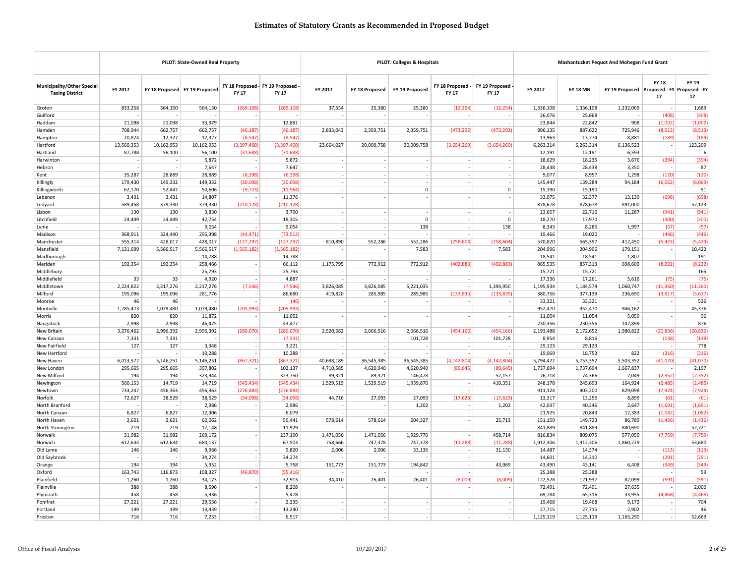# Estimates of Statutory Grants as Recommended in Proposed Budget

| Municipality/Other Special Taxing District | PILOT: State-Owned Real Property | | | | | PILOT: Colleges & Hospitals | | | | | Mashantucket Pequot And Mohegan Fund Grant | | | | |
|---|---|---|---|---|---|---|---|---|---|---|---|---|---|---|---|
| | FY 2017 | FY 18 Proposed | FY 19 Proposed | FY 18 Proposed - FY 17 | FY 19 Proposed - FY 17 | FY 2017 | FY 18 Proposed | FY 19 Proposed | FY 18 Proposed - FY 17 | FY 19 Proposed - FY 17 | FY 2017 | FY 18 MB | FY 19 Proposed | FY 18 Proposed - FY 17 | FY 19 Proposed - FY 17 |
| Groton | 833,258 | 564,150 | 564,150 | (269,108) | (269,108) | 37,634 | 25,380 | 25,380 | (12,254) | (12,254) | 1,336,108 | 1,336,108 | 1,232,069 | - | 1,689 |
| Guilford | - | - | - | - | - | - | - | - | - | - | 26,076 | 25,668 | - | (408) | (408) |
| Haddam | 21,098 | 21,098 | 33,979 | - | 12,881 | - | - | - | - | - | 23,844 | 22,842 | 908 | (1,002) | (1,002) |
| Hamden | 708,944 | 662,757 | 662,757 | (46,187) | (46,187) | 2,833,043 | 2,359,751 | 2,359,751 | (473,292) | (473,292) | 896,135 | 887,622 | 725,946 | (8,513) | (8,513) |
| Hampton | 20,874 | 12,327 | 12,327 | (8,547) | (8,547) | - | - | - | - | - | 13,963 | 13,774 | 8,881 | (189) | (189) |
| Hartford | 13,560,353 | 10,162,953 | 10,162,953 | (3,397,400) | (3,397,400) | 23,664,027 | 20,009,758 | 20,009,758 | (3,654,269) | (3,654,269) | 6,263,314 | 6,263,314 | 6,136,523 | - | 123,209 |
| Hartland | 87,788 | 56,100 | 56,100 | (31,688) | (31,688) | - | - | - | - | - | 12,191 | 12,191 | 6,593 | - | 6 |
| Harwinton | - | - | 5,872 | - | 5,872 | - | - | - | - | - | 18,629 | 18,235 | 3,676 | (394) | (394) |
| Hebron | - | - | 7,647 | - | 7,647 | - | - | - | - | - | 28,438 | 28,438 | 3,350 | - | 87 |
| Kent | 35,287 | 28,889 | 28,889 | (6,398) | (6,398) | - | - | - | - | - | 9,077 | 8,957 | 1,298 | (120) | (120) |
| Killingly | 179,430 | 149,332 | 149,332 | (30,098) | (30,098) | - | - | - | - | - | 145,447 | 139,384 | 94,184 | (6,063) | (6,063) |
| Killingworth | 62,170 | 52,447 | 50,606 | (9,723) | (11,564) | - | - | 0 | - | 0 | 15,190 | 15,190 | - | - | 51 |
| Lebanon | 3,431 | 3,431 | 14,807 | - | 11,376 | - | - | - | - | - | 33,075 | 32,377 | 13,139 | (698) | (698) |
| Ledyard | 589,458 | 379,330 | 379,330 | (210,128) | (210,128) | - | - | - | - | - | 878,678 | 878,678 | 891,000 | - | 52,123 |
| Lisbon | 130 | 130 | 3,830 | - | 3,700 | - | - | - | - | - | 23,657 | 22,716 | 11,287 | (941) | (941) |
| Litchfield | 24,449 | 24,449 | 42,754 | - | 18,305 | - | - | 0 | - | 0 | 18,270 | 17,970 | - | (300) | (300) |
| Lyme | - | - | 9,054 | - | 9,054 | - | - | 138 | - | 138 | 8,343 | 8,286 | 1,997 | (57) | (57) |
| Madison | 368,911 | 324,440 | 295,398 | (44,471) | (73,513) | - | - | - | - | - | 19,466 | 19,020 | - | (446) | (446) |
| Manchester | 555,314 | 428,017 | 428,017 | (127,297) | (127,297) | 810,890 | 552,286 | 552,286 | (258,604) | (258,604) | 570,820 | 565,397 | 412,450 | (5,423) | (5,423) |
| Mansfield | 7,131,699 | 5,566,517 | 5,566,517 | (1,565,182) | (1,565,182) | - | - | 7,583 | - | 7,583 | 204,996 | 204,996 | 179,151 | - | 10,422 |
| Marlborough | - | - | 14,788 | - | 14,788 | - | - | - | - | - | 18,541 | 18,541 | 1,807 | - | 191 |
| Meriden | 192,354 | 192,354 | 258,466 | - | 66,112 | 1,175,795 | 772,912 | 772,912 | (402,883) | (402,883) | 865,535 | 857,313 | 698,609 | (8,222) | (8,222) |
| Middlebury | - | - | 25,793 | - | 25,793 | - | - | - | - | - | 15,721 | 15,721 | - | - | 165 |
| Middlefield | 33 | 33 | 4,920 | - | 4,887 | - | - | - | - | - | 17,336 | 17,261 | 5,616 | (75) | (75) |
| Middletown | 2,224,822 | 2,217,276 | 2,217,276 | (7,546) | (7,546) | 3,826,085 | 3,826,085 | 5,221,035 | - | 1,394,950 | 1,195,934 | 1,184,574 | 1,060,747 | (11,360) | (11,360) |
| Milford | 195,096 | 195,096 | 281,776 | - | 86,680 | 419,820 | 285,985 | 285,985 | (133,835) | (133,835) | 380,756 | 377,139 | 236,690 | (3,617) | (3,617) |
| Monroe | 46 | 46 | - | - | (46) | - | - | - | - | - | 33,321 | 33,321 | - | - | 526 |
| Montville | 1,785,473 | 1,079,480 | 1,079,480 | (705,993) | (705,993) | - | - | - | - | - | 952,470 | 952,470 | 946,162 | - | 45,376 |
| Morris | 820 | 820 | 11,872 | - | 11,052 | - | - | - | - | - | 11,054 | 11,054 | 5,059 | - | 96 |
| Naugatuck | 2,998 | 2,998 | 46,475 | - | 43,477 | - | - | - | - | - | 230,356 | 230,356 | 147,899 | - | 876 |
| New Britain | 3,276,462 | 2,996,392 | 2,996,392 | (280,070) | (280,070) | 2,520,682 | 2,066,516 | 2,066,516 | (454,166) | (454,166) | 2,193,488 | 2,172,652 | 1,980,822 | (20,836) | (20,836) |
| New Canaan | 7,331 | 7,331 | - | - | (7,331) | - | - | 101,728 | - | 101,728 | 8,954 | 8,816 | - | (138) | (138) |
| New Fairfield | 127 | 127 | 3,348 | - | 3,221 | - | - | - | - | - | 29,123 | 29,123 | - | - | 778 |
| New Hartford | - | - | 10,288 | - | 10,288 | - | - | - | - | - | 19,069 | 18,753 | 822 | (316) | (316) |
| New Haven | 6,013,572 | 5,146,251 | 5,146,251 | (867,321) | (867,321) | 40,688,189 | 36,545,385 | 36,545,385 | (4,142,804) | (4,142,804) | 5,794,422 | 5,753,352 | 5,503,352 | (41,070) | (41,070) |
| New London | 295,665 | 295,665 | 397,802 | - | 102,137 | 4,710,585 | 4,620,940 | 4,620,940 | (89,645) | (89,645) | 1,737,694 | 1,737,694 | 1,667,837 | - | 2,197 |
| New Milford | 194 | 194 | 323,944 | - | 323,750 | 89,321 | 89,321 | 146,478 | - | 57,157 | 76,718 | 74,366 | 2,049 | (2,352) | (2,352) |
| Newington | 560,153 | 14,719 | 14,719 | (545,434) | (545,434) | 1,529,519 | 1,529,519 | 1,939,870 | - | 410,351 | 248,178 | 245,693 | 164,924 | (2,485) | (2,485) |
| Newtown | 733,247 | 456,363 | 456,363 | (276,884) | (276,884) | - | - | - | - | - | 911,124 | 903,200 | 829,098 | (7,924) | (7,924) |
| Norfolk | 72,627 | 38,529 | 38,529 | (34,098) | (34,098) | 44,716 | 27,093 | 27,093 | (17,623) | (17,623) | 13,317 | 13,256 | 8,899 | (61) | (61) |
| North Branford | - | - | 2,986 | - | 2,986 | - | - | 1,202 | - | 1,202 | 42,037 | 40,346 | 2,647 | (1,691) | (1,691) |
| North Canaan | 6,827 | 6,827 | 12,906 | - | 6,079 | - | - | - | - | - | 21,925 | 20,843 | 12,383 | (1,082) | (1,082) |
| North Haven | 2,621 | 2,621 | 62,062 | - | 59,441 | 578,614 | 578,614 | 604,327 | - | 25,713 | 151,159 | 149,723 | 86,789 | (1,436) | (1,436) |
| North Stonington | 219 | 219 | 12,148 | - | 11,929 | - | - | - | - | - | 841,889 | 841,889 | 880,690 | - | 52,721 |
| Norwalk | 31,982 | 31,982 | 269,172 | - | 237,190 | 1,471,056 | 1,471,056 | 1,929,770 | - | 458,714 | 816,834 | 809,075 | 577,059 | (7,759) | (7,759) |
| Norwich | 612,634 | 612,634 | 680,137 | - | 67,503 | 758,666 | 747,378 | 747,378 | (11,288) | (11,288) | 1,912,306 | 1,912,306 | 1,860,229 | - | 53,680 |
| Old Lyme | 146 | 146 | 9,966 | - | 9,820 | 2,006 | 2,006 | 33,136 | - | 31,130 | 14,487 | 14,374 | - | (113) | (113) |
| Old Saybrook | - | - | 34,274 | - | 34,274 | - | - | - | - | - | 14,601 | 14,310 | - | (291) | (291) |
| Orange | 194 | 194 | 5,952 | - | 5,758 | 151,773 | 151,773 | 194,842 | - | 43,069 | 43,490 | 43,141 | 6,408 | (349) | (349) |
| Oxford | 163,743 | 116,873 | 108,327 | (46,870) | (55,416) | - | - | - | - | - | 25,388 | 25,388 | - | - | 59 |
| Plainfield | 1,260 | 1,260 | 34,173 | - | 32,913 | 34,410 | 26,401 | 26,401 | (8,009) | (8,009) | 122,528 | 121,937 | 82,099 | (591) | (591) |
| Plainville | 388 | 388 | 8,596 | - | 8,208 | - | - | - | - | - | 72,491 | 72,491 | 27,635 | - | 2,000 |
| Plymouth | 458 | 458 | 5,936 | - | 5,478 | - | - | - | - | - | 69,784 | 65,316 | 33,955 | (4,468) | (4,468) |
| Pomfret | 27,221 | 27,221 | 29,556 | - | 2,335 | - | - | - | - | - | 19,468 | 19,468 | 9,172 | - | 704 |
| Portland | 199 | 199 | 13,439 | - | 13,240 | - | - | - | - | - | 27,715 | 27,715 | 2,902 | - | 46 |
| Preston | 716 | 716 | 7,233 | - | 6,517 | - | - | - | - | - | 1,125,119 | 1,125,119 | 1,165,290 | - | 52,669 |

Office of Fiscal Analysis 10/20/2017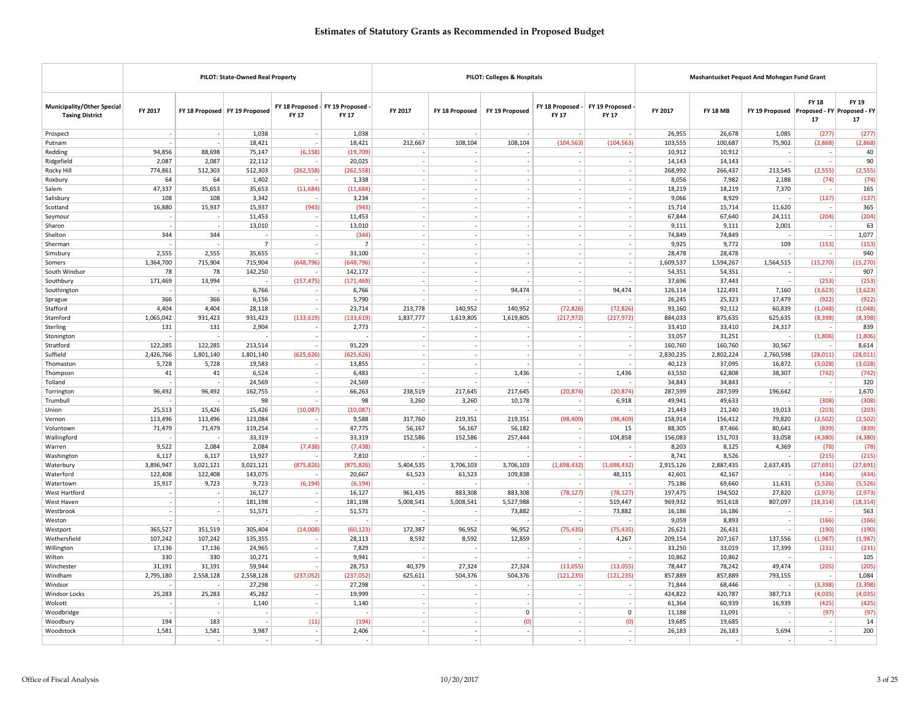# Estimates of Statutory Grants as Recommended in Proposed Budget

| Municipality/Other Special Taxing District | PILOT: State-Owned Real Property | | | | | PILOT: Colleges & Hospitals | | | | | Mashantucket Pequot And Mohegan Fund Grant | | | | |
|---|---|---|---|---|---|---|---|---|---|---|---|---|---|---|---|
| | FY 2017 | FY 18 Proposed | FY 19 Proposed | FY 18 Proposed - FY 17 | FY 19 Proposed - FY 17 | FY 2017 | FY 18 Proposed | FY 19 Proposed | FY 18 Proposed - FY 17 | FY 19 Proposed - FY 17 | FY 2017 | FY 18 MB | FY 19 Proposed | FY 18 Proposed - FY 17 | FY 19 Proposed - FY 17 |
| Prospect | - | - | 1,038 | - | 1,038 | - | - | - | - | - | 26,955 | 26,678 | 1,085 | (277) | (277) |
| Putnam | - | - | 18,421 | - | 18,421 | 212,667 | 108,104 | 108,104 | (104,563) | (104,563) | 103,555 | 100,687 | 75,902 | (2,868) | (2,868) |
| Redding | 94,856 | 88,698 | 75,147 | (6,158) | (19,709) | - | - | - | - | - | 10,912 | 10,912 | - | - | 40 |
| Ridgefield | 2,087 | 2,087 | 22,112 | - | 20,025 | - | - | - | - | - | 14,143 | 14,143 | - | - | 90 |
| Rocky Hill | 774,861 | 512,303 | 512,303 | (262,558) | (262,558) | - | - | - | - | - | 268,992 | 266,437 | 213,545 | (2,555) | (2,555) |
| Roxbury | 64 | 64 | 1,402 | - | 1,338 | - | - | - | - | - | 8,056 | 7,982 | 2,188 | (74) | (74) |
| Salem | 47,337 | 35,653 | 35,653 | (11,684) | (11,684) | - | - | - | - | - | 18,219 | 18,219 | 7,370 | - | 165 |
| Salisbury | 108 | 108 | 3,342 | - | 3,234 | - | - | - | - | - | 9,066 | 8,929 | - | (137) | (137) |
| Scotland | 16,880 | 15,937 | 15,937 | (943) | (943) | - | - | - | - | - | 15,714 | 15,714 | 11,620 | - | 365 |
| Seymour | - | - | 11,453 | - | 11,453 | - | - | - | - | - | 67,844 | 67,640 | 24,111 | (204) | (204) |
| Sharon | - | - | 13,010 | - | 13,010 | - | - | - | - | - | 9,111 | 9,111 | 2,001 | - | 63 |
| Shelton | 344 | 344 | - | - | (344) | - | - | - | - | - | 74,849 | 74,849 | - | - | 1,077 |
| Sherman | - | - | 7 | - | 7 | - | - | - | - | - | 9,925 | 9,772 | 109 | (153) | (153) |
| Simsbury | 2,555 | 2,555 | 35,655 | - | 33,100 | - | - | - | - | - | 28,478 | 28,478 | - | - | 940 |
| Somers | 1,364,700 | 715,904 | 715,904 | (648,796) | (648,796) | - | - | - | - | - | 1,609,537 | 1,594,267 | 1,564,515 | (15,270) | (15,270) |
| South Windsor | 78 | 78 | 142,250 | - | 142,172 | - | - | - | - | - | 54,351 | 54,351 | - | - | 907 |
| Southbury | 171,469 | 13,994 | - | (157,475) | (171,469) | - | - | - | - | - | 37,696 | 37,443 | - | (253) | (253) |
| Southington | - | - | 6,766 | - | 6,766 | - | - | 94,474 | - | 94,474 | 126,114 | 122,491 | 7,160 | (3,623) | (3,623) |
| Sprague | 366 | 366 | 6,156 | - | 5,790 | - | - | - | - | - | 26,245 | 25,323 | 17,479 | (922) | (922) |
| Stafford | 4,404 | 4,404 | 28,118 | - | 23,714 | 213,778 | 140,952 | 140,952 | (72,826) | (72,826) | 93,160 | 92,112 | 60,839 | (1,048) | (1,048) |
| Stamford | 1,065,042 | 931,423 | 931,423 | (133,619) | (133,619) | 1,837,777 | 1,619,805 | 1,619,805 | (217,972) | (217,972) | 884,033 | 875,635 | 625,635 | (8,398) | (8,398) |
| Sterling | 131 | 131 | 2,904 | - | 2,773 | - | - | - | - | - | 33,410 | 33,410 | 24,317 | - | 839 |
| Stonington | - | - | - | - | - | - | - | - | - | - | 33,057 | 31,251 | - | (1,806) | (1,806) |
| Stratford | 122,285 | 122,285 | 213,514 | - | 91,229 | - | - | - | - | - | 160,760 | 160,760 | 30,567 | - | 8,614 |
| Suffield | 2,426,766 | 1,801,140 | 1,801,140 | (625,626) | (625,626) | - | - | - | - | - | 2,830,235 | 2,802,224 | 2,760,598 | (28,011) | (28,011) |
| Thomaston | 5,728 | 5,728 | 19,583 | - | 13,855 | - | - | - | - | - | 40,123 | 37,095 | 16,872 | (3,028) | (3,028) |
| Thompson | 41 | 41 | 6,524 | - | 6,483 | - | - | 1,436 | - | 1,436 | 63,550 | 62,808 | 38,307 | (742) | (742) |
| Tolland | - | - | 24,569 | - | 24,569 | - | - | - | - | - | 34,843 | 34,843 | - | - | 320 |
| Torrington | 96,492 | 96,492 | 162,755 | - | 66,263 | 238,519 | 217,645 | 217,645 | (20,874) | (20,874) | 287,599 | 287,599 | 196,642 | - | 1,670 |
| Trumbull | - | - | 98 | - | 98 | 3,260 | 3,260 | 10,178 | - | 6,918 | 49,941 | 49,633 | - | (308) | (308) |
| Union | 25,513 | 15,426 | 15,426 | (10,087) | (10,087) | - | - | - | - | - | 21,443 | 21,240 | 19,013 | (203) | (203) |
| Vernon | 113,496 | 113,496 | 123,084 | - | 9,588 | 317,760 | 219,351 | 219,351 | (98,409) | (98,409) | 158,914 | 156,412 | 79,820 | (2,502) | (2,502) |
| Voluntown | 71,479 | 71,479 | 119,254 | - | 47,775 | 56,167 | 56,167 | 56,182 | - | 15 | 88,305 | 87,466 | 80,641 | (839) | (839) |
| Wallingford | - | - | 33,319 | - | 33,319 | 152,586 | 152,586 | 257,444 | - | 104,858 | 156,083 | 151,703 | 33,058 | (4,380) | (4,380) |
| Warren | 9,522 | 2,084 | 2,084 | (7,438) | (7,438) | - | - | - | - | - | 8,203 | 8,125 | 4,369 | (78) | (78) |
| Washington | 6,117 | 6,117 | 13,927 | - | 7,810 | - | - | - | - | - | 8,741 | 8,526 | - | (215) | (215) |
| Waterbury | 3,896,947 | 3,021,121 | 3,021,121 | (875,826) | (875,826) | 5,404,535 | 3,706,103 | 3,706,103 | (1,698,432) | (1,698,432) | 2,915,126 | 2,887,435 | 2,637,435 | (27,691) | (27,691) |
| Waterford | 122,408 | 122,408 | 143,075 | - | 20,667 | 61,523 | 61,523 | 109,838 | - | 48,315 | 42,601 | 42,167 | - | (434) | (434) |
| Watertown | 15,917 | 9,723 | 9,723 | (6,194) | (6,194) | - | - | - | - | - | 75,186 | 69,660 | 11,631 | (5,526) | (5,526) |
| West Hartford | - | - | 16,127 | - | 16,127 | 961,435 | 883,308 | 883,308 | (78,127) | (78,127) | 197,475 | 194,502 | 27,820 | (2,973) | (2,973) |
| West Haven | - | - | 181,198 | - | 181,198 | 5,008,541 | 5,008,541 | 5,527,988 | - | 519,447 | 969,932 | 951,618 | 807,097 | (18,314) | (18,314) |
| Westbrook | - | - | 51,571 | - | 51,571 | - | - | 73,882 | - | 73,882 | 16,186 | 16,186 | - | - | 563 |
| Weston | - | - | - | - | - | - | - | - | - | - | 9,059 | 8,893 | - | (166) | (166) |
| Westport | 365,527 | 351,519 | 305,404 | (14,008) | (60,123) | 172,387 | 96,952 | 96,952 | (75,435) | (75,435) | 26,621 | 26,431 | - | (190) | (190) |
| Wethersfield | 107,242 | 107,242 | 135,355 | - | 28,113 | 8,592 | 8,592 | 12,859 | - | 4,267 | 209,154 | 207,167 | 137,556 | (1,987) | (1,987) |
| Willington | 17,136 | 17,136 | 24,965 | - | 7,829 | - | - | - | - | - | 33,250 | 33,019 | 17,399 | (231) | (231) |
| Wilton | 330 | 330 | 10,271 | - | 9,941 | - | - | - | - | - | 10,862 | 10,862 | - | - | 105 |
| Winchester | 31,191 | 31,191 | 59,944 | - | 28,753 | 40,379 | 27,324 | 27,324 | (13,055) | (13,055) | 78,447 | 78,242 | 49,474 | (205) | (205) |
| Windham | 2,795,180 | 2,558,128 | 2,558,128 | (237,052) | (237,052) | 625,611 | 504,376 | 504,376 | (121,235) | (121,235) | 857,889 | 857,889 | 793,155 | - | 1,084 |
| Windsor | - | - | 27,298 | - | 27,298 | - | - | - | - | - | 71,844 | 68,446 | - | (3,398) | (3,398) |
| Windsor Locks | 25,283 | 25,283 | 45,282 | - | 19,999 | - | - | - | - | - | 424,822 | 420,787 | 387,713 | (4,035) | (4,035) |
| Wolcott | - | - | 1,140 | - | 1,140 | - | - | - | - | - | 61,364 | 60,939 | 16,939 | (425) | (425) |
| Woodbridge | - | - | - | - | - | - | - | 0 | - | 0 | 11,188 | 11,091 | - | (97) | (97) |
| Woodbury | 194 | 183 | - | (11) | (194) | - | - | (0) | - | (0) | 19,685 | 19,685 | - | - | 14 |
| Woodstock | 1,581 | 1,581 | 3,987 | - | 2,406 | - | - | - | - | - | 26,183 | 26,183 | 5,694 | - | 200 |
| | | - | - | - | - | | - | | - | - | | | - | - | |

Office of Fiscal Analysis | 10/20/2017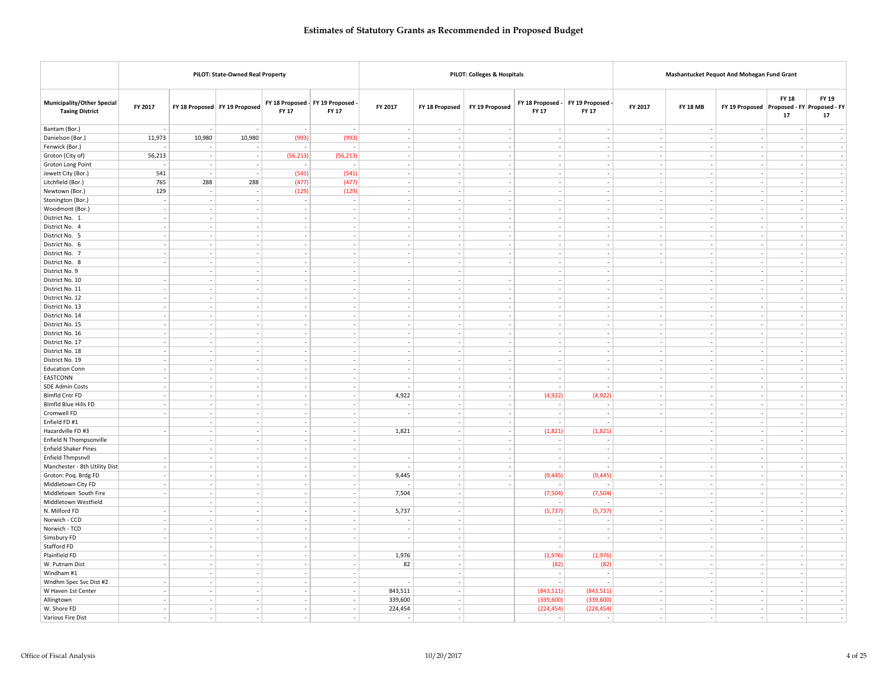# Estimates of Statutory Grants as Recommended in Proposed Budget

| Municipality/Other Special Taxing District | PILOT: State-Owned Real Property | | | | | PILOT: Colleges & Hospitals | | | | | Mashantucket Pequot And Mohegan Fund Grant | | | | |
|---|---|---|---|---|---|---|---|---|---|---|---|---|---|---|---|
| | FY 2017 | FY 18 Proposed | FY 19 Proposed | FY 18 Proposed - FY 17 | FY 19 Proposed - FY 17 | FY 2017 | FY 18 Proposed | FY 19 Proposed | FY 18 Proposed - FY 17 | FY 19 Proposed - FY 17 | FY 2017 | FY 18 MB | FY 19 Proposed | FY 18 Proposed - FY 17 | FY 19 Proposed - FY 17 |
| Bantam (Bor.) | - | - | - | - | - | - | - | - | - | - | - | - | - | - | - |
| Danielson (Bor.) | 11,973 | 10,980 | 10,980 | (993) | (993) | - | - | - | - | - | - | - | - | - | - |
| Fenwick (Bor.) | - | - | - | - | - | - | - | - | - | - | - | - | - | - | - |
| Groton (City of) | 56,213 | - | - | (56,213) | (56,213) | - | - | - | - | - | - | - | - | - | - |
| Groton Long Point | - | - | - | - | - | - | - | - | - | - | - | - | - | - | - |
| Jewett City (Bor.) | 541 | - | - | (541) | (541) | - | - | - | - | - | - | - | - | - | - |
| Litchfield (Bor.) | 765 | 288 | 288 | (477) | (477) | - | - | - | - | - | - | - | - | - | - |
| Newtown (Bor.) | 129 | - | - | (129) | (129) | - | - | - | - | - | - | - | - | - | - |
| Stonington (Bor.) | - | - | - | - | - | - | - | - | - | - | - | - | - | - | - |
| Woodmont (Bor.) | - | - | - | - | - | - | - | - | - | - | - | - | - | - | - |
| District No. 1 | - | - | - | - | - | - | - | - | - | - | - | - | - | - | - |
| District No. 4 | - | - | - | - | - | - | - | - | - | - | - | - | - | - | - |
| District No. 5 | - | - | - | - | - | - | - | - | - | - | - | - | - | - | - |
| District No. 6 | - | - | - | - | - | - | - | - | - | - | - | - | - | - | - |
| District No. 7 | - | - | - | - | - | - | - | - | - | - | - | - | - | - | - |
| District No. 8 | - | - | - | - | - | - | - | - | - | - | - | - | - | - | - |
| District No. 9 | | - | - | - | - | | - | | - | - | | - | - | - | |
| District No. 10 | - | - | - | - | - | - | - | - | - | - | - | - | - | - | - |
| District No. 11 | - | - | - | - | - | - | - | - | - | - | - | - | - | - | - |
| District No. 12 | - | - | - | - | - | - | - | - | - | - | - | - | - | - | - |
| District No. 13 | - | - | - | - | - | - | - | - | - | - | - | - | - | - | - |
| District No. 14 | - | - | - | - | - | - | - | - | - | - | - | - | - | - | - |
| District No. 15 | - | - | - | - | - | - | - | - | - | - | - | - | - | - | - |
| District No. 16 | - | - | - | - | - | - | - | - | - | - | - | - | - | - | - |
| District No. 17 | - | - | - | - | - | - | - | - | - | - | - | - | - | - | - |
| District No. 18 | - | - | - | - | - | - | - | - | - | - | - | - | - | - | - |
| District No. 19 | - | - | - | - | - | - | - | - | - | - | - | - | - | - | - |
| Education Conn | - | - | - | - | - | - | - | - | - | - | - | - | - | - | - |
| EASTCONN | - | - | - | - | - | - | - | - | - | - | - | - | - | - | - |
| SDE Admin Costs | - | - | - | - | - | - | - | - | - | - | - | - | - | - | - |
| Blmfld Cntr FD | - | - | - | - | - | 4,922 | - | - | (4,922) | (4,922) | - | - | - | - | - |
| Blmfld Blue Hills FD | - | - | - | - | - | - | - | - | - | - | - | - | - | - | - |
| Cromwell FD | - | - | - | - | - | - | - | - | - | - | - | - | - | - | - |
| Enfield FD #1 | | - | - | - | - | | - | - | - | - | | - | - | - | |
| Hazardville FD #3 | - | - | - | - | - | 1,821 | - | - | (1,821) | (1,821) | - | - | - | - | - |
| Enfield N Thompsonville | | - | - | - | - | | - | - | - | - | | - | - | - | |
| Enfield Shaker Pines | | - | - | - | - | | - | - | - | - | | - | - | - | |
| Enfield Thmpsnvll | - | - | - | - | - | - | - | - | - | - | - | - | - | - | - |
| Manchester - 8th Utility Dist | - | - | - | - | - | - | - | - | - | - | - | - | - | - | - |
| Groton: Poq. Brdg FD | - | - | - | - | - | 9,445 | - | - | (9,445) | (9,445) | - | - | - | - | - |
| Middletown City FD | - | - | - | - | - | - | - | - | - | - | - | - | - | - | - |
| Middletown South Fire | - | - | - | - | - | 7,504 | - | | (7,504) | (7,504) | - | - | - | - | - |
| Middletown Westfield | | - | - | - | - | | - | | - | - | | - | - | - | |
| N. Milford FD | - | - | - | - | - | 5,737 | - | | (5,737) | (5,737) | - | - | - | - | - |
| Norwich - CCD | - | - | - | - | - | - | - | | - | - | - | - | - | - | - |
| Norwich - TCD | - | - | - | - | - | - | - | | - | - | - | - | - | - | - |
| Simsbury FD | - | - | - | - | - | - | - | | - | - | - | - | - | - | - |
| Stafford FD | | - | | - | | | - | | - | | | - | | - | |
| Plainfield FD | - | - | - | - | - | 1,976 | - | | (1,976) | (1,976) | - | - | - | - | - |
| W. Putnam Dist | - | - | - | - | - | 82 | - | | (82) | (82) | - | - | - | - | - |
| Windham #1 | | - | - | - | - | | - | | - | - | | - | - | - | |
| Wndhm Spec Svc Dist #2 | - | - | - | - | - | - | - | | - | - | - | - | - | - | - |
| W Haven 1st Center | - | - | - | - | - | 843,511 | - | | (843,511) | (843,511) | - | - | - | - | - |
| Allingtown | - | - | - | - | - | 339,600 | - | | (339,600) | (339,600) | - | - | - | - | - |
| W. Shore FD | - | - | - | - | - | 224,454 | - | | (224,454) | (224,454) | - | - | - | - | - |
| Various Fire Dist | - | - | - | - | - | - | - | | - | - | - | - | - | - | - |

Office of Fiscal Analysis 10/20/2017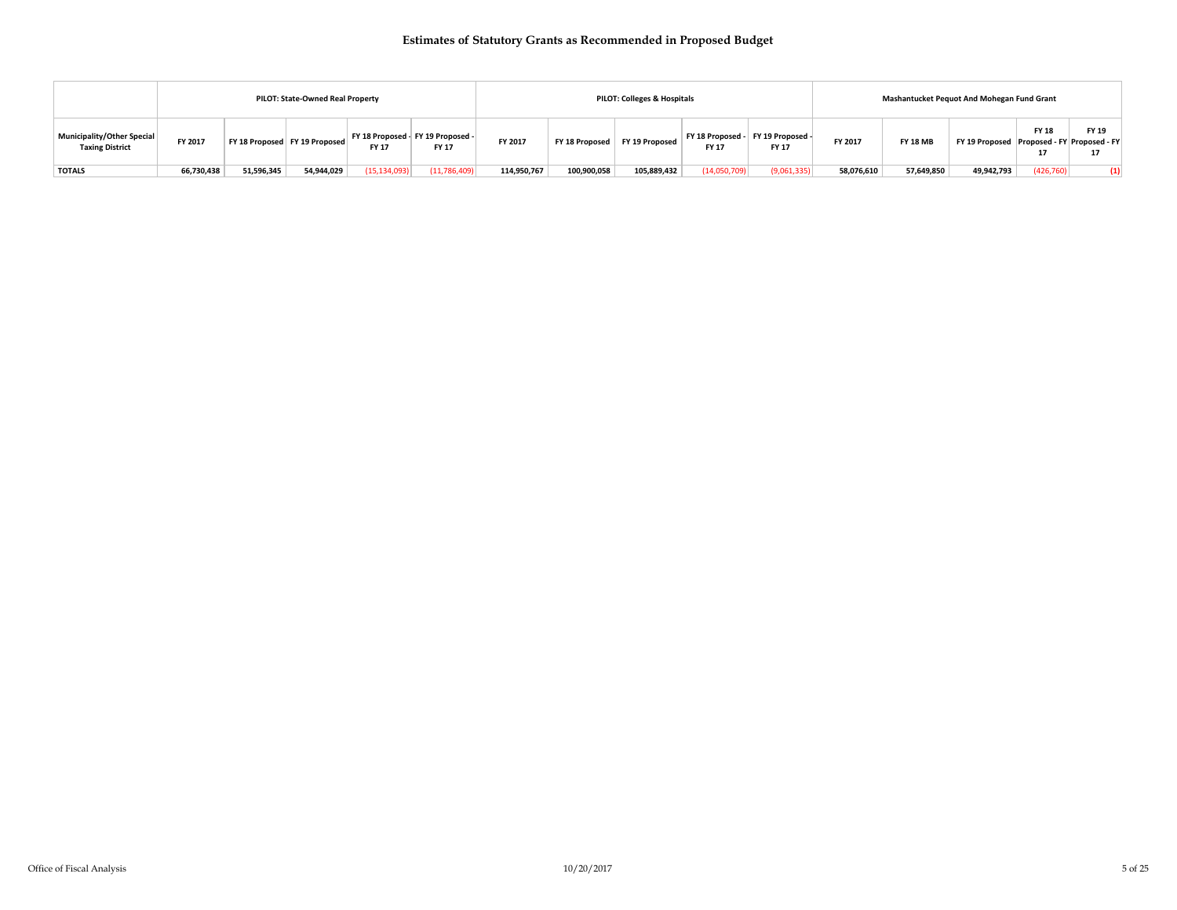# Estimates of Statutory Grants as Recommended in Proposed Budget

| | PILOT: State-Owned Real Property | | | | | PILOT: Colleges & Hospitals | | | | | Mashantucket Pequot And Mohegan Fund Grant | | | | |
|---|---|---|---|---|---|---|---|---|---|---|---|---|---|---|---|
| Municipality/Other Special Taxing District | FY 2017 | FY 18 Proposed | FY 19 Proposed | FY 18 Proposed - FY 17 | FY 19 Proposed - FY 17 | FY 2017 | FY 18 Proposed | FY 19 Proposed | FY 18 Proposed - FY 17 | FY 19 Proposed - FY 17 | FY 2017 | FY 18 MB | FY 19 Proposed | FY 18 Proposed - FY 17 | FY 19 Proposed - FY 17 |
| **TOTALS** | **66,730,438** | **51,596,345** | **54,944,029** | (15,134,093) | (11,786,409) | **114,950,767** | **100,900,058** | **105,889,432** | (14,050,709) | (9,061,335) | **58,076,610** | **57,649,850** | **49,942,793** | (426,760) | **(1)** |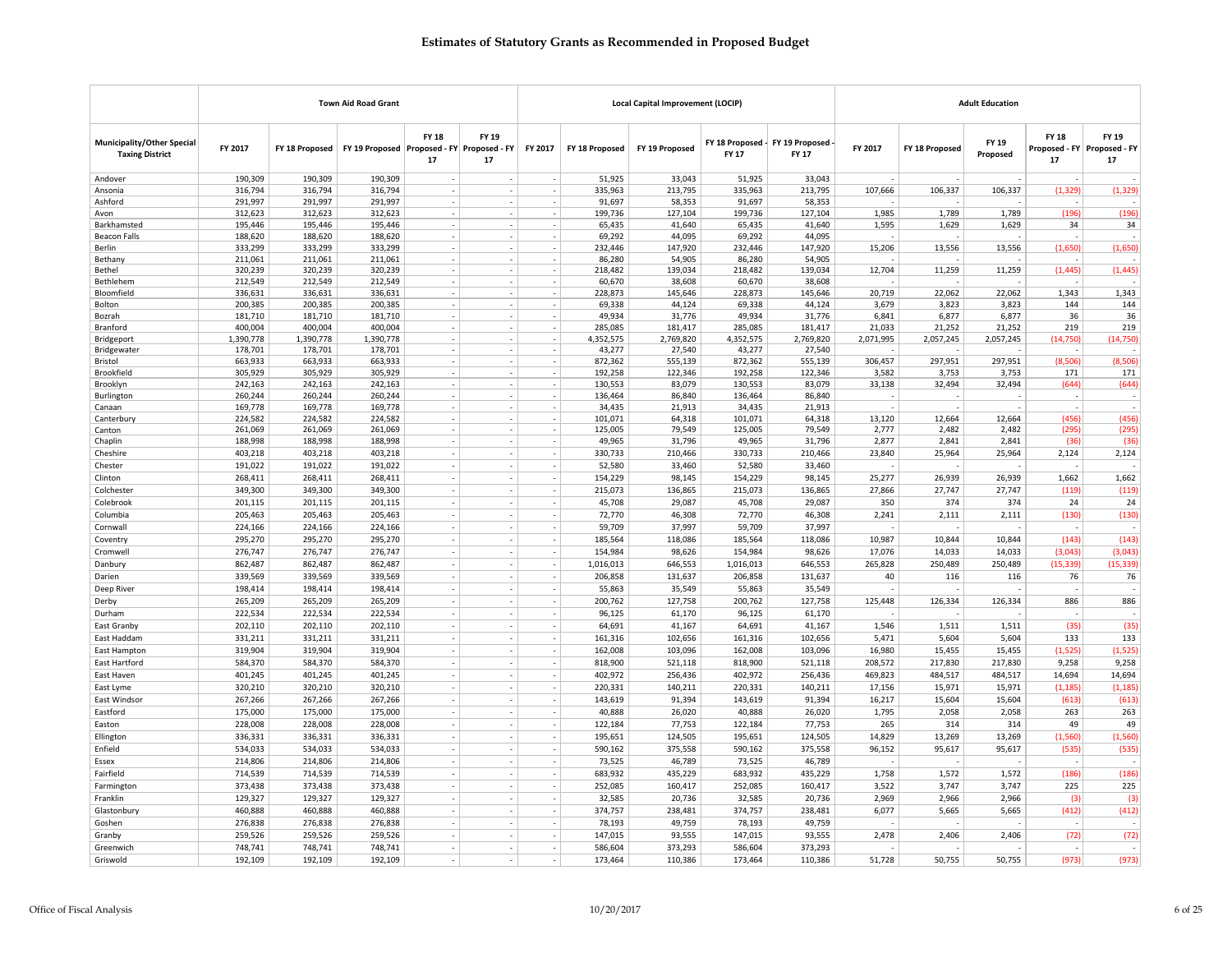# Estimates of Statutory Grants as Recommended in Proposed Budget

| Municipality/Other Special Taxing District | Town Aid Road Grant | | | | | Local Capital Improvement (LOCIP) | | | | | Adult Education | | | | |
|---|---|---|---|---|---|---|---|---|---|---|---|---|---|---|---|
| | FY 2017 | FY 18 Proposed | FY 19 Proposed | FY 18 Proposed - FY 17 | FY 19 Proposed - FY 17 | FY 2017 | FY 18 Proposed | FY 19 Proposed | FY 18 Proposed - FY 17 | FY 19 Proposed - FY 17 | FY 2017 | FY 18 Proposed | FY 19 Proposed | FY 18 Proposed - FY 17 | FY 19 Proposed - FY 17 |
| Andover | 190,309 | 190,309 | 190,309 | - | - | - | 51,925 | 33,043 | 51,925 | 33,043 | - | - | - | - | - |
| Ansonia | 316,794 | 316,794 | 316,794 | - | - | - | 335,963 | 213,795 | 335,963 | 213,795 | 107,666 | 106,337 | 106,337 | (1,329) | (1,329) |
| Ashford | 291,997 | 291,997 | 291,997 | - | - | - | 91,697 | 58,353 | 91,697 | 58,353 | - | - | - | - | - |
| Avon | 312,623 | 312,623 | 312,623 | - | - | - | 199,736 | 127,104 | 199,736 | 127,104 | 1,985 | 1,789 | 1,789 | (196) | (196) |
| Barkhamsted | 195,446 | 195,446 | 195,446 | - | - | - | 65,435 | 41,640 | 65,435 | 41,640 | 1,595 | 1,629 | 1,629 | 34 | 34 |
| Beacon Falls | 188,620 | 188,620 | 188,620 | - | - | - | 69,292 | 44,095 | 69,292 | 44,095 | - | - | - | - | - |
| Berlin | 333,299 | 333,299 | 333,299 | - | - | - | 232,446 | 147,920 | 232,446 | 147,920 | 15,206 | 13,556 | 13,556 | (1,650) | (1,650) |
| Bethany | 211,061 | 211,061 | 211,061 | - | - | - | 86,280 | 54,905 | 86,280 | 54,905 | - | - | - | - | - |
| Bethel | 320,239 | 320,239 | 320,239 | - | - | - | 218,482 | 139,034 | 218,482 | 139,034 | 12,704 | 11,259 | 11,259 | (1,445) | (1,445) |
| Bethlehem | 212,549 | 212,549 | 212,549 | - | - | - | 60,670 | 38,608 | 60,670 | 38,608 | - | - | - | - | - |
| Bloomfield | 336,631 | 336,631 | 336,631 | - | - | - | 228,873 | 145,646 | 228,873 | 145,646 | 20,719 | 22,062 | 22,062 | 1,343 | 1,343 |
| Bolton | 200,385 | 200,385 | 200,385 | - | - | - | 69,338 | 44,124 | 69,338 | 44,124 | 3,679 | 3,823 | 3,823 | 144 | 144 |
| Bozrah | 181,710 | 181,710 | 181,710 | - | - | - | 49,934 | 31,776 | 49,934 | 31,776 | 6,841 | 6,877 | 6,877 | 36 | 36 |
| Branford | 400,004 | 400,004 | 400,004 | - | - | - | 285,085 | 181,417 | 285,085 | 181,417 | 21,033 | 21,252 | 21,252 | 219 | 219 |
| Bridgeport | 1,390,778 | 1,390,778 | 1,390,778 | - | - | - | 4,352,575 | 2,769,820 | 4,352,575 | 2,769,820 | 2,071,995 | 2,057,245 | 2,057,245 | (14,750) | (14,750) |
| Bridgewater | 178,701 | 178,701 | 178,701 | - | - | - | 43,277 | 27,540 | 43,277 | 27,540 | - | - | - | - | - |
| Bristol | 663,933 | 663,933 | 663,933 | - | - | - | 872,362 | 555,139 | 872,362 | 555,139 | 306,457 | 297,951 | 297,951 | (8,506) | (8,506) |
| Brookfield | 305,929 | 305,929 | 305,929 | - | - | - | 192,258 | 122,346 | 192,258 | 122,346 | 3,582 | 3,753 | 3,753 | 171 | 171 |
| Brooklyn | 242,163 | 242,163 | 242,163 | - | - | - | 130,553 | 83,079 | 130,553 | 83,079 | 33,138 | 32,494 | 32,494 | (644) | (644) |
| Burlington | 260,244 | 260,244 | 260,244 | - | - | - | 136,464 | 86,840 | 136,464 | 86,840 | - | - | - | - | - |
| Canaan | 169,778 | 169,778 | 169,778 | - | - | - | 34,435 | 21,913 | 34,435 | 21,913 | - | - | - | - | - |
| Canterbury | 224,582 | 224,582 | 224,582 | - | - | - | 101,071 | 64,318 | 101,071 | 64,318 | 13,120 | 12,664 | 12,664 | (456) | (456) |
| Canton | 261,069 | 261,069 | 261,069 | - | - | - | 125,005 | 79,549 | 125,005 | 79,549 | 2,777 | 2,482 | 2,482 | (295) | (295) |
| Chaplin | 188,998 | 188,998 | 188,998 | - | - | - | 49,965 | 31,796 | 49,965 | 31,796 | 2,877 | 2,841 | 2,841 | (36) | (36) |
| Cheshire | 403,218 | 403,218 | 403,218 | - | - | - | 330,733 | 210,466 | 330,733 | 210,466 | 23,840 | 25,964 | 25,964 | 2,124 | 2,124 |
| Chester | 191,022 | 191,022 | 191,022 | - | - | - | 52,580 | 33,460 | 52,580 | 33,460 | - | - | - | - | - |
| Clinton | 268,411 | 268,411 | 268,411 | - | - | - | 154,229 | 98,145 | 154,229 | 98,145 | 25,277 | 26,939 | 26,939 | 1,662 | 1,662 |
| Colchester | 349,300 | 349,300 | 349,300 | - | - | - | 215,073 | 136,865 | 215,073 | 136,865 | 27,866 | 27,747 | 27,747 | (119) | (119) |
| Colebrook | 201,115 | 201,115 | 201,115 | - | - | - | 45,708 | 29,087 | 45,708 | 29,087 | 350 | 374 | 374 | 24 | 24 |
| Columbia | 205,463 | 205,463 | 205,463 | - | - | - | 72,770 | 46,308 | 72,770 | 46,308 | 2,241 | 2,111 | 2,111 | (130) | (130) |
| Cornwall | 224,166 | 224,166 | 224,166 | - | - | - | 59,709 | 37,997 | 59,709 | 37,997 | - | - | - | - | - |
| Coventry | 295,270 | 295,270 | 295,270 | - | - | - | 185,564 | 118,086 | 185,564 | 118,086 | 10,987 | 10,844 | 10,844 | (143) | (143) |
| Cromwell | 276,747 | 276,747 | 276,747 | - | - | - | 154,984 | 98,626 | 154,984 | 98,626 | 17,076 | 14,033 | 14,033 | (3,043) | (3,043) |
| Danbury | 862,487 | 862,487 | 862,487 | - | - | - | 1,016,013 | 646,553 | 1,016,013 | 646,553 | 265,828 | 250,489 | 250,489 | (15,339) | (15,339) |
| Darien | 339,569 | 339,569 | 339,569 | - | - | - | 206,858 | 131,637 | 206,858 | 131,637 | 40 | 116 | 116 | 76 | 76 |
| Deep River | 198,414 | 198,414 | 198,414 | - | - | - | 55,863 | 35,549 | 55,863 | 35,549 | - | - | - | - | - |
| Derby | 265,209 | 265,209 | 265,209 | - | - | - | 200,762 | 127,758 | 200,762 | 127,758 | 125,448 | 126,334 | 126,334 | 886 | 886 |
| Durham | 222,534 | 222,534 | 222,534 | - | - | - | 96,125 | 61,170 | 96,125 | 61,170 | - | - | - | - | - |
| East Granby | 202,110 | 202,110 | 202,110 | - | - | - | 64,691 | 41,167 | 64,691 | 41,167 | 1,546 | 1,511 | 1,511 | (35) | (35) |
| East Haddam | 331,211 | 331,211 | 331,211 | - | - | - | 161,316 | 102,656 | 161,316 | 102,656 | 5,471 | 5,604 | 5,604 | 133 | 133 |
| East Hampton | 319,904 | 319,904 | 319,904 | - | - | - | 162,008 | 103,096 | 162,008 | 103,096 | 16,980 | 15,455 | 15,455 | (1,525) | (1,525) |
| East Hartford | 584,370 | 584,370 | 584,370 | - | - | - | 818,900 | 521,118 | 818,900 | 521,118 | 208,572 | 217,830 | 217,830 | 9,258 | 9,258 |
| East Haven | 401,245 | 401,245 | 401,245 | - | - | - | 402,972 | 256,436 | 402,972 | 256,436 | 469,823 | 484,517 | 484,517 | 14,694 | 14,694 |
| East Lyme | 320,210 | 320,210 | 320,210 | - | - | - | 220,331 | 140,211 | 220,331 | 140,211 | 17,156 | 15,971 | 15,971 | (1,185) | (1,185) |
| East Windsor | 267,266 | 267,266 | 267,266 | - | - | - | 143,619 | 91,394 | 143,619 | 91,394 | 16,217 | 15,604 | 15,604 | (613) | (613) |
| Eastford | 175,000 | 175,000 | 175,000 | - | - | - | 40,888 | 26,020 | 40,888 | 26,020 | 1,795 | 2,058 | 2,058 | 263 | 263 |
| Easton | 228,008 | 228,008 | 228,008 | - | - | - | 122,184 | 77,753 | 122,184 | 77,753 | 265 | 314 | 314 | 49 | 49 |
| Ellington | 336,331 | 336,331 | 336,331 | - | - | - | 195,651 | 124,505 | 195,651 | 124,505 | 14,829 | 13,269 | 13,269 | (1,560) | (1,560) |
| Enfield | 534,033 | 534,033 | 534,033 | - | - | - | 590,162 | 375,558 | 590,162 | 375,558 | 96,152 | 95,617 | 95,617 | (535) | (535) |
| Essex | 214,806 | 214,806 | 214,806 | - | - | - | 73,525 | 46,789 | 73,525 | 46,789 | - | - | - | - | - |
| Fairfield | 714,539 | 714,539 | 714,539 | - | - | - | 683,932 | 435,229 | 683,932 | 435,229 | 1,758 | 1,572 | 1,572 | (186) | (186) |
| Farmington | 373,438 | 373,438 | 373,438 | - | - | - | 252,085 | 160,417 | 252,085 | 160,417 | 3,522 | 3,747 | 3,747 | 225 | 225 |
| Franklin | 129,327 | 129,327 | 129,327 | - | - | - | 32,585 | 20,736 | 32,585 | 20,736 | 2,969 | 2,966 | 2,966 | (3) | (3) |
| Glastonbury | 460,888 | 460,888 | 460,888 | - | - | - | 374,757 | 238,481 | 374,757 | 238,481 | 6,077 | 5,665 | 5,665 | (412) | (412) |
| Goshen | 276,838 | 276,838 | 276,838 | - | - | - | 78,193 | 49,759 | 78,193 | 49,759 | - | - | - | - | - |
| Granby | 259,526 | 259,526 | 259,526 | - | - | - | 147,015 | 93,555 | 147,015 | 93,555 | 2,478 | 2,406 | 2,406 | (72) | (72) |
| Greenwich | 748,741 | 748,741 | 748,741 | - | - | - | 586,604 | 373,293 | 586,604 | 373,293 | - | - | - | - | - |
| Griswold | 192,109 | 192,109 | 192,109 | - | - | - | 173,464 | 110,386 | 173,464 | 110,386 | 51,728 | 50,755 | 50,755 | (973) | (973) |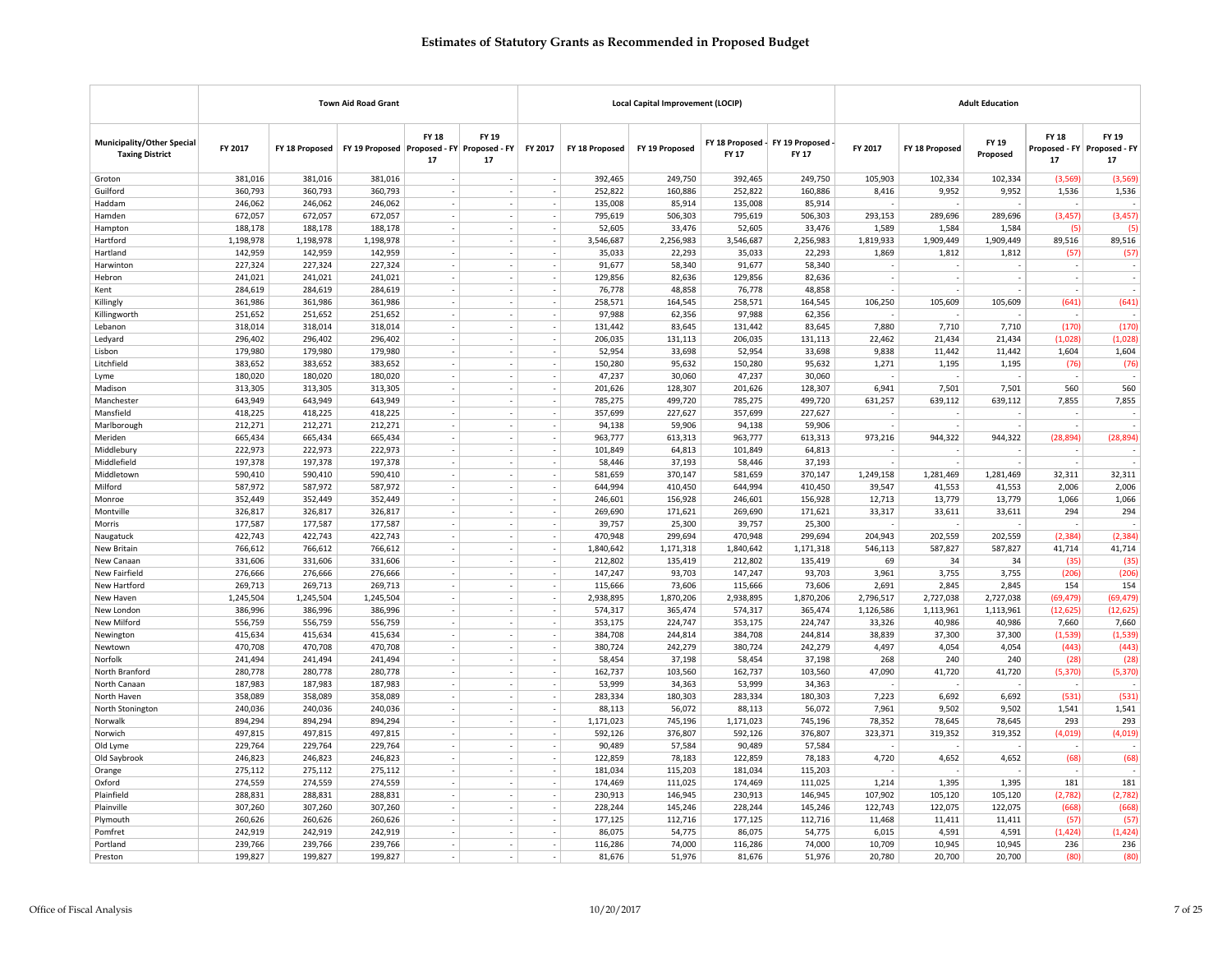# Estimates of Statutory Grants as Recommended in Proposed Budget

| Municipality/Other Special Taxing District | Town Aid Road Grant | | | | | Local Capital Improvement (LOCIP) | | | | | Adult Education | | | | |
|---|---|---|---|---|---|---|---|---|---|---|---|---|---|---|---|
| | FY 2017 | FY 18 Proposed | FY 19 Proposed | FY 18 Proposed - FY 17 | FY 19 Proposed - FY 17 | FY 2017 | FY 18 Proposed | FY 19 Proposed | FY 18 Proposed - FY 17 | FY 19 Proposed - FY 17 | FY 2017 | FY 18 Proposed | FY 19 Proposed | FY 18 Proposed - FY 17 | FY 19 Proposed - FY 17 |
| Groton | 381,016 | 381,016 | 381,016 | - | - | - | 392,465 | 249,750 | 392,465 | 249,750 | 105,903 | 102,334 | 102,334 | (3,569) | (3,569) |
| Guilford | 360,793 | 360,793 | 360,793 | - | - | - | 252,822 | 160,886 | 252,822 | 160,886 | 8,416 | 9,952 | 9,952 | 1,536 | 1,536 |
| Haddam | 246,062 | 246,062 | 246,062 | - | - | - | 135,008 | 85,914 | 135,008 | 85,914 | - | - | - | - | - |
| Hamden | 672,057 | 672,057 | 672,057 | - | - | - | 795,619 | 506,303 | 795,619 | 506,303 | 293,153 | 289,696 | 289,696 | (3,457) | (3,457) |
| Hampton | 188,178 | 188,178 | 188,178 | - | - | - | 52,605 | 33,476 | 52,605 | 33,476 | 1,589 | 1,584 | 1,584 | (5) | (5) |
| Hartford | 1,198,978 | 1,198,978 | 1,198,978 | - | - | - | 3,546,687 | 2,256,983 | 3,546,687 | 2,256,983 | 1,819,933 | 1,909,449 | 1,909,449 | 89,516 | 89,516 |
| Hartland | 142,959 | 142,959 | 142,959 | - | - | - | 35,033 | 22,293 | 35,033 | 22,293 | 1,869 | 1,812 | 1,812 | (57) | (57) |
| Harwinton | 227,324 | 227,324 | 227,324 | - | - | - | 91,677 | 58,340 | 91,677 | 58,340 | - | - | - | - | - |
| Hebron | 241,021 | 241,021 | 241,021 | - | - | - | 129,856 | 82,636 | 129,856 | 82,636 | - | - | - | - | - |
| Kent | 284,619 | 284,619 | 284,619 | - | - | - | 76,778 | 48,858 | 76,778 | 48,858 | - | - | - | - | - |
| Killingly | 361,986 | 361,986 | 361,986 | - | - | - | 258,571 | 164,545 | 258,571 | 164,545 | 106,250 | 105,609 | 105,609 | (641) | (641) |
| Killingworth | 251,652 | 251,652 | 251,652 | - | - | - | 97,988 | 62,356 | 97,988 | 62,356 | - | - | - | - | - |
| Lebanon | 318,014 | 318,014 | 318,014 | - | - | - | 131,442 | 83,645 | 131,442 | 83,645 | 7,880 | 7,710 | 7,710 | (170) | (170) |
| Ledyard | 296,402 | 296,402 | 296,402 | - | - | - | 206,035 | 131,113 | 206,035 | 131,113 | 22,462 | 21,434 | 21,434 | (1,028) | (1,028) |
| Lisbon | 179,980 | 179,980 | 179,980 | - | - | - | 52,954 | 33,698 | 52,954 | 33,698 | 9,838 | 11,442 | 11,442 | 1,604 | 1,604 |
| Litchfield | 383,652 | 383,652 | 383,652 | - | - | - | 150,280 | 95,632 | 150,280 | 95,632 | 1,271 | 1,195 | 1,195 | (76) | (76) |
| Lyme | 180,020 | 180,020 | 180,020 | - | - | - | 47,237 | 30,060 | 47,237 | 30,060 | - | - | - | - | - |
| Madison | 313,305 | 313,305 | 313,305 | - | - | - | 201,626 | 128,307 | 201,626 | 128,307 | 6,941 | 7,501 | 7,501 | 560 | 560 |
| Manchester | 643,949 | 643,949 | 643,949 | - | - | - | 785,275 | 499,720 | 785,275 | 499,720 | 631,257 | 639,112 | 639,112 | 7,855 | 7,855 |
| Mansfield | 418,225 | 418,225 | 418,225 | - | - | - | 357,699 | 227,627 | 357,699 | 227,627 | - | - | - | - | - |
| Marlborough | 212,271 | 212,271 | 212,271 | - | - | - | 94,138 | 59,906 | 94,138 | 59,906 | - | - | - | - | - |
| Meriden | 665,434 | 665,434 | 665,434 | - | - | - | 963,777 | 613,313 | 963,777 | 613,313 | 973,216 | 944,322 | 944,322 | (28,894) | (28,894) |
| Middlebury | 222,973 | 222,973 | 222,973 | - | - | - | 101,849 | 64,813 | 101,849 | 64,813 | - | - | - | - | - |
| Middlefield | 197,378 | 197,378 | 197,378 | - | - | - | 58,446 | 37,193 | 58,446 | 37,193 | - | - | - | - | - |
| Middletown | 590,410 | 590,410 | 590,410 | - | - | - | 581,659 | 370,147 | 581,659 | 370,147 | 1,249,158 | 1,281,469 | 1,281,469 | 32,311 | 32,311 |
| Milford | 587,972 | 587,972 | 587,972 | - | - | - | 644,994 | 410,450 | 644,994 | 410,450 | 39,547 | 41,553 | 41,553 | 2,006 | 2,006 |
| Monroe | 352,449 | 352,449 | 352,449 | - | - | - | 246,601 | 156,928 | 246,601 | 156,928 | 12,713 | 13,779 | 13,779 | 1,066 | 1,066 |
| Montville | 326,817 | 326,817 | 326,817 | - | - | - | 269,690 | 171,621 | 269,690 | 171,621 | 33,317 | 33,611 | 33,611 | 294 | 294 |
| Morris | 177,587 | 177,587 | 177,587 | - | - | - | 39,757 | 25,300 | 39,757 | 25,300 | - | - | - | - | - |
| Naugatuck | 422,743 | 422,743 | 422,743 | - | - | - | 470,948 | 299,694 | 470,948 | 299,694 | 204,943 | 202,559 | 202,559 | (2,384) | (2,384) |
| New Britain | 766,612 | 766,612 | 766,612 | - | - | - | 1,840,642 | 1,171,318 | 1,840,642 | 1,171,318 | 546,113 | 587,827 | 587,827 | 41,714 | 41,714 |
| New Canaan | 331,606 | 331,606 | 331,606 | - | - | - | 212,802 | 135,419 | 212,802 | 135,419 | 69 | 34 | 34 | (35) | (35) |
| New Fairfield | 276,666 | 276,666 | 276,666 | - | - | - | 147,247 | 93,703 | 147,247 | 93,703 | 3,961 | 3,755 | 3,755 | (206) | (206) |
| New Hartford | 269,713 | 269,713 | 269,713 | - | - | - | 115,666 | 73,606 | 115,666 | 73,606 | 2,691 | 2,845 | 2,845 | 154 | 154 |
| New Haven | 1,245,504 | 1,245,504 | 1,245,504 | - | - | - | 2,938,895 | 1,870,206 | 2,938,895 | 1,870,206 | 2,796,517 | 2,727,038 | 2,727,038 | (69,479) | (69,479) |
| New London | 386,996 | 386,996 | 386,996 | - | - | - | 574,317 | 365,474 | 574,317 | 365,474 | 1,126,586 | 1,113,961 | 1,113,961 | (12,625) | (12,625) |
| New Milford | 556,759 | 556,759 | 556,759 | - | - | - | 353,175 | 224,747 | 353,175 | 224,747 | 33,326 | 40,986 | 40,986 | 7,660 | 7,660 |
| Newington | 415,634 | 415,634 | 415,634 | - | - | - | 384,708 | 244,814 | 384,708 | 244,814 | 38,839 | 37,300 | 37,300 | (1,539) | (1,539) |
| Newtown | 470,708 | 470,708 | 470,708 | - | - | - | 380,724 | 242,279 | 380,724 | 242,279 | 4,497 | 4,054 | 4,054 | (443) | (443) |
| Norfolk | 241,494 | 241,494 | 241,494 | - | - | - | 58,454 | 37,198 | 58,454 | 37,198 | 268 | 240 | 240 | (28) | (28) |
| North Branford | 280,778 | 280,778 | 280,778 | - | - | - | 162,737 | 103,560 | 162,737 | 103,560 | 47,090 | 41,720 | 41,720 | (5,370) | (5,370) |
| North Canaan | 187,983 | 187,983 | 187,983 | - | - | - | 53,999 | 34,363 | 53,999 | 34,363 | - | - | - | - | - |
| North Haven | 358,089 | 358,089 | 358,089 | - | - | - | 283,334 | 180,303 | 283,334 | 180,303 | 7,223 | 6,692 | 6,692 | (531) | (531) |
| North Stonington | 240,036 | 240,036 | 240,036 | - | - | - | 88,113 | 56,072 | 88,113 | 56,072 | 7,961 | 9,502 | 9,502 | 1,541 | 1,541 |
| Norwalk | 894,294 | 894,294 | 894,294 | - | - | - | 1,171,023 | 745,196 | 1,171,023 | 745,196 | 78,352 | 78,645 | 78,645 | 293 | 293 |
| Norwich | 497,815 | 497,815 | 497,815 | - | - | - | 592,126 | 376,807 | 592,126 | 376,807 | 323,371 | 319,352 | 319,352 | (4,019) | (4,019) |
| Old Lyme | 229,764 | 229,764 | 229,764 | - | - | - | 90,489 | 57,584 | 90,489 | 57,584 | - | - | - | - | - |
| Old Saybrook | 246,823 | 246,823 | 246,823 | - | - | - | 122,859 | 78,183 | 122,859 | 78,183 | 4,720 | 4,652 | 4,652 | (68) | (68) |
| Orange | 275,112 | 275,112 | 275,112 | - | - | - | 181,034 | 115,203 | 181,034 | 115,203 | - | - | - | - | - |
| Oxford | 274,559 | 274,559 | 274,559 | - | - | - | 174,469 | 111,025 | 174,469 | 111,025 | 1,214 | 1,395 | 1,395 | 181 | 181 |
| Plainfield | 288,831 | 288,831 | 288,831 | - | - | - | 230,913 | 146,945 | 230,913 | 146,945 | 107,902 | 105,120 | 105,120 | (2,782) | (2,782) |
| Plainville | 307,260 | 307,260 | 307,260 | - | - | - | 228,244 | 145,246 | 228,244 | 145,246 | 122,743 | 122,075 | 122,075 | (668) | (668) |
| Plymouth | 260,626 | 260,626 | 260,626 | - | - | - | 177,125 | 112,716 | 177,125 | 112,716 | 11,468 | 11,411 | 11,411 | (57) | (57) |
| Pomfret | 242,919 | 242,919 | 242,919 | - | - | - | 86,075 | 54,775 | 86,075 | 54,775 | 6,015 | 4,591 | 4,591 | (1,424) | (1,424) |
| Portland | 239,766 | 239,766 | 239,766 | - | - | - | 116,286 | 74,000 | 116,286 | 74,000 | 10,709 | 10,945 | 10,945 | 236 | 236 |
| Preston | 199,827 | 199,827 | 199,827 | - | - | - | 81,676 | 51,976 | 81,676 | 51,976 | 20,780 | 20,700 | 20,700 | (80) | (80) |

Office of Fiscal Analysis — 10/20/2017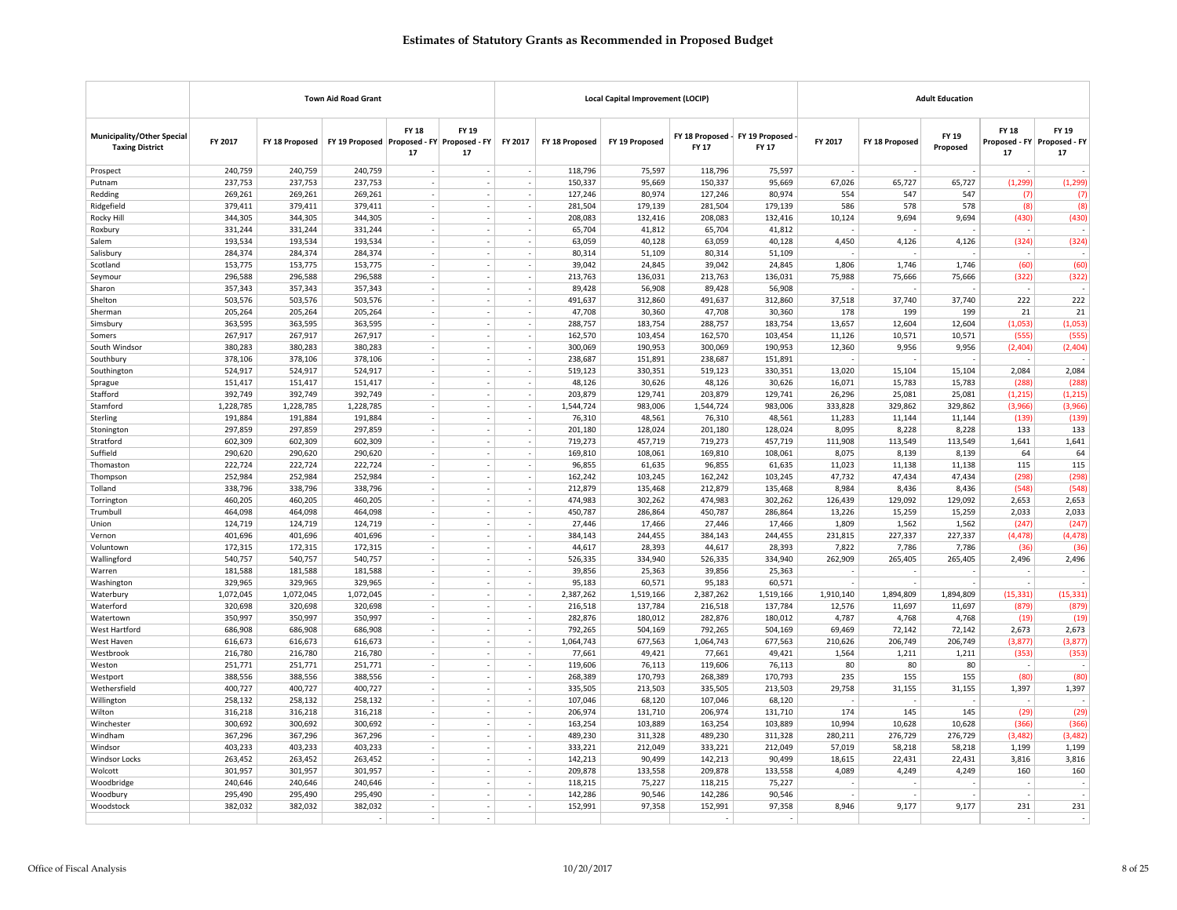# Estimates of Statutory Grants as Recommended in Proposed Budget

| Municipality/Other Special Taxing District | Town Aid Road Grant | | | | | Local Capital Improvement (LOCIP) | | | | | Adult Education | | | | |
|---|---|---|---|---|---|---|---|---|---|---|---|---|---|---|---|
| | FY 2017 | FY 18 Proposed | FY 19 Proposed | FY 18 Proposed - FY 17 | FY 19 Proposed - FY 17 | FY 2017 | FY 18 Proposed | FY 19 Proposed | FY 18 Proposed - FY 17 | FY 19 Proposed - FY 17 | FY 2017 | FY 18 Proposed | FY 19 Proposed | FY 18 Proposed - FY 17 | FY 19 Proposed - FY 17 |
| Prospect | 240,759 | 240,759 | 240,759 | - | - | - | 118,796 | 75,597 | 118,796 | 75,597 | - | - | - | - | - |
| Putnam | 237,753 | 237,753 | 237,753 | - | - | - | 150,337 | 95,669 | 150,337 | 95,669 | 67,026 | 65,727 | 65,727 | (1,299) | (1,299) |
| Redding | 269,261 | 269,261 | 269,261 | - | - | - | 127,246 | 80,974 | 127,246 | 80,974 | 554 | 547 | 547 | (7) | (7) |
| Ridgefield | 379,411 | 379,411 | 379,411 | - | - | - | 281,504 | 179,139 | 281,504 | 179,139 | 586 | 578 | 578 | (8) | (8) |
| Rocky Hill | 344,305 | 344,305 | 344,305 | - | - | - | 208,083 | 132,416 | 208,083 | 132,416 | 10,124 | 9,694 | 9,694 | (430) | (430) |
| Roxbury | 331,244 | 331,244 | 331,244 | - | - | - | 65,704 | 41,812 | 65,704 | 41,812 | - | - | - | - | - |
| Salem | 193,534 | 193,534 | 193,534 | - | - | - | 63,059 | 40,128 | 63,059 | 40,128 | 4,450 | 4,126 | 4,126 | (324) | (324) |
| Salisbury | 284,374 | 284,374 | 284,374 | - | - | - | 80,314 | 51,109 | 80,314 | 51,109 | - | - | - | - | - |
| Scotland | 153,775 | 153,775 | 153,775 | - | - | - | 39,042 | 24,845 | 39,042 | 24,845 | 1,806 | 1,746 | 1,746 | (60) | (60) |
| Seymour | 296,588 | 296,588 | 296,588 | - | - | - | 213,763 | 136,031 | 213,763 | 136,031 | 75,988 | 75,666 | 75,666 | (322) | (322) |
| Sharon | 357,343 | 357,343 | 357,343 | - | - | - | 89,428 | 56,908 | 89,428 | 56,908 | - | - | - | - | - |
| Shelton | 503,576 | 503,576 | 503,576 | - | - | - | 491,637 | 312,860 | 491,637 | 312,860 | 37,518 | 37,740 | 37,740 | 222 | 222 |
| Sherman | 205,264 | 205,264 | 205,264 | - | - | - | 47,708 | 30,360 | 47,708 | 30,360 | 178 | 199 | 199 | 21 | 21 |
| Simsbury | 363,595 | 363,595 | 363,595 | - | - | - | 288,757 | 183,754 | 288,757 | 183,754 | 13,657 | 12,604 | 12,604 | (1,053) | (1,053) |
| Somers | 267,917 | 267,917 | 267,917 | - | - | - | 162,570 | 103,454 | 162,570 | 103,454 | 11,126 | 10,571 | 10,571 | (555) | (555) |
| South Windsor | 380,283 | 380,283 | 380,283 | - | - | - | 300,069 | 190,953 | 300,069 | 190,953 | 12,360 | 9,956 | 9,956 | (2,404) | (2,404) |
| Southbury | 378,106 | 378,106 | 378,106 | - | - | - | 238,687 | 151,891 | 238,687 | 151,891 | - | - | - | - | - |
| Southington | 524,917 | 524,917 | 524,917 | - | - | - | 519,123 | 330,351 | 519,123 | 330,351 | 13,020 | 15,104 | 15,104 | 2,084 | 2,084 |
| Sprague | 151,417 | 151,417 | 151,417 | - | - | - | 48,126 | 30,626 | 48,126 | 30,626 | 16,071 | 15,783 | 15,783 | (288) | (288) |
| Stafford | 392,749 | 392,749 | 392,749 | - | - | - | 203,879 | 129,741 | 203,879 | 129,741 | 26,296 | 25,081 | 25,081 | (1,215) | (1,215) |
| Stamford | 1,228,785 | 1,228,785 | 1,228,785 | - | - | - | 1,544,724 | 983,006 | 1,544,724 | 983,006 | 333,828 | 329,862 | 329,862 | (3,966) | (3,966) |
| Sterling | 191,884 | 191,884 | 191,884 | - | - | - | 76,310 | 48,561 | 76,310 | 48,561 | 11,283 | 11,144 | 11,144 | (139) | (139) |
| Stonington | 297,859 | 297,859 | 297,859 | - | - | - | 201,180 | 128,024 | 201,180 | 128,024 | 8,095 | 8,228 | 8,228 | 133 | 133 |
| Stratford | 602,309 | 602,309 | 602,309 | - | - | - | 719,273 | 457,719 | 719,273 | 457,719 | 111,908 | 113,549 | 113,549 | 1,641 | 1,641 |
| Suffield | 290,620 | 290,620 | 290,620 | - | - | - | 169,810 | 108,061 | 169,810 | 108,061 | 8,075 | 8,139 | 8,139 | 64 | 64 |
| Thomaston | 222,724 | 222,724 | 222,724 | - | - | - | 96,855 | 61,635 | 96,855 | 61,635 | 11,023 | 11,138 | 11,138 | 115 | 115 |
| Thompson | 252,984 | 252,984 | 252,984 | - | - | - | 162,242 | 103,245 | 162,242 | 103,245 | 47,732 | 47,434 | 47,434 | (298) | (298) |
| Tolland | 338,796 | 338,796 | 338,796 | - | - | - | 212,879 | 135,468 | 212,879 | 135,468 | 8,984 | 8,436 | 8,436 | (548) | (548) |
| Torrington | 460,205 | 460,205 | 460,205 | - | - | - | 474,983 | 302,262 | 474,983 | 302,262 | 126,439 | 129,092 | 129,092 | 2,653 | 2,653 |
| Trumbull | 464,098 | 464,098 | 464,098 | - | - | - | 450,787 | 286,864 | 450,787 | 286,864 | 13,226 | 15,259 | 15,259 | 2,033 | 2,033 |
| Union | 124,719 | 124,719 | 124,719 | - | - | - | 27,446 | 17,466 | 27,446 | 17,466 | 1,809 | 1,562 | 1,562 | (247) | (247) |
| Vernon | 401,696 | 401,696 | 401,696 | - | - | - | 384,143 | 244,455 | 384,143 | 244,455 | 231,815 | 227,337 | 227,337 | (4,478) | (4,478) |
| Voluntown | 172,315 | 172,315 | 172,315 | - | - | - | 44,617 | 28,393 | 44,617 | 28,393 | 7,822 | 7,786 | 7,786 | (36) | (36) |
| Wallingford | 540,757 | 540,757 | 540,757 | - | - | - | 526,335 | 334,940 | 526,335 | 334,940 | 262,909 | 265,405 | 265,405 | 2,496 | 2,496 |
| Warren | 181,588 | 181,588 | 181,588 | - | - | - | 39,856 | 25,363 | 39,856 | 25,363 | - | - | - | - | - |
| Washington | 329,965 | 329,965 | 329,965 | - | - | - | 95,183 | 60,571 | 95,183 | 60,571 | - | - | - | - | - |
| Waterbury | 1,072,045 | 1,072,045 | 1,072,045 | - | - | - | 2,387,262 | 1,519,166 | 2,387,262 | 1,519,166 | 1,910,140 | 1,894,809 | 1,894,809 | (15,331) | (15,331) |
| Waterford | 320,698 | 320,698 | 320,698 | - | - | - | 216,518 | 137,784 | 216,518 | 137,784 | 12,576 | 11,697 | 11,697 | (879) | (879) |
| Watertown | 350,997 | 350,997 | 350,997 | - | - | - | 282,876 | 180,012 | 282,876 | 180,012 | 4,787 | 4,768 | 4,768 | (19) | (19) |
| West Hartford | 686,908 | 686,908 | 686,908 | - | - | - | 792,265 | 504,169 | 792,265 | 504,169 | 69,469 | 72,142 | 72,142 | 2,673 | 2,673 |
| West Haven | 616,673 | 616,673 | 616,673 | - | - | - | 1,064,743 | 677,563 | 1,064,743 | 677,563 | 210,626 | 206,749 | 206,749 | (3,877) | (3,877) |
| Westbrook | 216,780 | 216,780 | 216,780 | - | - | - | 77,661 | 49,421 | 77,661 | 49,421 | 1,564 | 1,211 | 1,211 | (353) | (353) |
| Weston | 251,771 | 251,771 | 251,771 | - | - | - | 119,606 | 76,113 | 119,606 | 76,113 | 80 | 80 | 80 | - | - |
| Westport | 388,556 | 388,556 | 388,556 | - | - | - | 268,389 | 170,793 | 268,389 | 170,793 | 235 | 155 | 155 | (80) | (80) |
| Wethersfield | 400,727 | 400,727 | 400,727 | - | - | - | 335,505 | 213,503 | 335,505 | 213,503 | 29,758 | 31,155 | 31,155 | 1,397 | 1,397 |
| Willington | 258,132 | 258,132 | 258,132 | - | - | - | 107,046 | 68,120 | 107,046 | 68,120 | - | - | - | - | - |
| Wilton | 316,218 | 316,218 | 316,218 | - | - | - | 206,974 | 131,710 | 206,974 | 131,710 | 174 | 145 | 145 | (29) | (29) |
| Winchester | 300,692 | 300,692 | 300,692 | - | - | - | 163,254 | 103,889 | 163,254 | 103,889 | 10,994 | 10,628 | 10,628 | (366) | (366) |
| Windham | 367,296 | 367,296 | 367,296 | - | - | - | 489,230 | 311,328 | 489,230 | 311,328 | 280,211 | 276,729 | 276,729 | (3,482) | (3,482) |
| Windsor | 403,233 | 403,233 | 403,233 | - | - | - | 333,221 | 212,049 | 333,221 | 212,049 | 57,019 | 58,218 | 58,218 | 1,199 | 1,199 |
| Windsor Locks | 263,452 | 263,452 | 263,452 | - | - | - | 142,213 | 90,499 | 142,213 | 90,499 | 18,615 | 22,431 | 22,431 | 3,816 | 3,816 |
| Wolcott | 301,957 | 301,957 | 301,957 | - | - | - | 209,878 | 133,558 | 209,878 | 133,558 | 4,089 | 4,249 | 4,249 | 160 | 160 |
| Woodbridge | 240,646 | 240,646 | 240,646 | - | - | - | 118,215 | 75,227 | 118,215 | 75,227 | - | - | - | - | - |
| Woodbury | 295,490 | 295,490 | 295,490 | - | - | - | 142,286 | 90,546 | 142,286 | 90,546 | - | - | - | - | - |
| Woodstock | 382,032 | 382,032 | 382,032 | - | - | - | 152,991 | 97,358 | 152,991 | 97,358 | 8,946 | 9,177 | 9,177 | 231 | 231 |
| | | | - | - | - | | | | - | - | | | | - | - |

Office of Fiscal Analysis 10/20/2017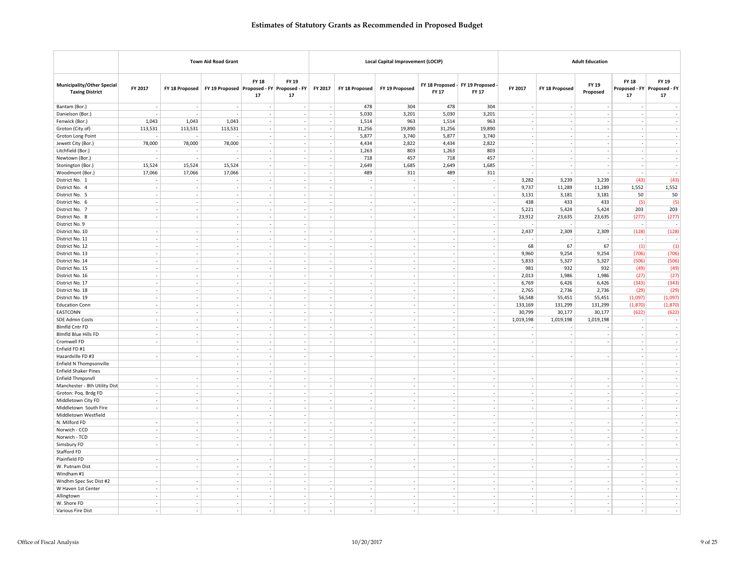# Estimates of Statutory Grants as Recommended in Proposed Budget

| Municipality/Other Special Taxing District | Town Aid Road Grant | | | | | Local Capital Improvement (LOCIP) | | | | | Adult Education | | | | |
|---|---|---|---|---|---|---|---|---|---|---|---|---|---|---|---|
| | FY 2017 | FY 18 Proposed | FY 19 Proposed | FY 18 Proposed - FY 17 | FY 19 Proposed - FY 17 | FY 2017 | FY 18 Proposed | FY 19 Proposed | FY 18 Proposed - FY 17 | FY 19 Proposed - FY 17 | FY 2017 | FY 18 Proposed | FY 19 Proposed | FY 18 Proposed - FY 17 | FY 19 Proposed - FY 17 |
| Bantam (Bor.) | - | - | - | - | - | - | 478 | 304 | 478 | 304 | - | - | - | - | - |
| Danielson (Bor.) | - | - | - | - | - | - | 5,030 | 3,201 | 5,030 | 3,201 | - | - | - | - | - |
| Fenwick (Bor.) | 1,043 | 1,043 | 1,043 | - | - | - | 1,514 | 963 | 1,514 | 963 | - | - | - | - | - |
| Groton (City of) | 113,531 | 113,531 | 113,531 | - | - | - | 31,256 | 19,890 | 31,256 | 19,890 | - | - | - | - | - |
| Groton Long Point | - | - | - | - | - | - | 5,877 | 3,740 | 5,877 | 3,740 | - | - | - | - | - |
| Jewett City (Bor.) | 78,000 | 78,000 | 78,000 | - | - | - | 4,434 | 2,822 | 4,434 | 2,822 | - | - | - | - | - |
| Litchfield (Bor.) | - | - | - | - | - | - | 1,263 | 803 | 1,263 | 803 | - | - | - | - | - |
| Newtown (Bor.) | - | - | - | - | - | - | 718 | 457 | 718 | 457 | - | - | - | - | - |
| Stonington (Bor.) | 15,524 | 15,524 | 15,524 | - | - | - | 2,649 | 1,685 | 2,649 | 1,685 | - | - | - | - | - |
| Woodmont (Bor.) | 17,066 | 17,066 | 17,066 | - | - | - | 489 | 311 | 489 | 311 | - | - | - | - | - |
| District No. 1 | - | - | - | - | - | - | - | - | - | - | 3,282 | 3,239 | 3,239 | (43) | (43) |
| District No. 4 | - | - | - | - | - | - | - | - | - | - | 9,737 | 11,289 | 11,289 | 1,552 | 1,552 |
| District No. 5 | - | - | - | - | - | - | - | - | - | - | 3,131 | 3,181 | 3,181 | 50 | 50 |
| District No. 6 | - | - | - | - | - | - | - | - | - | - | 438 | 433 | 433 | (5) | (5) |
| District No. 7 | - | - | - | - | - | - | - | - | - | - | 5,221 | 5,424 | 5,424 | 203 | 203 |
| District No. 8 | - | - | - | - | - | - | - | - | - | - | 23,912 | 23,635 | 23,635 | (277) | (277) |
| District No. 9 | | | - | - | - | | | | - | - | - | - | - | - | - |
| District No. 10 | - | - | - | - | - | - | - | - | - | - | 2,437 | 2,309 | 2,309 | (128) | (128) |
| District No. 11 | - | - | - | - | - | - | - | - | - | - | - | - | - | - | - |
| District No. 12 | - | - | - | - | - | - | - | - | - | - | 68 | 67 | 67 | (1) | (1) |
| District No. 13 | - | - | - | - | - | - | - | - | - | - | 9,960 | 9,254 | 9,254 | (706) | (706) |
| District No. 14 | - | - | - | - | - | - | - | - | - | - | 5,833 | 5,327 | 5,327 | (506) | (506) |
| District No. 15 | - | - | - | - | - | - | - | - | - | - | 981 | 932 | 932 | (49) | (49) |
| District No. 16 | - | - | - | - | - | - | - | - | - | - | 2,013 | 1,986 | 1,986 | (27) | (27) |
| District No. 17 | - | - | - | - | - | - | - | - | - | - | 6,769 | 6,426 | 6,426 | (343) | (343) |
| District No. 18 | - | - | - | - | - | - | - | - | - | - | 2,765 | 2,736 | 2,736 | (29) | (29) |
| District No. 19 | - | - | - | - | - | - | - | - | - | - | 56,548 | 55,451 | 55,451 | (1,097) | (1,097) |
| Education Conn | - | - | - | - | - | - | - | - | - | - | 133,169 | 131,299 | 131,299 | (1,870) | (1,870) |
| EASTCONN | - | - | - | - | - | - | - | - | - | - | 30,799 | 30,177 | 30,177 | (622) | (622) |
| SDE Admin Costs | - | - | - | - | - | - | - | - | - | - | 1,019,198 | 1,019,198 | 1,019,198 | - | - |
| Blmfld Cntr FD | - | - | - | - | - | - | - | - | - | - | - | - | - | - | - |
| Blmfld Blue Hills FD | - | - | - | - | - | - | - | - | - | - | - | - | - | - | - |
| Cromwell FD | - | - | - | - | - | - | - | - | - | - | - | - | - | - | - |
| Enfield FD #1 | | | - | - | - | | | | - | - | | | | - | - |
| Hazardville FD #3 | - | - | - | - | - | - | - | - | - | - | - | - | - | - | - |
| Enfield N Thompsonville | | | - | - | - | | | | - | - | | | | - | - |
| Enfield Shaker Pines | | | - | - | - | | | | - | - | | | | - | - |
| Enfield Thmpsnvll | - | - | - | - | - | - | - | - | - | - | - | - | - | - | - |
| Manchester - 8th Utility Dist | - | - | - | - | - | - | - | - | - | - | - | - | - | - | - |
| Groton: Poq. Brdg FD | - | - | - | - | - | - | - | - | - | - | - | - | - | - | - |
| Middletown City FD | - | - | - | - | - | - | - | - | - | - | - | - | - | - | - |
| Middletown South Fire | - | - | - | - | - | - | - | - | - | - | - | - | - | - | - |
| Middletown Westfield | | | - | - | - | | | | - | - | | | | - | - |
| N. Milford FD | - | - | - | - | - | - | - | - | - | - | - | - | - | - | - |
| Norwich - CCD | - | - | - | - | - | - | - | - | - | - | - | - | - | - | - |
| Norwich - TCD | - | - | - | - | - | - | - | - | - | - | - | - | - | - | - |
| Simsbury FD | - | - | - | - | - | - | - | - | - | - | - | - | - | - | - |
| Stafford FD | | | | | | | | | | | | | | | |
| Plainfield FD | - | - | - | - | - | - | - | - | - | - | - | - | - | - | - |
| W. Putnam Dist | - | - | - | - | - | - | - | - | - | - | - | - | - | - | - |
| Windham #1 | | | - | - | - | | | | - | - | | | | - | - |
| Wndhm Spec Svc Dist #2 | - | - | - | - | - | - | - | - | - | - | - | - | - | - | - |
| W Haven 1st Center | - | - | - | - | - | - | - | - | - | - | - | - | - | - | - |
| Allingtown | - | - | - | - | - | - | - | - | - | - | - | - | - | - | - |
| W. Shore FD | - | - | - | - | - | - | - | - | - | - | - | - | - | - | - |
| Various Fire Dist | - | - | - | - | - | - | - | - | - | - | - | - | - | - | - |

Office of Fiscal Analysis 10/20/2017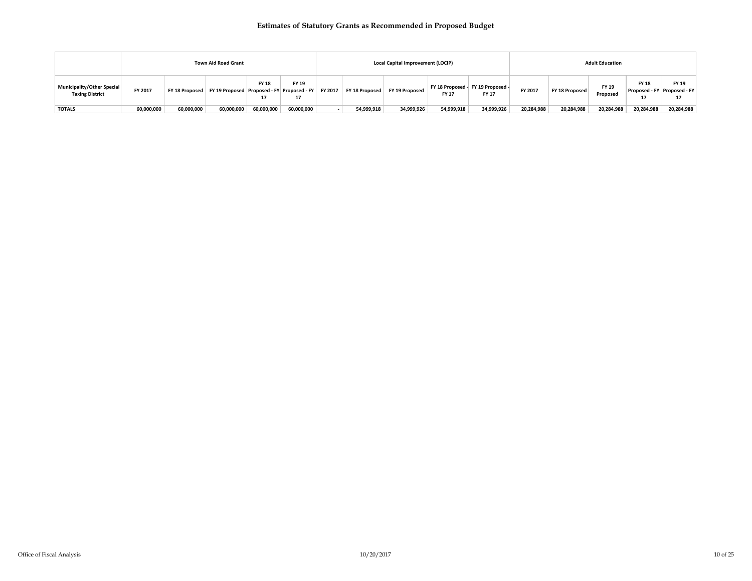# Estimates of Statutory Grants as Recommended in Proposed Budget

| | Town Aid Road Grant | | | | | Local Capital Improvement (LOCIP) | | | | | Adult Education | | | | |
|---|---|---|---|---|---|---|---|---|---|---|---|---|---|---|---|
| Municipality/Other Special Taxing District | FY 2017 | FY 18 Proposed | FY 19 Proposed | FY 18 Proposed - FY 17 | FY 19 Proposed - FY 17 | FY 2017 | FY 18 Proposed | FY 19 Proposed | FY 18 Proposed - FY 17 | FY 19 Proposed - FY 17 | FY 2017 | FY 18 Proposed | FY 19 Proposed | FY 18 Proposed - FY 17 | FY 19 Proposed - FY 17 |
| TOTALS | 60,000,000 | 60,000,000 | 60,000,000 | 60,000,000 | 60,000,000 | - | 54,999,918 | 34,999,926 | 54,999,918 | 34,999,926 | 20,284,988 | 20,284,988 | 20,284,988 | 20,284,988 | 20,284,988 |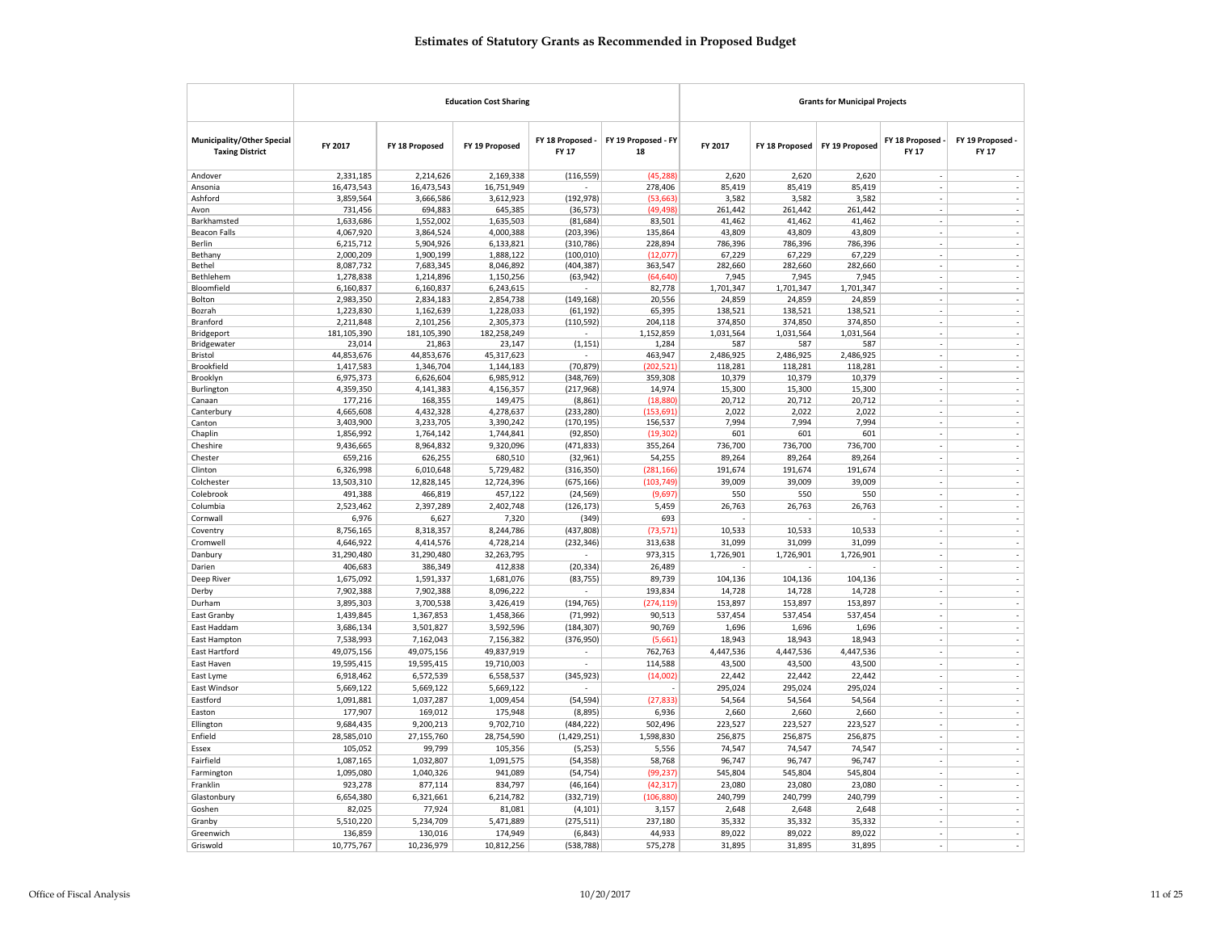# Estimates of Statutory Grants as Recommended in Proposed Budget

| Municipality/Other Special Taxing District | Education Cost Sharing | | | | | Grants for Municipal Projects | | | | |
|---|---|---|---|---|---|---|---|---|---|---|
| | FY 2017 | FY 18 Proposed | FY 19 Proposed | FY 18 Proposed - FY 17 | FY 19 Proposed - FY 18 | FY 2017 | FY 18 Proposed | FY 19 Proposed | FY 18 Proposed - FY 17 | FY 19 Proposed - FY 17 |
| Andover | 2,331,185 | 2,214,626 | 2,169,338 | (116,559) | (45,288) | 2,620 | 2,620 | 2,620 | - | - |
| Ansonia | 16,473,543 | 16,473,543 | 16,751,949 | - | 278,406 | 85,419 | 85,419 | 85,419 | - | - |
| Ashford | 3,859,564 | 3,666,586 | 3,612,923 | (192,978) | (53,663) | 3,582 | 3,582 | 3,582 | - | - |
| Avon | 731,456 | 694,883 | 645,385 | (36,573) | (49,498) | 261,442 | 261,442 | 261,442 | - | - |
| Barkhamsted | 1,633,686 | 1,552,002 | 1,635,503 | (81,684) | 83,501 | 41,462 | 41,462 | 41,462 | - | - |
| Beacon Falls | 4,067,920 | 3,864,524 | 4,000,388 | (203,396) | 135,864 | 43,809 | 43,809 | 43,809 | - | - |
| Berlin | 6,215,712 | 5,904,926 | 6,133,821 | (310,786) | 228,894 | 786,396 | 786,396 | 786,396 | - | - |
| Bethany | 2,000,209 | 1,900,199 | 1,888,122 | (100,010) | (12,077) | 67,229 | 67,229 | 67,229 | - | - |
| Bethel | 8,087,732 | 7,683,345 | 8,046,892 | (404,387) | 363,547 | 282,660 | 282,660 | 282,660 | - | - |
| Bethlehem | 1,278,838 | 1,214,896 | 1,150,256 | (63,942) | (64,640) | 7,945 | 7,945 | 7,945 | - | - |
| Bloomfield | 6,160,837 | 6,160,837 | 6,243,615 | - | 82,778 | 1,701,347 | 1,701,347 | 1,701,347 | - | - |
| Bolton | 2,983,350 | 2,834,183 | 2,854,738 | (149,168) | 20,556 | 24,859 | 24,859 | 24,859 | - | - |
| Bozrah | 1,223,830 | 1,162,639 | 1,228,033 | (61,192) | 65,395 | 138,521 | 138,521 | 138,521 | - | - |
| Branford | 2,211,848 | 2,101,256 | 2,305,373 | (110,592) | 204,118 | 374,850 | 374,850 | 374,850 | - | - |
| Bridgeport | 181,105,390 | 181,105,390 | 182,258,249 | - | 1,152,859 | 1,031,564 | 1,031,564 | 1,031,564 | - | - |
| Bridgewater | 23,014 | 21,863 | 23,147 | (1,151) | 1,284 | 587 | 587 | 587 | - | - |
| Bristol | 44,853,676 | 44,853,676 | 45,317,623 | - | 463,947 | 2,486,925 | 2,486,925 | 2,486,925 | - | - |
| Brookfield | 1,417,583 | 1,346,704 | 1,144,183 | (70,879) | (202,521) | 118,281 | 118,281 | 118,281 | - | - |
| Brooklyn | 6,975,373 | 6,626,604 | 6,985,912 | (348,769) | 359,308 | 10,379 | 10,379 | 10,379 | - | - |
| Burlington | 4,359,350 | 4,141,383 | 4,156,357 | (217,968) | 14,974 | 15,300 | 15,300 | 15,300 | - | - |
| Canaan | 177,216 | 168,355 | 149,475 | (8,861) | (18,880) | 20,712 | 20,712 | 20,712 | - | - |
| Canterbury | 4,665,608 | 4,432,328 | 4,278,637 | (233,280) | (153,691) | 2,022 | 2,022 | 2,022 | - | - |
| Canton | 3,403,900 | 3,233,705 | 3,390,242 | (170,195) | 156,537 | 7,994 | 7,994 | 7,994 | - | - |
| Chaplin | 1,856,992 | 1,764,142 | 1,744,841 | (92,850) | (19,302) | 601 | 601 | 601 | - | - |
| Cheshire | 9,436,665 | 8,964,832 | 9,320,096 | (471,833) | 355,264 | 736,700 | 736,700 | 736,700 | - | - |
| Chester | 659,216 | 626,255 | 680,510 | (32,961) | 54,255 | 89,264 | 89,264 | 89,264 | - | - |
| Clinton | 6,326,998 | 6,010,648 | 5,729,482 | (316,350) | (281,166) | 191,674 | 191,674 | 191,674 | - | - |
| Colchester | 13,503,310 | 12,828,145 | 12,724,396 | (675,166) | (103,749) | 39,009 | 39,009 | 39,009 | - | - |
| Colebrook | 491,388 | 466,819 | 457,122 | (24,569) | (9,697) | 550 | 550 | 550 | - | - |
| Columbia | 2,523,462 | 2,397,289 | 2,402,748 | (126,173) | 5,459 | 26,763 | 26,763 | 26,763 | - | - |
| Cornwall | 6,976 | 6,627 | 7,320 | (349) | 693 | - | - | - | - | - |
| Coventry | 8,756,165 | 8,318,357 | 8,244,786 | (437,808) | (73,571) | 10,533 | 10,533 | 10,533 | - | - |
| Cromwell | 4,646,922 | 4,414,576 | 4,728,214 | (232,346) | 313,638 | 31,099 | 31,099 | 31,099 | - | - |
| Danbury | 31,290,480 | 31,290,480 | 32,263,795 | - | 973,315 | 1,726,901 | 1,726,901 | 1,726,901 | - | - |
| Darien | 406,683 | 386,349 | 412,838 | (20,334) | 26,489 | - | - | - | - | - |
| Deep River | 1,675,092 | 1,591,337 | 1,681,076 | (83,755) | 89,739 | 104,136 | 104,136 | 104,136 | - | - |
| Derby | 7,902,388 | 7,902,388 | 8,096,222 | - | 193,834 | 14,728 | 14,728 | 14,728 | - | - |
| Durham | 3,895,303 | 3,700,538 | 3,426,419 | (194,765) | (274,119) | 153,897 | 153,897 | 153,897 | - | - |
| East Granby | 1,439,845 | 1,367,853 | 1,458,366 | (71,992) | 90,513 | 537,454 | 537,454 | 537,454 | - | - |
| East Haddam | 3,686,134 | 3,501,827 | 3,592,596 | (184,307) | 90,769 | 1,696 | 1,696 | 1,696 | - | - |
| East Hampton | 7,538,993 | 7,162,043 | 7,156,382 | (376,950) | (5,661) | 18,943 | 18,943 | 18,943 | - | - |
| East Hartford | 49,075,156 | 49,075,156 | 49,837,919 | - | 762,763 | 4,447,536 | 4,447,536 | 4,447,536 | - | - |
| East Haven | 19,595,415 | 19,595,415 | 19,710,003 | - | 114,588 | 43,500 | 43,500 | 43,500 | - | - |
| East Lyme | 6,918,462 | 6,572,539 | 6,558,537 | (345,923) | (14,002) | 22,442 | 22,442 | 22,442 | - | - |
| East Windsor | 5,669,122 | 5,669,122 | 5,669,122 | - | - | 295,024 | 295,024 | 295,024 | - | - |
| Eastford | 1,091,881 | 1,037,287 | 1,009,454 | (54,594) | (27,833) | 54,564 | 54,564 | 54,564 | - | - |
| Easton | 177,907 | 169,012 | 175,948 | (8,895) | 6,936 | 2,660 | 2,660 | 2,660 | - | - |
| Ellington | 9,684,435 | 9,200,213 | 9,702,710 | (484,222) | 502,496 | 223,527 | 223,527 | 223,527 | - | - |
| Enfield | 28,585,010 | 27,155,760 | 28,754,590 | (1,429,251) | 1,598,830 | 256,875 | 256,875 | 256,875 | - | - |
| Essex | 105,052 | 99,799 | 105,356 | (5,253) | 5,556 | 74,547 | 74,547 | 74,547 | - | - |
| Fairfield | 1,087,165 | 1,032,807 | 1,091,575 | (54,358) | 58,768 | 96,747 | 96,747 | 96,747 | - | - |
| Farmington | 1,095,080 | 1,040,326 | 941,089 | (54,754) | (99,237) | 545,804 | 545,804 | 545,804 | - | - |
| Franklin | 923,278 | 877,114 | 834,797 | (46,164) | (42,317) | 23,080 | 23,080 | 23,080 | - | - |
| Glastonbury | 6,654,380 | 6,321,661 | 6,214,782 | (332,719) | (106,880) | 240,799 | 240,799 | 240,799 | - | - |
| Goshen | 82,025 | 77,924 | 81,081 | (4,101) | 3,157 | 2,648 | 2,648 | 2,648 | - | - |
| Granby | 5,510,220 | 5,234,709 | 5,471,889 | (275,511) | 237,180 | 35,332 | 35,332 | 35,332 | - | - |
| Greenwich | 136,859 | 130,016 | 174,949 | (6,843) | 44,933 | 89,022 | 89,022 | 89,022 | - | - |
| Griswold | 10,775,767 | 10,236,979 | 10,812,256 | (538,788) | 575,278 | 31,895 | 31,895 | 31,895 | - | - |

Office of Fiscal Analysis 10/20/2017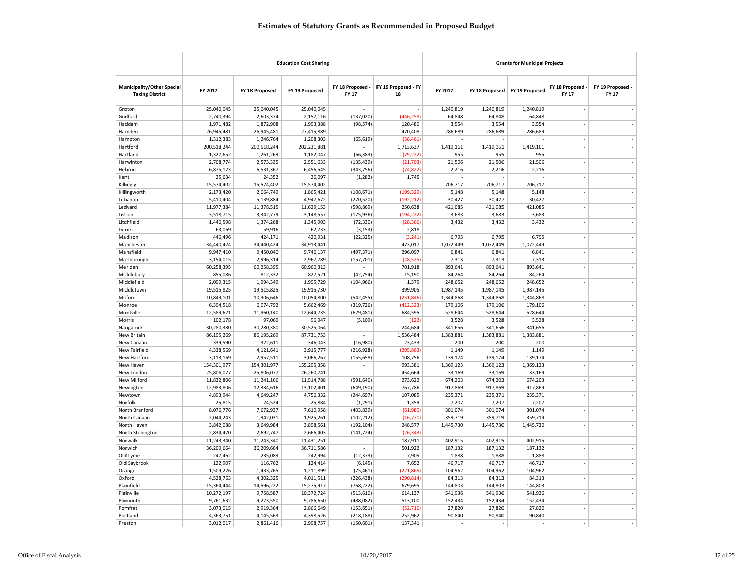# Estimates of Statutory Grants as Recommended in Proposed Budget

| Municipality/Other Special Taxing District | Education Cost Sharing | | | | | Grants for Municipal Projects | | | | |
|---|---|---|---|---|---|---|---|---|---|---|
| | FY 2017 | FY 18 Proposed | FY 19 Proposed | FY 18 Proposed - FY 17 | FY 19 Proposed - FY 18 | FY 2017 | FY 18 Proposed | FY 19 Proposed | FY 18 Proposed - FY 17 | FY 19 Proposed - FY 17 |
| Groton | 25,040,045 | 25,040,045 | 25,040,045 | - | - | 1,240,819 | 1,240,819 | 1,240,819 | - | - |
| Guilford | 2,740,394 | 2,603,374 | 2,157,116 | (137,020) | (446,258) | 64,848 | 64,848 | 64,848 | - | - |
| Haddam | 1,971,482 | 1,872,908 | 1,993,388 | (98,574) | 120,480 | 3,554 | 3,554 | 3,554 | - | - |
| Hamden | 26,945,481 | 26,945,481 | 27,415,889 | - | 470,408 | 286,689 | 286,689 | 286,689 | - | - |
| Hampton | 1,312,383 | 1,246,764 | 1,208,303 | (65,619) | (38,461) | - | - | - | - | - |
| Hartford | 200,518,244 | 200,518,244 | 202,231,881 | - | 1,713,637 | 1,419,161 | 1,419,161 | 1,419,161 | - | - |
| Hartland | 1,327,652 | 1,261,269 | 1,182,047 | (66,383) | (79,222) | 955 | 955 | 955 | - | - |
| Harwinton | 2,708,774 | 2,573,335 | 2,551,633 | (135,439) | (21,703) | 21,506 | 21,506 | 21,506 | - | - |
| Hebron | 6,875,123 | 6,531,367 | 6,456,545 | (343,756) | (74,822) | 2,216 | 2,216 | 2,216 | - | - |
| Kent | 25,634 | 24,352 | 26,097 | (1,282) | 1,745 | - | - | - | - | - |
| Killingly | 15,574,402 | 15,574,402 | 15,574,402 | - | - | 706,717 | 706,717 | 706,717 | - | - |
| Killingworth | 2,173,420 | 2,064,749 | 1,865,421 | (108,671) | (199,329) | 5,148 | 5,148 | 5,148 | - | - |
| Lebanon | 5,410,404 | 5,139,884 | 4,947,672 | (270,520) | (192,212) | 30,427 | 30,427 | 30,427 | - | - |
| Ledyard | 11,977,384 | 11,378,515 | 11,629,153 | (598,869) | 250,638 | 421,085 | 421,085 | 421,085 | - | - |
| Lisbon | 3,518,715 | 3,342,779 | 3,148,557 | (175,936) | (194,222) | 3,683 | 3,683 | 3,683 | - | - |
| Litchfield | 1,446,598 | 1,374,268 | 1,345,903 | (72,330) | (28,366) | 3,432 | 3,432 | 3,432 | - | - |
| Lyme | 63,069 | 59,916 | 62,733 | (3,153) | 2,818 | - | - | - | - | - |
| Madison | 446,496 | 424,171 | 420,931 | (22,325) | (3,241) | 6,795 | 6,795 | 6,795 | - | - |
| Manchester | 34,440,424 | 34,440,424 | 34,913,441 | - | 473,017 | 1,072,449 | 1,072,449 | 1,072,449 | - | - |
| Mansfield | 9,947,410 | 9,450,040 | 9,746,137 | (497,371) | 296,097 | 6,841 | 6,841 | 6,841 | - | - |
| Marlborough | 3,154,015 | 2,996,314 | 2,967,789 | (157,701) | (28,525) | 7,313 | 7,313 | 7,313 | - | - |
| Meriden | 60,258,395 | 60,258,395 | 60,960,313 | - | 701,918 | 893,641 | 893,641 | 893,641 | - | - |
| Middlebury | 855,086 | 812,332 | 827,521 | (42,754) | 15,190 | 84,264 | 84,264 | 84,264 | - | - |
| Middlefield | 2,099,315 | 1,994,349 | 1,995,729 | (104,966) | 1,379 | 248,652 | 248,652 | 248,652 | - | - |
| Middletown | 19,515,825 | 19,515,825 | 19,915,730 | - | 399,905 | 1,987,145 | 1,987,145 | 1,987,145 | - | - |
| Milford | 10,849,101 | 10,306,646 | 10,054,800 | (542,455) | (251,846) | 1,344,868 | 1,344,868 | 1,344,868 | - | - |
| Monroe | 6,394,518 | 6,074,792 | 5,662,469 | (319,726) | (412,323) | 179,106 | 179,106 | 179,106 | - | - |
| Montville | 12,589,621 | 11,960,140 | 12,644,735 | (629,481) | 684,595 | 528,644 | 528,644 | 528,644 | - | - |
| Morris | 102,178 | 97,069 | 96,947 | (5,109) | (122) | 3,528 | 3,528 | 3,528 | - | - |
| Naugatuck | 30,280,380 | 30,280,380 | 30,525,064 | - | 244,684 | 341,656 | 341,656 | 341,656 | - | - |
| New Britain | 86,195,269 | 86,195,269 | 87,731,753 | - | 1,536,484 | 1,383,881 | 1,383,881 | 1,383,881 | - | - |
| New Canaan | 339,590 | 322,611 | 346,043 | (16,980) | 23,433 | 200 | 200 | 200 | - | - |
| New Fairfield | 4,338,569 | 4,121,641 | 3,915,777 | (216,928) | (205,863) | 1,149 | 1,149 | 1,149 | - | - |
| New Hartford | 3,113,169 | 2,957,511 | 3,066,267 | (155,658) | 108,756 | 139,174 | 139,174 | 139,174 | - | - |
| New Haven | 154,301,977 | 154,301,977 | 155,295,358 | - | 993,381 | 1,369,123 | 1,369,123 | 1,369,123 | - | - |
| New London | 25,806,077 | 25,806,077 | 26,260,741 | - | 454,664 | 33,169 | 33,169 | 33,169 | - | - |
| New Milford | 11,832,806 | 11,241,166 | 11,514,788 | (591,640) | 273,622 | 674,203 | 674,203 | 674,203 | - | - |
| Newington | 12,983,806 | 12,334,616 | 13,102,401 | (649,190) | 767,786 | 917,869 | 917,869 | 917,869 | - | - |
| Newtown | 4,893,944 | 4,649,247 | 4,756,332 | (244,697) | 107,085 | 235,371 | 235,371 | 235,371 | - | - |
| Norfolk | 25,815 | 24,524 | 25,884 | (1,291) | 1,359 | 7,207 | 7,207 | 7,207 | - | - |
| North Branford | 8,076,776 | 7,672,937 | 7,610,958 | (403,839) | (61,980) | 301,074 | 301,074 | 301,074 | - | - |
| North Canaan | 2,044,243 | 1,942,031 | 1,925,261 | (102,212) | (16,770) | 359,719 | 359,719 | 359,719 | - | - |
| North Haven | 3,842,088 | 3,649,984 | 3,898,561 | (192,104) | 248,577 | 1,445,730 | 1,445,730 | 1,445,730 | - | - |
| North Stonington | 2,834,470 | 2,692,747 | 2,666,403 | (141,724) | (26,343) | - | - | - | - | - |
| Norwalk | 11,243,340 | 11,243,340 | 11,431,251 | - | 187,911 | 402,915 | 402,915 | 402,915 | - | - |
| Norwich | 36,209,664 | 36,209,664 | 36,711,586 | - | 501,922 | 187,132 | 187,132 | 187,132 | - | - |
| Old Lyme | 247,462 | 235,089 | 242,994 | (12,373) | 7,905 | 1,888 | 1,888 | 1,888 | - | - |
| Old Saybrook | 122,907 | 116,762 | 124,414 | (6,145) | 7,652 | 46,717 | 46,717 | 46,717 | - | - |
| Orange | 1,509,226 | 1,433,765 | 1,211,899 | (75,461) | (221,865) | 104,962 | 104,962 | 104,962 | - | - |
| Oxford | 4,528,763 | 4,302,325 | 4,011,511 | (226,438) | (290,814) | 84,313 | 84,313 | 84,313 | - | - |
| Plainfield | 15,364,444 | 14,596,222 | 15,275,917 | (768,222) | 679,695 | 144,803 | 144,803 | 144,803 | - | - |
| Plainville | 10,272,197 | 9,758,587 | 10,372,724 | (513,610) | 614,137 | 541,936 | 541,936 | 541,936 | - | - |
| Plymouth | 9,761,632 | 9,273,550 | 9,786,650 | (488,082) | 513,100 | 152,434 | 152,434 | 152,434 | - | - |
| Pomfret | 3,073,015 | 2,919,364 | 2,866,649 | (153,651) | (52,716) | 27,820 | 27,820 | 27,820 | - | - |
| Portland | 4,363,751 | 4,145,563 | 4,398,526 | (218,188) | 252,962 | 90,840 | 90,840 | 90,840 | - | - |
| Preston | 3,012,017 | 2,861,416 | 2,998,757 | (150,601) | 137,341 | - | - | - | - | - |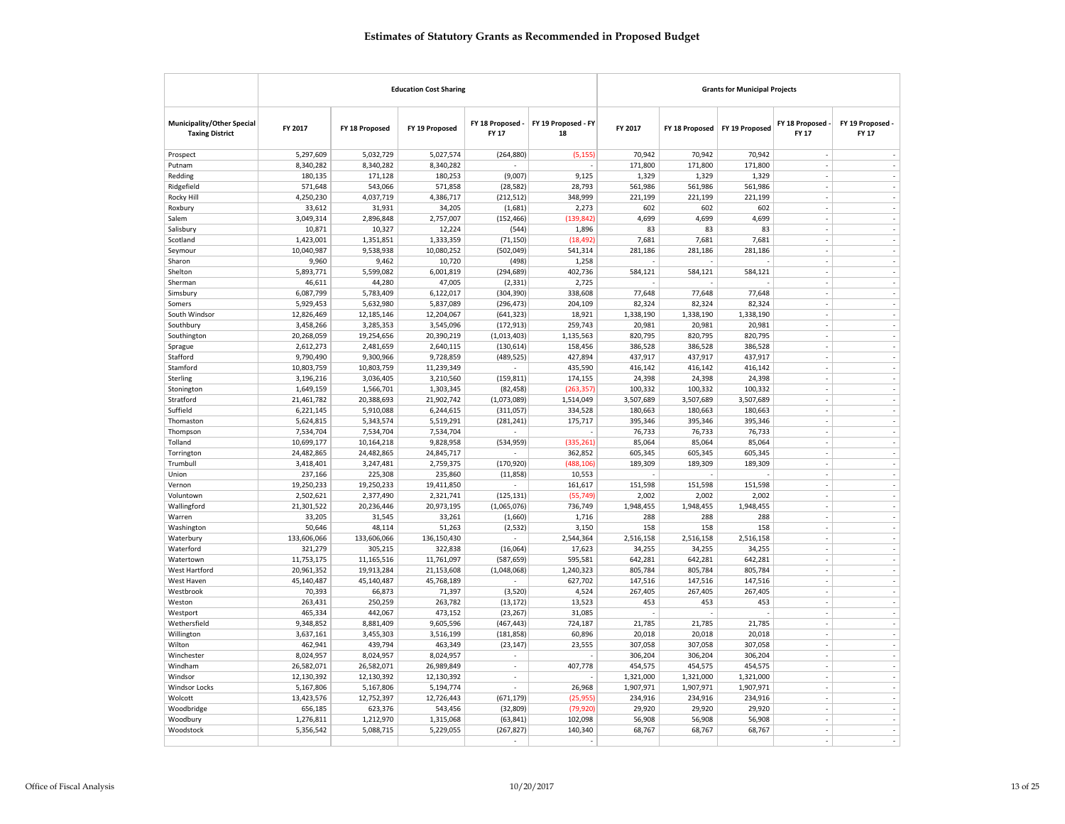# Estimates of Statutory Grants as Recommended in Proposed Budget

| | Education Cost Sharing | | | | | Grants for Municipal Projects | | | | |
|---|---|---|---|---|---|---|---|---|---|---|
| Municipality/Other Special Taxing District | FY 2017 | FY 18 Proposed | FY 19 Proposed | FY 18 Proposed - FY 17 | FY 19 Proposed - FY 18 | FY 2017 | FY 18 Proposed | FY 19 Proposed | FY 18 Proposed - FY 17 | FY 19 Proposed - FY 17 |
| Prospect | 5,297,609 | 5,032,729 | 5,027,574 | (264,880) | (5,155) | 70,942 | 70,942 | 70,942 | - | - |
| Putnam | 8,340,282 | 8,340,282 | 8,340,282 | - | - | 171,800 | 171,800 | 171,800 | - | - |
| Redding | 180,135 | 171,128 | 180,253 | (9,007) | 9,125 | 1,329 | 1,329 | 1,329 | - | - |
| Ridgefield | 571,648 | 543,066 | 571,858 | (28,582) | 28,793 | 561,986 | 561,986 | 561,986 | - | - |
| Rocky Hill | 4,250,230 | 4,037,719 | 4,386,717 | (212,512) | 348,999 | 221,199 | 221,199 | 221,199 | - | - |
| Roxbury | 33,612 | 31,931 | 34,205 | (1,681) | 2,273 | 602 | 602 | 602 | - | - |
| Salem | 3,049,314 | 2,896,848 | 2,757,007 | (152,466) | (139,842) | 4,699 | 4,699 | 4,699 | - | - |
| Salisbury | 10,871 | 10,327 | 12,224 | (544) | 1,896 | 83 | 83 | 83 | - | - |
| Scotland | 1,423,001 | 1,351,851 | 1,333,359 | (71,150) | (18,492) | 7,681 | 7,681 | 7,681 | - | - |
| Seymour | 10,040,987 | 9,538,938 | 10,080,252 | (502,049) | 541,314 | 281,186 | 281,186 | 281,186 | - | - |
| Sharon | 9,960 | 9,462 | 10,720 | (498) | 1,258 | - | - | - | - | - |
| Shelton | 5,893,771 | 5,599,082 | 6,001,819 | (294,689) | 402,736 | 584,121 | 584,121 | 584,121 | - | - |
| Sherman | 46,611 | 44,280 | 47,005 | (2,331) | 2,725 | - | - | - | - | - |
| Simsbury | 6,087,799 | 5,783,409 | 6,122,017 | (304,390) | 338,608 | 77,648 | 77,648 | 77,648 | - | - |
| Somers | 5,929,453 | 5,632,980 | 5,837,089 | (296,473) | 204,109 | 82,324 | 82,324 | 82,324 | - | - |
| South Windsor | 12,826,469 | 12,185,146 | 12,204,067 | (641,323) | 18,921 | 1,338,190 | 1,338,190 | 1,338,190 | - | - |
| Southbury | 3,458,266 | 3,285,353 | 3,545,096 | (172,913) | 259,743 | 20,981 | 20,981 | 20,981 | - | - |
| Southington | 20,268,059 | 19,254,656 | 20,390,219 | (1,013,403) | 1,135,563 | 820,795 | 820,795 | 820,795 | - | - |
| Sprague | 2,612,273 | 2,481,659 | 2,640,115 | (130,614) | 158,456 | 386,528 | 386,528 | 386,528 | - | - |
| Stafford | 9,790,490 | 9,300,966 | 9,728,859 | (489,525) | 427,894 | 437,917 | 437,917 | 437,917 | - | - |
| Stamford | 10,803,759 | 10,803,759 | 11,239,349 | - | 435,590 | 416,142 | 416,142 | 416,142 | - | - |
| Sterling | 3,196,216 | 3,036,405 | 3,210,560 | (159,811) | 174,155 | 24,398 | 24,398 | 24,398 | - | - |
| Stonington | 1,649,159 | 1,566,701 | 1,303,345 | (82,458) | (263,357) | 100,332 | 100,332 | 100,332 | - | - |
| Stratford | 21,461,782 | 20,388,693 | 21,902,742 | (1,073,089) | 1,514,049 | 3,507,689 | 3,507,689 | 3,507,689 | - | - |
| Suffield | 6,221,145 | 5,910,088 | 6,244,615 | (311,057) | 334,528 | 180,663 | 180,663 | 180,663 | - | - |
| Thomaston | 5,624,815 | 5,343,574 | 5,519,291 | (281,241) | 175,717 | 395,346 | 395,346 | 395,346 | - | - |
| Thompson | 7,534,704 | 7,534,704 | 7,534,704 | - | - | 76,733 | 76,733 | 76,733 | - | - |
| Tolland | 10,699,177 | 10,164,218 | 9,828,958 | (534,959) | (335,261) | 85,064 | 85,064 | 85,064 | - | - |
| Torrington | 24,482,865 | 24,482,865 | 24,845,717 | - | 362,852 | 605,345 | 605,345 | 605,345 | - | - |
| Trumbull | 3,418,401 | 3,247,481 | 2,759,375 | (170,920) | (488,106) | 189,309 | 189,309 | 189,309 | - | - |
| Union | 237,166 | 225,308 | 235,860 | (11,858) | 10,553 | - | - | - | - | - |
| Vernon | 19,250,233 | 19,250,233 | 19,411,850 | - | 161,617 | 151,598 | 151,598 | 151,598 | - | - |
| Voluntown | 2,502,621 | 2,377,490 | 2,321,741 | (125,131) | (55,749) | 2,002 | 2,002 | 2,002 | - | - |
| Wallingford | 21,301,522 | 20,236,446 | 20,973,195 | (1,065,076) | 736,749 | 1,948,455 | 1,948,455 | 1,948,455 | - | - |
| Warren | 33,205 | 31,545 | 33,261 | (1,660) | 1,716 | 288 | 288 | 288 | - | - |
| Washington | 50,646 | 48,114 | 51,263 | (2,532) | 3,150 | 158 | 158 | 158 | - | - |
| Waterbury | 133,606,066 | 133,606,066 | 136,150,430 | - | 2,544,364 | 2,516,158 | 2,516,158 | 2,516,158 | - | - |
| Waterford | 321,279 | 305,215 | 322,838 | (16,064) | 17,623 | 34,255 | 34,255 | 34,255 | - | - |
| Watertown | 11,753,175 | 11,165,516 | 11,761,097 | (587,659) | 595,581 | 642,281 | 642,281 | 642,281 | - | - |
| West Hartford | 20,961,352 | 19,913,284 | 21,153,608 | (1,048,068) | 1,240,323 | 805,784 | 805,784 | 805,784 | - | - |
| West Haven | 45,140,487 | 45,140,487 | 45,768,189 | - | 627,702 | 147,516 | 147,516 | 147,516 | - | - |
| Westbrook | 70,393 | 66,873 | 71,397 | (3,520) | 4,524 | 267,405 | 267,405 | 267,405 | - | - |
| Weston | 263,431 | 250,259 | 263,782 | (13,172) | 13,523 | 453 | 453 | 453 | - | - |
| Westport | 465,334 | 442,067 | 473,152 | (23,267) | 31,085 | - | - | - | - | - |
| Wethersfield | 9,348,852 | 8,881,409 | 9,605,596 | (467,443) | 724,187 | 21,785 | 21,785 | 21,785 | - | - |
| Willington | 3,637,161 | 3,455,303 | 3,516,199 | (181,858) | 60,896 | 20,018 | 20,018 | 20,018 | - | - |
| Wilton | 462,941 | 439,794 | 463,349 | (23,147) | 23,555 | 307,058 | 307,058 | 307,058 | - | - |
| Winchester | 8,024,957 | 8,024,957 | 8,024,957 | - | - | 306,204 | 306,204 | 306,204 | - | - |
| Windham | 26,582,071 | 26,582,071 | 26,989,849 | - | 407,778 | 454,575 | 454,575 | 454,575 | - | - |
| Windsor | 12,130,392 | 12,130,392 | 12,130,392 | - | - | 1,321,000 | 1,321,000 | 1,321,000 | - | - |
| Windsor Locks | 5,167,806 | 5,167,806 | 5,194,774 | - | 26,968 | 1,907,971 | 1,907,971 | 1,907,971 | - | - |
| Wolcott | 13,423,576 | 12,752,397 | 12,726,443 | (671,179) | (25,955) | 234,916 | 234,916 | 234,916 | - | - |
| Woodbridge | 656,185 | 623,376 | 543,456 | (32,809) | (79,920) | 29,920 | 29,920 | 29,920 | - | - |
| Woodbury | 1,276,811 | 1,212,970 | 1,315,068 | (63,841) | 102,098 | 56,908 | 56,908 | 56,908 | - | - |
| Woodstock | 5,356,542 | 5,088,715 | 5,229,055 | (267,827) | 140,340 | 68,767 | 68,767 | 68,767 | - | - |
| | | | | - | - | | | | - | - |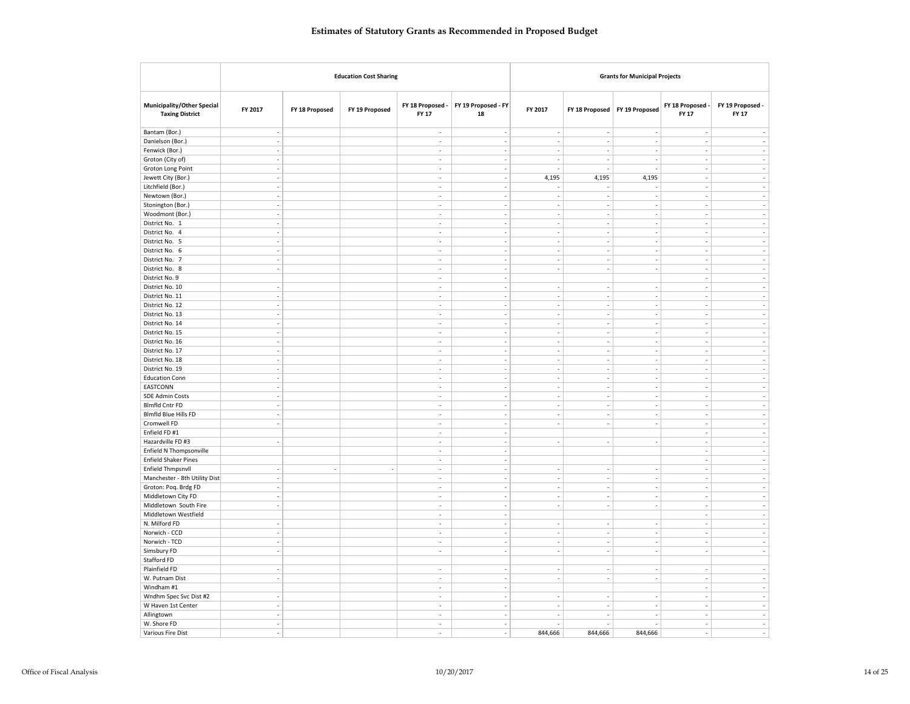# Estimates of Statutory Grants as Recommended in Proposed Budget

| | Education Cost Sharing | | | | | Grants for Municipal Projects | | | | |
|---|---|---|---|---|---|---|---|---|---|---|
| Municipality/Other Special Taxing District | FY 2017 | FY 18 Proposed | FY 19 Proposed | FY 18 Proposed - FY 17 | FY 19 Proposed - FY 18 | FY 2017 | FY 18 Proposed | FY 19 Proposed | FY 18 Proposed - FY 17 | FY 19 Proposed - FY 17 |
| Bantam (Bor.) | - | | | - | - | - | - | - | - | - |
| Danielson (Bor.) | - | | | - | - | - | - | - | - | - |
| Fenwick (Bor.) | - | | | - | - | - | - | - | - | - |
| Groton (City of) | - | | | - | - | - | - | - | - | - |
| Groton Long Point | - | | | - | - | - | - | - | - | - |
| Jewett City (Bor.) | - | | | - | - | 4,195 | 4,195 | 4,195 | - | - |
| Litchfield (Bor.) | - | | | - | - | - | - | - | - | - |
| Newtown (Bor.) | - | | | - | - | - | - | - | - | - |
| Stonington (Bor.) | - | | | - | - | - | - | - | - | - |
| Woodmont (Bor.) | - | | | - | - | - | - | - | - | - |
| District No. 1 | - | | | - | - | - | - | - | - | - |
| District No. 4 | - | | | - | - | - | - | - | - | - |
| District No. 5 | - | | | - | - | - | - | - | - | - |
| District No. 6 | - | | | - | - | - | - | - | - | - |
| District No. 7 | - | | | - | - | - | - | - | - | - |
| District No. 8 | - | | | - | - | - | - | - | - | - |
| District No. 9 | | | | - | - | | | | - | - |
| District No. 10 | - | | | - | - | - | - | - | - | - |
| District No. 11 | - | | | - | - | - | - | - | - | - |
| District No. 12 | - | | | - | - | - | - | - | - | - |
| District No. 13 | - | | | - | - | - | - | - | - | - |
| District No. 14 | - | | | - | - | - | - | - | - | - |
| District No. 15 | - | | | - | - | - | - | - | - | - |
| District No. 16 | - | | | - | - | - | - | - | - | - |
| District No. 17 | - | | | - | - | - | - | - | - | - |
| District No. 18 | - | | | - | - | - | - | - | - | - |
| District No. 19 | - | | | - | - | - | - | - | - | - |
| Education Conn | - | | | - | - | - | - | - | - | - |
| EASTCONN | - | | | - | - | - | - | - | - | - |
| SDE Admin Costs | - | | | - | - | - | - | - | - | - |
| Blmfld Cntr FD | - | | | - | - | - | - | - | - | - |
| Blmfld Blue Hills FD | - | | | - | - | - | - | - | - | - |
| Cromwell FD | - | | | - | - | - | - | - | - | - |
| Enfield FD #1 | | | | - | - | | | | - | - |
| Hazardville FD #3 | - | | | - | - | - | - | - | - | - |
| Enfield N Thompsonville | | | | - | - | | | | - | - |
| Enfield Shaker Pines | | | | - | - | | | | - | - |
| Enfield Thmpsnvll | - | - | - | - | - | - | - | - | - | - |
| Manchester - 8th Utility Dist | - | | | - | - | - | - | - | - | - |
| Groton: Poq. Brdg FD | - | | | - | - | - | - | - | - | - |
| Middletown City FD | - | | | - | - | - | - | - | - | - |
| Middletown South Fire | - | | | - | - | - | - | - | - | - |
| Middletown Westfield | | | | - | - | | | | - | - |
| N. Milford FD | - | | | - | - | - | - | - | - | - |
| Norwich - CCD | - | | | - | - | - | - | - | - | - |
| Norwich - TCD | - | | | - | - | - | - | - | - | - |
| Simsbury FD | - | | | - | - | - | - | - | - | - |
| Stafford FD | | | | | | | | | | |
| Plainfield FD | - | | | - | - | - | - | - | - | - |
| W. Putnam Dist | - | | | - | - | - | - | - | - | - |
| Windham #1 | | | | - | - | | | | - | - |
| Wndhm Spec Svc Dist #2 | - | | | - | - | - | - | - | - | - |
| W Haven 1st Center | - | | | - | - | - | - | - | - | - |
| Allingtown | - | | | - | - | - | - | - | - | - |
| W. Shore FD | - | | | - | - | - | - | - | - | - |
| Various Fire Dist | - | | | - | - | 844,666 | 844,666 | 844,666 | - | - |

Office of Fiscal Analysis 10/20/2017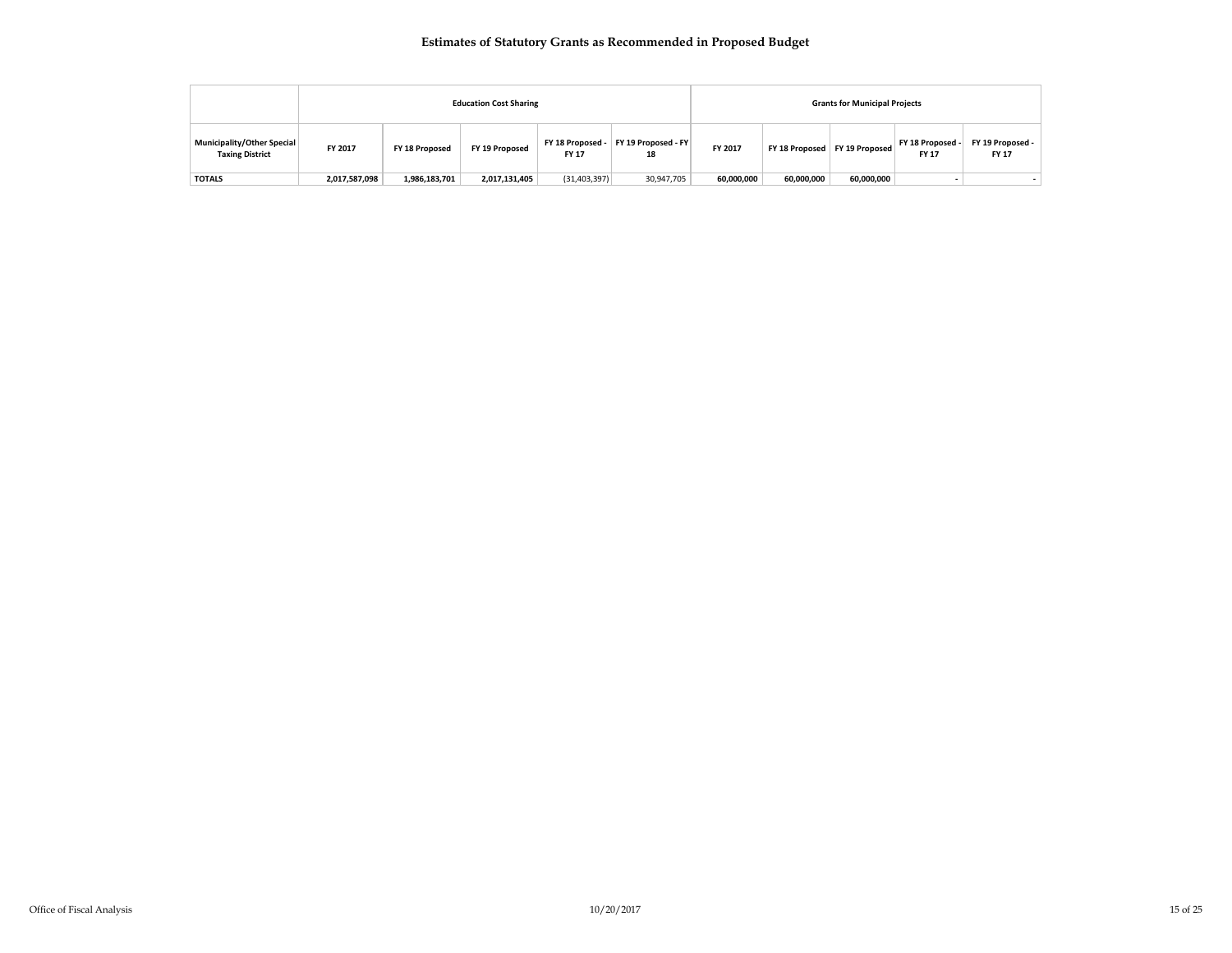# Estimates of Statutory Grants as Recommended in Proposed Budget

| | Education Cost Sharing | | | | | Grants for Municipal Projects | | | | |
|---|---|---|---|---|---|---|---|---|---|---|
| Municipality/Other Special Taxing District | FY 2017 | FY 18 Proposed | FY 19 Proposed | FY 18 Proposed - FY 17 | FY 19 Proposed - FY 18 | FY 2017 | FY 18 Proposed | FY 19 Proposed | FY 18 Proposed - FY 17 | FY 19 Proposed - FY 17 |
| TOTALS | 2,017,587,098 | 1,986,183,701 | 2,017,131,405 | (31,403,397) | 30,947,705 | 60,000,000 | 60,000,000 | 60,000,000 | - | - |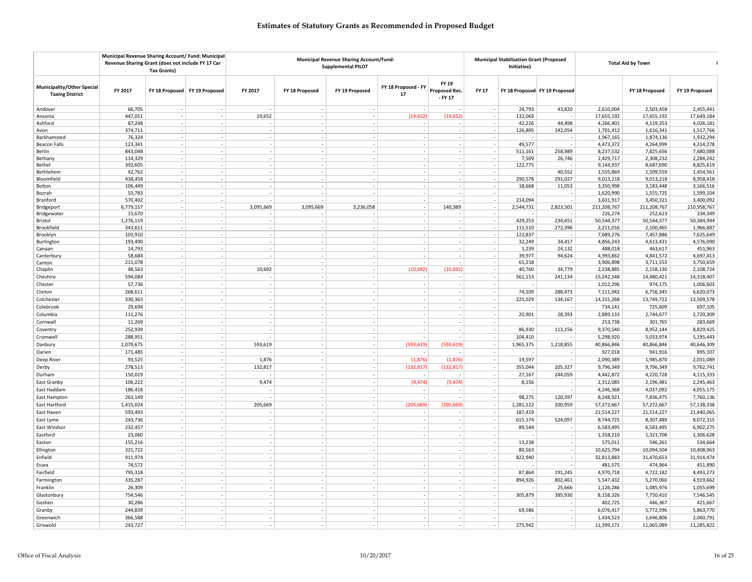# Estimates of Statutory Grants as Recommended in Proposed Budget

| Municipality/Other Special Taxing District | Municipal Revenue Sharing Account/ Fund: Municipal Revenue Sharing Grant (does not include FY 17 Car Tax Grants) | | | Municipal Revenue Sharing Account/Fund: Supplemental PILOT | | | | | Municipal Stabilization Grant (Proposed Initiative) | | | Total Aid by Town | | |
|---|---|---|---|---|---|---|---|---|---|---|---|---|---|---|
| | FY 2017 | FY 18 Proposed | FY 19 Proposed | FY 2017 | FY 18 Proposed | FY 19 Proposed | FY 18 Proposed - FY 17 | FY 19 Proposed Rec. - FY 17 | FY 17 | FY 18 Proposed | FY 19 Proposed | | FY 18 Proposed | FY 19 Proposed |
| Andover | 66,705 | - | - | - | - | - | - | - | - | 24,793 | 43,820 | 2,610,004 | 2,503,458 | 2,455,441 |
| Ansonia | 447,051 | - | - | 19,652 | - | - | (19,652) | (19,652) | - | 132,069 | - | 17,655,192 | 17,655,192 | 17,649,184 |
| Ashford | 87,248 | - | - | - | - | - | - | - | - | 42,226 | 44,498 | 4,266,401 | 4,119,353 | 4,026,181 |
| Avon | 374,711 | - | - | - | - | - | - | - | - | 126,895 | 142,054 | 1,701,412 | 1,616,341 | 1,517,766 |
| Barkhamsted | 76,324 | - | - | - | - | - | - | - | - | - | - | 1,967,165 | 1,874,136 | 1,932,294 |
| Beacon Falls | 123,341 | - | - | - | - | - | - | - | - | 49,577 | - | 4,473,372 | 4,264,999 | 4,314,278 |
| Berlin | 843,048 | - | - | - | - | - | - | - | - | 511,161 | 258,989 | 8,237,532 | 7,825,656 | 7,680,088 |
| Bethany | 114,329 | - | - | - | - | - | - | - | - | 7,509 | 26,746 | 2,429,717 | 2,308,232 | 2,284,242 |
| Bethel | 392,605 | - | - | - | - | - | - | - | - | 122,775 | - | 9,144,937 | 8,687,690 | 8,825,619 |
| Bethlehem | 42,762 | - | - | - | - | - | - | - | - | - | 40,552 | 1,555,869 | 1,509,559 | 1,454,561 |
| Bloomfield | 438,458 | - | - | - | - | - | - | - | - | 290,578 | 291,027 | 9,013,218 | 9,013,218 | 8,958,418 |
| Bolton | 106,449 | - | - | - | - | - | - | - | - | 18,668 | 11,053 | 3,350,998 | 3,183,448 | 3,166,516 |
| Bozrah | 53,783 | - | - | - | - | - | - | - | - | - | - | 1,620,990 | 1,555,725 | 1,599,104 |
| Branford | 570,402 | - | - | - | - | - | - | - | - | 214,094 | - | 3,631,917 | 3,450,321 | 3,400,092 |
| Bridgeport | 6,779,157 | - | - | 3,095,669 | 3,095,669 | 3,236,058 | - | 140,389 | - | 2,544,731 | 2,823,501 | 211,208,767 | 211,208,767 | 210,958,767 |
| Bridgewater | 15,670 | - | - | - | - | - | - | - | - | - | - | 226,274 | 252,623 | 234,349 |
| Bristol | 1,276,119 | - | - | - | - | - | - | - | - | 429,253 | 234,651 | 50,544,377 | 50,544,377 | 50,384,944 |
| Brookfield | 343,611 | - | - | - | - | - | - | - | - | 111,510 | 272,396 | 2,211,016 | 2,100,465 | 1,966,887 |
| Brooklyn | 103,910 | - | - | - | - | - | - | - | - | 122,837 | - | 7,689,276 | 7,457,886 | 7,625,649 |
| Burlington | 193,490 | - | - | - | - | - | - | - | - | 32,249 | 34,417 | 4,856,243 | 4,613,431 | 4,576,090 |
| Canaan | 14,793 | - | - | - | - | - | - | - | - | 1,239 | 24,132 | 488,018 | 463,617 | 451,963 |
| Canterbury | 58,684 | - | - | - | - | - | - | - | - | 39,977 | 94,624 | 4,993,862 | 4,841,572 | 4,697,413 |
| Canton | 211,078 | - | - | - | - | - | - | - | - | 61,218 | - | 3,906,898 | 3,711,553 | 3,750,659 |
| Chaplin | 48,563 | - | - | 10,692 | - | - | (10,692) | (10,692) | - | 40,760 | 34,779 | 2,238,885 | 2,158,130 | 2,108,724 |
| Cheshire | 594,084 | - | - | - | - | - | - | - | - | 561,153 | 241,134 | 15,242,548 | 14,480,421 | 14,318,407 |
| Chester | 57,736 | - | - | - | - | - | - | - | - | - | - | 1,012,296 | 974,175 | 1,006,603 |
| Clinton | 268,611 | - | - | - | - | - | - | - | - | 74,109 | 288,473 | 7,111,942 | 6,756,345 | 6,620,073 |
| Colchester | 330,363 | - | - | - | - | - | - | - | - | 225,029 | 134,167 | 14,315,268 | 13,749,722 | 13,509,578 |
| Colebrook | 29,694 | - | - | - | - | - | - | - | - | - | - | 734,141 | 725,609 | 697,105 |
| Columbia | 111,276 | - | - | - | - | - | - | - | - | 20,901 | 28,393 | 2,889,133 | 2,744,677 | 2,720,309 |
| Cornwall | 11,269 | - | - | - | - | - | - | - | - | - | - | 253,738 | 301,765 | 283,669 |
| Coventry | 252,939 | - | - | - | - | - | - | - | - | 86,930 | 113,156 | 9,370,540 | 8,952,144 | 8,829,425 |
| Cromwell | 288,951 | - | - | - | - | - | - | - | - | 104,410 | - | 5,298,920 | 5,033,974 | 5,195,443 |
| Danbury | 2,079,675 | - | - | 593,619 | - | - | (593,619) | (593,619) | - | 1,965,375 | 1,218,855 | 40,866,846 | 40,866,846 | 40,646,309 |
| Darien | 171,485 | - | - | - | - | - | - | - | - | - | - | 927,018 | 941,916 | 895,107 |
| Deep River | 93,525 | - | - | 1,876 | - | - | (1,876) | (1,876) | - | 19,597 | - | 2,090,389 | 1,985,870 | 2,031,089 |
| Derby | 278,513 | - | - | 132,817 | - | - | (132,817) | (132,817) | - | 355,044 | 205,327 | 9,796,349 | 9,796,349 | 9,762,741 |
| Durham | 150,019 | - | - | - | - | - | - | - | - | 27,167 | 244,059 | 4,442,872 | 4,220,728 | 4,115,333 |
| East Granby | 106,222 | - | - | 9,474 | - | - | (9,474) | (9,474) | - | 8,156 | - | 2,312,085 | 2,196,481 | 2,245,463 |
| East Haddam | 186,418 | - | - | - | - | - | - | - | - | - | - | 4,246,368 | 4,037,092 | 4,055,175 |
| East Hampton | 263,149 | - | - | - | - | - | - | - | - | 98,275 | 120,397 | 8,248,921 | 7,836,475 | 7,760,136 |
| East Hartford | 1,415,024 | - | - | 205,669 | - | - | (205,669) | (205,669) | - | 1,281,122 | 200,959 | 57,272,667 | 57,272,667 | 57,138,338 |
| East Haven | 593,493 | - | - | - | - | - | - | - | - | 187,419 | - | 21,514,227 | 21,514,227 | 21,440,065 |
| East Lyme | 243,736 | - | - | - | - | - | - | - | - | 615,174 | 524,097 | 8,744,725 | 8,307,489 | 8,072,315 |
| East Windsor | 232,457 | - | - | - | - | - | - | - | - | 89,544 | - | 6,583,495 | 6,583,495 | 6,902,275 |
| Eastford | 23,060 | - | - | - | - | - | - | - | - | - | - | 1,358,210 | 1,321,708 | 1,306,628 |
| Easton | 155,216 | - | - | - | - | - | - | - | - | 13,238 | - | 575,011 | 546,261 | 534,664 |
| Ellington | 321,722 | - | - | - | - | - | - | - | - | 80,563 | - | 10,625,794 | 10,094,504 | 10,408,963 |
| Enfield | 911,974 | - | - | - | - | - | - | - | - | 822,940 | - | 32,813,883 | 31,470,653 | 31,914,474 |
| Essex | 74,572 | - | - | - | - | - | - | - | - | - | - | 481,575 | 474,964 | 451,890 |
| Fairfield | 795,318 | - | - | - | - | - | - | - | - | 87,864 | 191,245 | 4,970,718 | 4,722,182 | 4,493,273 |
| Farmington | 335,287 | - | - | - | - | - | - | - | - | 894,926 | 802,461 | 5,547,432 | 5,270,060 | 4,919,662 |
| Franklin | 26,309 | - | - | - | - | - | - | - | - | - | 25,666 | 1,126,286 | 1,085,976 | 1,055,699 |
| Glastonbury | 754,546 | - | - | - | - | - | - | - | - | 305,879 | 385,930 | 8,158,326 | 7,750,410 | 7,546,545 |
| Goshen | 30,286 | - | - | - | - | - | - | - | - | - | - | 402,725 | 446,367 | 421,667 |
| Granby | 244,839 | - | - | - | - | - | - | - | - | 69,586 | - | 6,076,417 | 5,772,596 | 5,863,770 |
| Greenwich | 366,588 | - | - | - | - | - | - | - | - | - | - | 1,434,523 | 1,646,806 | 2,060,791 |
| Griswold | 243,727 | - | - | - | - | - | - | - | - | 275,942 | - | 11,399,171 | 11,065,089 | 11,285,822 |

Office of Fiscal Analysis 10/20/2017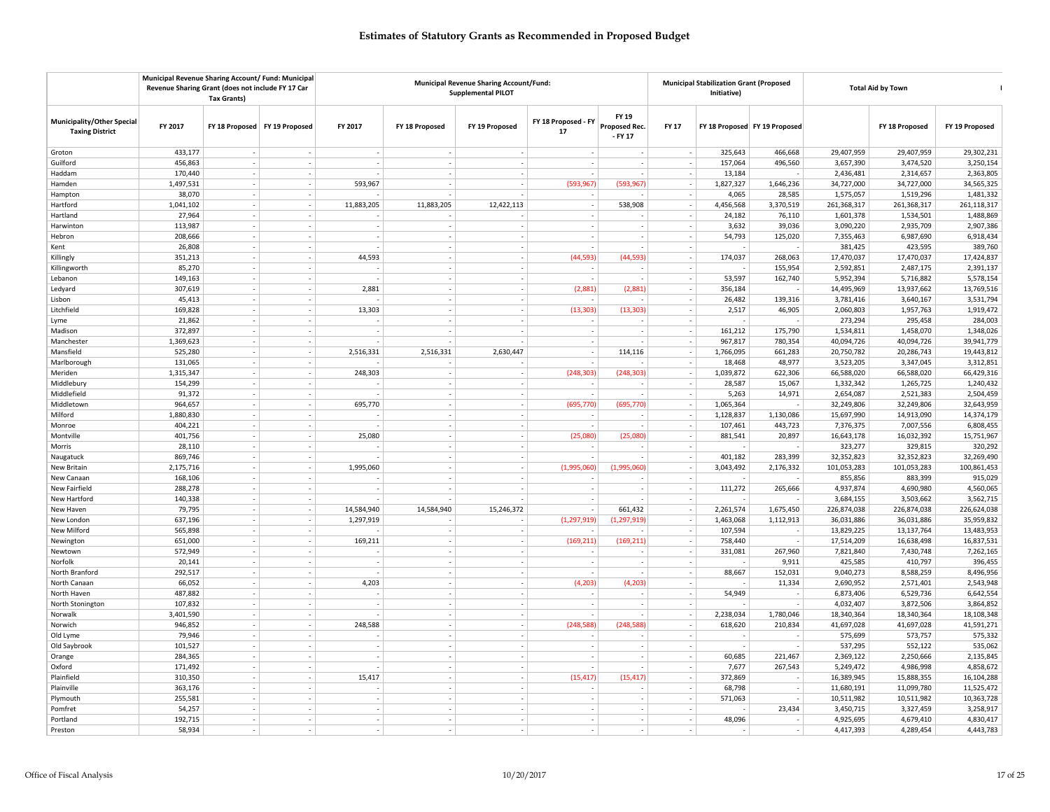# Estimates of Statutory Grants as Recommended in Proposed Budget

| Municipality/Other Special Taxing District | Municipal Revenue Sharing Account/ Fund: Municipal Revenue Sharing Grant (does not include FY 17 Car Tax Grants) | | | Municipal Revenue Sharing Account/Fund: Supplemental PILOT | | | | | Municipal Stabilization Grant (Proposed Initiative) | | | Total Aid by Town | | |
|---|---|---|---|---|---|---|---|---|---|---|---|---|---|---|
| | FY 2017 | FY 18 Proposed | FY 19 Proposed | FY 2017 | FY 18 Proposed | FY 19 Proposed | FY 18 Proposed - FY 17 | FY 19 Proposed Rec. - FY 17 | FY 17 | FY 18 Proposed | FY 19 Proposed | | FY 18 Proposed | FY 19 Proposed |
| Groton | 433,177 | - | - | - | - | - | - | - | - | 325,643 | 466,668 | 29,407,959 | 29,407,959 | 29,302,231 |
| Guilford | 456,863 | - | - | - | - | - | - | - | - | 157,064 | 496,560 | 3,657,390 | 3,474,520 | 3,250,154 |
| Haddam | 170,440 | - | - | - | - | - | - | - | - | 13,184 | - | 2,436,481 | 2,314,657 | 2,363,805 |
| Hamden | 1,497,531 | - | - | 593,967 | - | - | (593,967) | (593,967) | - | 1,827,327 | 1,646,236 | 34,727,000 | 34,727,000 | 34,565,325 |
| Hampton | 38,070 | - | - | - | - | - | - | - | - | 4,065 | 28,585 | 1,575,057 | 1,519,296 | 1,481,332 |
| Hartford | 1,041,102 | - | - | 11,883,205 | 11,883,205 | 12,422,113 | - | 538,908 | - | 4,456,568 | 3,370,519 | 261,368,317 | 261,368,317 | 261,118,317 |
| Hartland | 27,964 | - | - | - | - | - | - | - | - | 24,182 | 76,110 | 1,601,378 | 1,534,501 | 1,488,869 |
| Harwinton | 113,987 | - | - | - | - | - | - | - | - | 3,632 | 39,036 | 3,090,220 | 2,935,709 | 2,907,386 |
| Hebron | 208,666 | - | - | - | - | - | - | - | - | 54,793 | 125,020 | 7,355,463 | 6,987,690 | 6,918,434 |
| Kent | 26,808 | - | - | - | - | - | - | - | - | - | - | 381,425 | 423,595 | 389,760 |
| Killingly | 351,213 | - | - | 44,593 | - | - | (44,593) | (44,593) | - | 174,037 | 268,063 | 17,470,037 | 17,470,037 | 17,424,837 |
| Killingworth | 85,270 | - | - | - | - | - | - | - | - | - | 155,954 | 2,592,851 | 2,487,175 | 2,391,137 |
| Lebanon | 149,163 | - | - | - | - | - | - | - | - | 53,597 | 162,740 | 5,952,394 | 5,716,882 | 5,578,154 |
| Ledyard | 307,619 | - | - | 2,881 | - | - | (2,881) | (2,881) | - | 356,184 | - | 14,495,969 | 13,937,662 | 13,769,516 |
| Lisbon | 45,413 | - | - | - | - | - | - | - | - | 26,482 | 139,316 | 3,781,416 | 3,640,167 | 3,531,794 |
| Litchfield | 169,828 | - | - | 13,303 | - | - | (13,303) | (13,303) | - | 2,517 | 46,905 | 2,060,803 | 1,957,763 | 1,919,472 |
| Lyme | 21,862 | - | - | - | - | - | - | - | - | - | - | 273,294 | 295,458 | 284,003 |
| Madison | 372,897 | - | - | - | - | - | - | - | - | 161,212 | 175,790 | 1,534,811 | 1,458,070 | 1,348,026 |
| Manchester | 1,369,623 | - | - | - | - | - | - | - | - | 967,817 | 780,354 | 40,094,726 | 40,094,726 | 39,941,779 |
| Mansfield | 525,280 | - | - | 2,516,331 | 2,516,331 | 2,630,447 | - | 114,116 | - | 1,766,095 | 661,283 | 20,750,782 | 20,286,743 | 19,443,812 |
| Marlborough | 131,065 | - | - | - | - | - | - | - | - | 18,468 | 48,977 | 3,523,205 | 3,347,045 | 3,312,851 |
| Meriden | 1,315,347 | - | - | 248,303 | - | - | (248,303) | (248,303) | - | 1,039,872 | 622,306 | 66,588,020 | 66,588,020 | 66,429,316 |
| Middlebury | 154,299 | - | - | - | - | - | - | - | - | 28,587 | 15,067 | 1,332,342 | 1,265,725 | 1,240,432 |
| Middlefield | 91,372 | - | - | - | - | - | - | - | - | 5,263 | 14,971 | 2,654,087 | 2,521,383 | 2,504,459 |
| Middletown | 964,657 | - | - | 695,770 | - | - | (695,770) | (695,770) | - | 1,065,364 | - | 32,249,806 | 32,249,806 | 32,643,959 |
| Milford | 1,880,830 | - | - | - | - | - | - | - | - | 1,128,837 | 1,130,086 | 15,697,990 | 14,913,090 | 14,374,179 |
| Monroe | 404,221 | - | - | - | - | - | - | - | - | 107,461 | 443,723 | 7,376,375 | 7,007,556 | 6,808,455 |
| Montville | 401,756 | - | - | 25,080 | - | - | (25,080) | (25,080) | - | 881,541 | 20,897 | 16,643,178 | 16,032,392 | 15,751,967 |
| Morris | 28,110 | - | - | - | - | - | - | - | - | - | - | 323,277 | 329,815 | 320,292 |
| Naugatuck | 869,746 | - | - | - | - | - | - | - | - | 401,182 | 283,399 | 32,352,823 | 32,352,823 | 32,269,490 |
| New Britain | 2,175,716 | - | - | 1,995,060 | - | - | (1,995,060) | (1,995,060) | - | 3,043,492 | 2,176,332 | 101,053,283 | 101,053,283 | 100,861,453 |
| New Canaan | 168,106 | - | - | - | - | - | - | - | - | - | - | 855,856 | 883,399 | 915,029 |
| New Fairfield | 288,278 | - | - | - | - | - | - | - | - | 111,272 | 265,666 | 4,937,874 | 4,690,980 | 4,560,065 |
| New Hartford | 140,338 | - | - | - | - | - | - | - | - | - | - | 3,684,155 | 3,503,662 | 3,562,715 |
| New Haven | 79,795 | - | - | 14,584,940 | 14,584,940 | 15,246,372 | - | 661,432 | - | 2,261,574 | 1,675,450 | 226,874,038 | 226,874,038 | 226,624,038 |
| New London | 637,196 | - | - | 1,297,919 | - | - | (1,297,919) | (1,297,919) | - | 1,463,068 | 1,112,913 | 36,031,886 | 36,031,886 | 35,959,832 |
| New Milford | 565,898 | - | - | - | - | - | - | - | - | 107,594 | - | 13,829,225 | 13,137,764 | 13,483,953 |
| Newington | 651,000 | - | - | 169,211 | - | - | (169,211) | (169,211) | - | 758,440 | - | 17,514,209 | 16,638,498 | 16,837,531 |
| Newtown | 572,949 | - | - | - | - | - | - | - | - | 331,081 | 267,960 | 7,821,840 | 7,430,748 | 7,262,165 |
| Norfolk | 20,141 | - | - | - | - | - | - | - | - | - | 9,911 | 425,585 | 410,797 | 396,455 |
| North Branford | 292,517 | - | - | - | - | - | - | - | - | 88,667 | 152,031 | 9,040,273 | 8,588,259 | 8,496,956 |
| North Canaan | 66,052 | - | - | 4,203 | - | - | (4,203) | (4,203) | - | - | 11,334 | 2,690,952 | 2,571,401 | 2,543,948 |
| North Haven | 487,882 | - | - | - | - | - | - | - | - | 54,949 | - | 6,873,406 | 6,529,736 | 6,642,554 |
| North Stonington | 107,832 | - | - | - | - | - | - | - | - | - | - | 4,032,407 | 3,872,506 | 3,864,852 |
| Norwalk | 3,401,590 | - | - | - | - | - | - | - | - | 2,238,034 | 1,780,046 | 18,340,364 | 18,340,364 | 18,108,348 |
| Norwich | 946,852 | - | - | 248,588 | - | - | (248,588) | (248,588) | - | 618,620 | 210,834 | 41,697,028 | 41,697,028 | 41,591,271 |
| Old Lyme | 79,946 | - | - | - | - | - | - | - | - | - | - | 575,699 | 573,757 | 575,332 |
| Old Saybrook | 101,527 | - | - | - | - | - | - | - | - | - | - | 537,295 | 552,122 | 535,062 |
| Orange | 284,365 | - | - | - | - | - | - | - | - | 60,685 | 221,467 | 2,369,122 | 2,250,666 | 2,135,845 |
| Oxford | 171,492 | - | - | - | - | - | - | - | - | 7,677 | 267,543 | 5,249,472 | 4,986,998 | 4,858,672 |
| Plainfield | 310,350 | - | - | 15,417 | - | - | (15,417) | (15,417) | - | 372,869 | - | 16,389,945 | 15,888,355 | 16,104,288 |
| Plainville | 363,176 | - | - | - | - | - | - | - | - | 68,798 | - | 11,680,191 | 11,099,780 | 11,525,472 |
| Plymouth | 255,581 | - | - | - | - | - | - | - | - | 571,063 | - | 10,511,982 | 10,511,982 | 10,363,728 |
| Pomfret | 54,257 | - | - | - | - | - | - | - | - | - | 23,434 | 3,450,715 | 3,327,459 | 3,258,917 |
| Portland | 192,715 | - | - | - | - | - | - | - | - | 48,096 | - | 4,925,695 | 4,679,410 | 4,830,417 |
| Preston | 58,934 | - | - | - | - | - | - | - | - | - | - | 4,417,393 | 4,289,454 | 4,443,783 |

Office of Fiscal Analysis 10/20/2017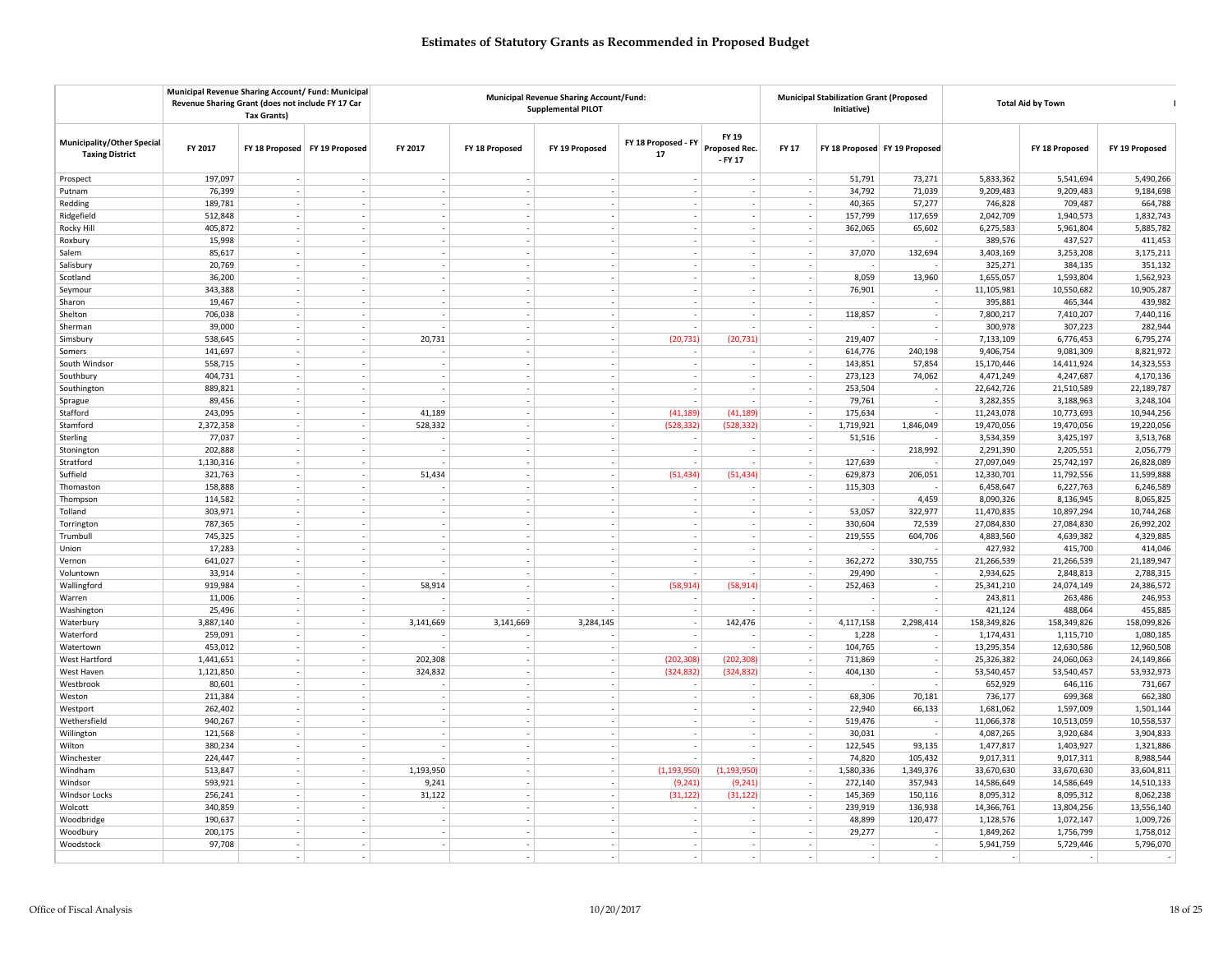# Estimates of Statutory Grants as Recommended in Proposed Budget

| Municipality/Other Special Taxing District | Municipal Revenue Sharing Account/ Fund: Municipal Revenue Sharing Grant (does not include FY 17 Car Tax Grants) | | | Municipal Revenue Sharing Account/Fund: Supplemental PILOT | | | | | Municipal Stabilization Grant (Proposed Initiative) | | | Total Aid by Town | | |
|---|---|---|---|---|---|---|---|---|---|---|---|---|---|---|
| | FY 2017 | FY 18 Proposed | FY 19 Proposed | FY 2017 | FY 18 Proposed | FY 19 Proposed | FY 18 Proposed - FY 17 | FY 19 Proposed Rec. - FY 17 | FY 17 | FY 18 Proposed | FY 19 Proposed | | FY 18 Proposed | FY 19 Proposed |
| Prospect | 197,097 | - | - | - | - | - | - | - | - | 51,791 | 73,271 | 5,833,362 | 5,541,694 | 5,490,266 |
| Putnam | 76,399 | - | - | - | - | - | - | - | - | 34,792 | 71,039 | 9,209,483 | 9,209,483 | 9,184,698 |
| Redding | 189,781 | - | - | - | - | - | - | - | - | 40,365 | 57,277 | 746,828 | 709,487 | 664,788 |
| Ridgefield | 512,848 | - | - | - | - | - | - | - | - | 157,799 | 117,659 | 2,042,709 | 1,940,573 | 1,832,743 |
| Rocky Hill | 405,872 | - | - | - | - | - | - | - | - | 362,065 | 65,602 | 6,275,583 | 5,961,804 | 5,885,782 |
| Roxbury | 15,998 | - | - | - | - | - | - | - | - | - | - | 389,576 | 437,527 | 411,453 |
| Salem | 85,617 | - | - | - | - | - | - | - | - | 37,070 | 132,694 | 3,403,169 | 3,253,208 | 3,175,211 |
| Salisbury | 20,769 | - | - | - | - | - | - | - | - | - | - | 325,271 | 384,135 | 351,132 |
| Scotland | 36,200 | - | - | - | - | - | - | - | - | 8,059 | 13,960 | 1,655,057 | 1,593,804 | 1,562,923 |
| Seymour | 343,388 | - | - | - | - | - | - | - | - | 76,901 | - | 11,105,981 | 10,550,682 | 10,905,287 |
| Sharon | 19,467 | - | - | - | - | - | - | - | - | - | - | 395,881 | 465,344 | 439,982 |
| Shelton | 706,038 | - | - | - | - | - | - | - | - | 118,857 | - | 7,800,217 | 7,410,207 | 7,440,116 |
| Sherman | 39,000 | - | - | - | - | - | - | - | - | - | - | 300,978 | 307,223 | 282,944 |
| Simsbury | 538,645 | - | - | 20,731 | - | - | (20,731) | (20,731) | - | 219,407 | - | 7,133,109 | 6,776,453 | 6,795,274 |
| Somers | 141,697 | - | - | - | - | - | - | - | - | 614,776 | 240,198 | 9,406,754 | 9,081,309 | 8,821,972 |
| South Windsor | 558,715 | - | - | - | - | - | - | - | - | 143,851 | 57,854 | 15,170,446 | 14,411,924 | 14,323,553 |
| Southbury | 404,731 | - | - | - | - | - | - | - | - | 273,123 | 74,062 | 4,471,249 | 4,247,687 | 4,170,136 |
| Southington | 889,821 | - | - | - | - | - | - | - | - | 253,504 | - | 22,642,726 | 21,510,589 | 22,189,787 |
| Sprague | 89,456 | - | - | - | - | - | - | - | - | 79,761 | - | 3,282,355 | 3,188,963 | 3,248,104 |
| Stafford | 243,095 | - | - | 41,189 | - | - | (41,189) | (41,189) | - | 175,634 | - | 11,243,078 | 10,773,693 | 10,944,256 |
| Stamford | 2,372,358 | - | - | 528,332 | - | - | (528,332) | (528,332) | - | 1,719,921 | 1,846,049 | 19,470,056 | 19,470,056 | 19,220,056 |
| Sterling | 77,037 | - | - | - | - | - | - | - | - | 51,516 | - | 3,534,359 | 3,425,197 | 3,513,768 |
| Stonington | 202,888 | - | - | - | - | - | - | - | - | - | 218,992 | 2,291,390 | 2,205,551 | 2,056,779 |
| Stratford | 1,130,316 | - | - | - | - | - | - | - | - | 127,639 | - | 27,097,049 | 25,742,197 | 26,828,089 |
| Suffield | 321,763 | - | - | 51,434 | - | - | (51,434) | (51,434) | - | 629,873 | 206,051 | 12,330,701 | 11,792,556 | 11,599,888 |
| Thomaston | 158,888 | - | - | - | - | - | - | - | - | 115,303 | - | 6,458,647 | 6,227,763 | 6,246,589 |
| Thompson | 114,582 | - | - | - | - | - | - | - | - | - | 4,459 | 8,090,326 | 8,136,945 | 8,065,825 |
| Tolland | 303,971 | - | - | - | - | - | - | - | - | 53,057 | 322,977 | 11,470,835 | 10,897,294 | 10,744,268 |
| Torrington | 787,365 | - | - | - | - | - | - | - | - | 330,604 | 72,539 | 27,084,830 | 27,084,830 | 26,992,202 |
| Trumbull | 745,325 | - | - | - | - | - | - | - | - | 219,555 | 604,706 | 4,883,560 | 4,639,382 | 4,329,885 |
| Union | 17,283 | - | - | - | - | - | - | - | - | - | - | 427,932 | 415,700 | 414,046 |
| Vernon | 641,027 | - | - | - | - | - | - | - | - | 362,272 | 330,755 | 21,266,539 | 21,266,539 | 21,189,947 |
| Voluntown | 33,914 | - | - | - | - | - | - | - | - | 29,490 | - | 2,934,625 | 2,848,813 | 2,788,315 |
| Wallingford | 919,984 | - | - | 58,914 | - | - | (58,914) | (58,914) | - | 252,463 | - | 25,341,210 | 24,074,149 | 24,386,572 |
| Warren | 11,006 | - | - | - | - | - | - | - | - | - | - | 243,811 | 263,486 | 246,953 |
| Washington | 25,496 | - | - | - | - | - | - | - | - | - | - | 421,124 | 488,064 | 455,885 |
| Waterbury | 3,887,140 | - | - | 3,141,669 | 3,141,669 | 3,284,145 | - | 142,476 | - | 4,117,158 | 2,298,414 | 158,349,826 | 158,349,826 | 158,099,826 |
| Waterford | 259,091 | - | - | - | - | - | - | - | - | 1,228 | - | 1,174,431 | 1,115,710 | 1,080,185 |
| Watertown | 453,012 | - | - | - | - | - | - | - | - | 104,765 | - | 13,295,354 | 12,630,586 | 12,960,508 |
| West Hartford | 1,441,651 | - | - | 202,308 | - | - | (202,308) | (202,308) | - | 711,869 | - | 25,326,382 | 24,060,063 | 24,149,866 |
| West Haven | 1,121,850 | - | - | 324,832 | - | - | (324,832) | (324,832) | - | 404,130 | - | 53,540,457 | 53,540,457 | 53,932,973 |
| Westbrook | 80,601 | - | - | - | - | - | - | - | - | - | - | 652,929 | 646,116 | 731,667 |
| Weston | 211,384 | - | - | - | - | - | - | - | - | 68,306 | 70,181 | 736,177 | 699,368 | 662,380 |
| Westport | 262,402 | - | - | - | - | - | - | - | - | 22,940 | 66,133 | 1,681,062 | 1,597,009 | 1,501,144 |
| Wethersfield | 940,267 | - | - | - | - | - | - | - | - | 519,476 | - | 11,066,378 | 10,513,059 | 10,558,537 |
| Willington | 121,568 | - | - | - | - | - | - | - | - | 30,031 | - | 4,087,265 | 3,920,684 | 3,904,833 |
| Wilton | 380,234 | - | - | - | - | - | - | - | - | 122,545 | 93,135 | 1,477,817 | 1,403,927 | 1,321,886 |
| Winchester | 224,447 | - | - | - | - | - | - | - | - | 74,820 | 105,432 | 9,017,311 | 9,017,311 | 8,988,544 |
| Windham | 513,847 | - | - | 1,193,950 | - | - | (1,193,950) | (1,193,950) | - | 1,580,336 | 1,349,376 | 33,670,630 | 33,670,630 | 33,604,811 |
| Windsor | 593,921 | - | - | 9,241 | - | - | (9,241) | (9,241) | - | 272,140 | 357,943 | 14,586,649 | 14,586,649 | 14,510,133 |
| Windsor Locks | 256,241 | - | - | 31,122 | - | - | (31,122) | (31,122) | - | 145,369 | 150,116 | 8,095,312 | 8,095,312 | 8,062,238 |
| Wolcott | 340,859 | - | - | - | - | - | - | - | - | 239,919 | 136,938 | 14,366,761 | 13,804,256 | 13,556,140 |
| Woodbridge | 190,637 | - | - | - | - | - | - | - | - | 48,899 | 120,477 | 1,128,576 | 1,072,147 | 1,009,726 |
| Woodbury | 200,175 | - | - | - | - | - | - | - | - | 29,277 | - | 1,849,262 | 1,756,799 | 1,758,012 |
| Woodstock | 97,708 | - | - | - | - | - | - | - | - | - | - | 5,941,759 | 5,729,446 | 5,796,070 |
| | | - | - | - | - | - | - | - | - | - | - | - | - | - |

Office of Fiscal Analysis — 10/20/2017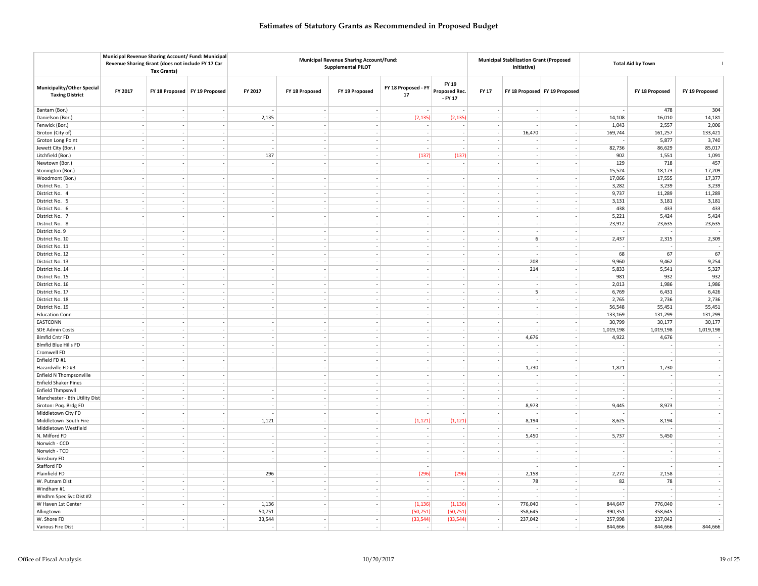# Estimates of Statutory Grants as Recommended in Proposed Budget

| Municipality/Other Special Taxing District | Municipal Revenue Sharing Account/ Fund: Municipal Revenue Sharing Grant (does not include FY 17 Car Tax Grants) FY 2017 | FY 18 Proposed | FY 19 Proposed | Municipal Revenue Sharing Account/Fund: Supplemental PILOT FY 2017 | FY 18 Proposed | FY 19 Proposed | FY 18 Proposed - FY 17 | FY 19 Proposed Rec. - FY 17 | Municipal Stabilization Grant (Proposed Initiative) FY 17 | FY 18 Proposed | FY 19 Proposed | Total Aid by Town | FY 18 Proposed | FY 19 Proposed |
|---|---|---|---|---|---|---|---|---|---|---|---|---|---|---|
| Bantam (Bor.) | - | - | - | - | - | - | - | - | - | - | - | - | 478 | 304 |
| Danielson (Bor.) | - | - | - | 2,135 | - | - | (2,135) | (2,135) | - | - | - | 14,108 | 16,010 | 14,181 |
| Fenwick (Bor.) | - | - | - | - | - | - | - | - | - | - | - | 1,043 | 2,557 | 2,006 |
| Groton (City of) | - | - | - | - | - | - | - | - | - | 16,470 | - | 169,744 | 161,257 | 133,421 |
| Groton Long Point | - | - | - | - | - | - | - | - | - | - | - | - | 5,877 | 3,740 |
| Jewett City (Bor.) | - | - | - | - | - | - | - | - | - | - | - | 82,736 | 86,629 | 85,091 |
| Litchfield (Bor.) | - | - | - | 137 | - | - | (137) | (137) | - | - | - | 902 | 1,551 | 1,091 |
| Newtown (Bor.) | - | - | - | - | - | - | - | - | - | - | - | 129 | 718 | 457 |
| Stonington (Bor.) | - | - | - | - | - | - | - | - | - | - | - | 15,524 | 18,173 | 17,209 |
| Woodmont (Bor.) | - | - | - | - | - | - | - | - | - | - | - | 17,066 | 17,555 | 17,377 |
| District No. 1 | - | - | - | - | - | - | - | - | - | - | - | 3,282 | 3,239 | 3,239 |
| District No. 4 | - | - | - | - | - | - | - | - | - | - | - | 9,737 | 11,289 | 11,289 |
| District No. 5 | - | - | - | - | - | - | - | - | - | - | - | 3,131 | 3,181 | 3,181 |
| District No. 6 | - | - | - | - | - | - | - | - | - | - | - | 438 | 433 | 433 |
| District No. 7 | - | - | - | - | - | - | - | - | - | - | - | 5,221 | 5,424 | 5,424 |
| District No. 8 | - | - | - | - | - | - | - | - | - | - | - | 23,912 | 23,635 | 23,635 |
| District No. 9 | | - | - | | - | - | - | - | - | - | - | - | - | - |
| District No. 10 | - | - | - | - | - | - | - | - | - | 6 | - | 2,437 | 2,315 | 2,309 |
| District No. 11 | - | - | - | - | - | - | - | - | - | - | - | - | - | - |
| District No. 12 | - | - | - | - | - | - | - | - | - | - | - | 68 | 67 | 67 |
| District No. 13 | - | - | - | - | - | - | - | - | - | 208 | - | 9,960 | 9,462 | 9,254 |
| District No. 14 | - | - | - | - | - | - | - | - | - | 214 | - | 5,833 | 5,541 | 5,327 |
| District No. 15 | - | - | - | - | - | - | - | - | - | - | - | 981 | 932 | 932 |
| District No. 16 | - | - | - | - | - | - | - | - | - | - | - | 2,013 | 1,986 | 1,986 |
| District No. 17 | - | - | - | - | - | - | - | - | - | 5 | - | 6,769 | 6,431 | 6,426 |
| District No. 18 | - | - | - | - | - | - | - | - | - | - | - | 2,765 | 2,736 | 2,736 |
| District No. 19 | - | - | - | - | - | - | - | - | - | - | - | 56,548 | 55,451 | 55,451 |
| Education Conn | - | - | - | - | - | - | - | - | - | - | - | 133,169 | 131,299 | 131,299 |
| EASTCONN | - | - | - | - | - | - | - | - | - | - | - | 30,799 | 30,177 | 30,177 |
| SDE Admin Costs | - | - | - | - | - | - | - | - | - | - | - | 1,019,198 | 1,019,198 | 1,019,198 |
| Blmfld Cntr FD | - | - | - | - | - | - | - | - | - | 4,676 | - | 4,922 | 4,676 | - |
| Blmfld Blue Hills FD | - | - | - | - | - | - | - | - | - | - | - | - | - | - |
| Cromwell FD | - | - | - | - | - | - | - | - | - | - | - | - | - | - |
| Enfield FD #1 | - | - | - | | - | - | - | - | - | - | - | - | - | - |
| Hazardville FD #3 | - | - | - | - | - | - | - | - | - | 1,730 | - | 1,821 | 1,730 | - |
| Enfield N Thompsonville | - | - | - | | - | - | - | - | - | - | - | - | - | - |
| Enfield Shaker Pines | - | - | - | | - | - | - | - | - | - | - | - | - | - |
| Enfield Thmpsnvll | - | - | - | - | - | - | - | - | - | - | - | - | - | - |
| Manchester - 8th Utility Dist | - | - | - | - | - | - | - | - | - | - | - | - | - | - |
| Groton: Poq. Brdg FD | - | - | - | - | - | - | - | - | - | 8,973 | - | 9,445 | 8,973 | - |
| Middletown City FD | - | - | - | - | - | - | - | - | - | - | - | - | - | - |
| Middletown South Fire | - | - | - | 1,121 | - | - | (1,121) | (1,121) | - | 8,194 | - | 8,625 | 8,194 | - |
| Middletown Westfield | - | - | - | | - | - | - | - | - | - | - | - | - | - |
| N. Milford FD | - | - | - | - | - | - | - | - | - | 5,450 | - | 5,737 | 5,450 | - |
| Norwich - CCD | - | - | - | - | - | - | - | - | - | - | - | - | - | - |
| Norwich - TCD | - | - | - | - | - | - | - | - | - | - | - | - | - | - |
| Simsbury FD | - | - | - | - | - | - | - | - | - | - | - | - | - | - |
| Stafford FD | - | | | | - | | - | | | - | - | - | - | - |
| Plainfield FD | - | - | - | 296 | - | - | (296) | (296) | - | 2,158 | - | 2,272 | 2,158 | - |
| W. Putnam Dist | - | - | - | - | - | - | - | - | - | 78 | - | 82 | 78 | - |
| Windham #1 | - | - | - | | - | - | - | - | - | - | - | - | - | - |
| Wndhm Spec Svc Dist #2 | - | - | - | - | - | - | - | - | - | - | - | - | - | - |
| W Haven 1st Center | - | - | - | 1,136 | - | - | (1,136) | (1,136) | - | 776,040 | - | 844,647 | 776,040 | - |
| Allingtown | - | - | - | 50,751 | - | - | (50,751) | (50,751) | - | 358,645 | - | 390,351 | 358,645 | - |
| W. Shore FD | - | - | - | 33,544 | - | - | (33,544) | (33,544) | - | 237,042 | - | 257,998 | 237,042 | - |
| Various Fire Dist | - | - | - | - | - | - | - | - | - | - | - | 844,666 | 844,666 | 844,666 |

Office of Fiscal Analysis 10/20/2017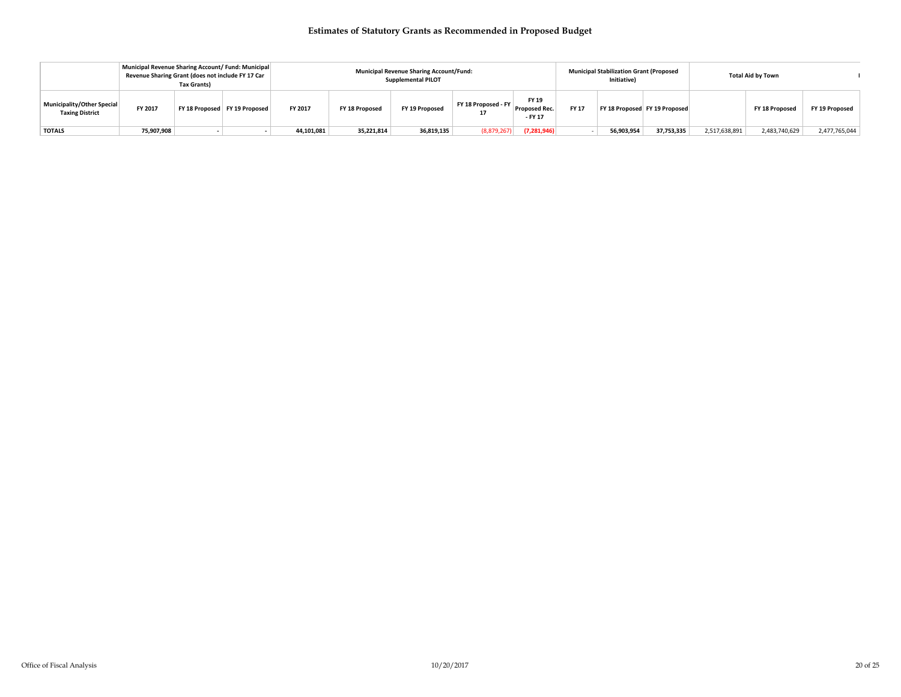# Estimates of Statutory Grants as Recommended in Proposed Budget

| | Municipal Revenue Sharing Account/ Fund: Municipal Revenue Sharing Grant (does not include FY 17 Car Tax Grants) | | | Municipal Revenue Sharing Account/Fund: Supplemental PILOT | | | | | Municipal Stabilization Grant (Proposed Initiative) | | | Total Aid by Town | | |
|---|---|---|---|---|---|---|---|---|---|---|---|---|---|---|
| Municipality/Other Special Taxing District | FY 2017 | FY 18 Proposed | FY 19 Proposed | FY 2017 | FY 18 Proposed | FY 19 Proposed | FY 18 Proposed - FY 17 | FY 19 Proposed Rec. - FY 17 | FY 17 | FY 18 Proposed | FY 19 Proposed | | FY 18 Proposed | FY 19 Proposed |
| **TOTALS** | **75,907,908** | - | - | **44,101,081** | **35,221,814** | **36,819,135** | (8,879,267) | **(7,281,946)** | - | **56,903,954** | **37,753,335** | 2,517,638,891 | 2,483,740,629 | 2,477,765,044 |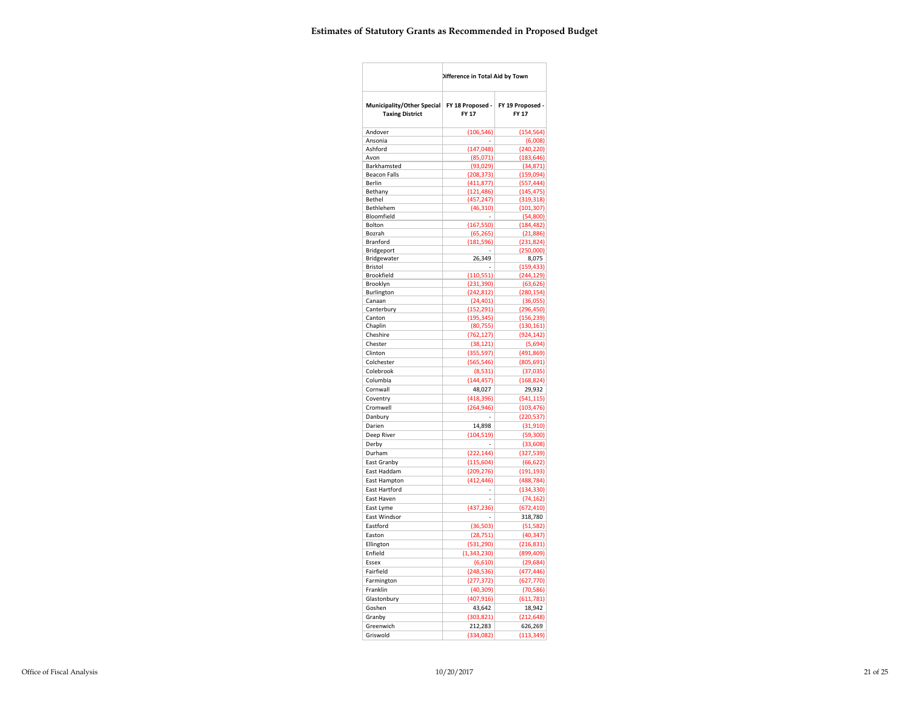# Estimates of Statutory Grants as Recommended in Proposed Budget

| | Difference in Total Aid by Town | |
|---|---|---|
| Municipality/Other Special Taxing District | FY 18 Proposed - FY 17 | FY 19 Proposed - FY 17 |
| Andover | (106,546) | (154,564) |
| Ansonia | - | (6,008) |
| Ashford | (147,048) | (240,220) |
| Avon | (85,071) | (183,646) |
| Barkhamsted | (93,029) | (34,871) |
| Beacon Falls | (208,373) | (159,094) |
| Berlin | (411,877) | (557,444) |
| Bethany | (121,486) | (145,475) |
| Bethel | (457,247) | (319,318) |
| Bethlehem | (46,310) | (101,307) |
| Bloomfield | - | (54,800) |
| Bolton | (167,550) | (184,482) |
| Bozrah | (65,265) | (21,886) |
| Branford | (181,596) | (231,824) |
| Bridgeport | - | (250,000) |
| Bridgewater | 26,349 | 8,075 |
| Bristol | - | (159,433) |
| Brookfield | (110,551) | (244,129) |
| Brooklyn | (231,390) | (63,626) |
| Burlington | (242,812) | (280,154) |
| Canaan | (24,401) | (36,055) |
| Canterbury | (152,291) | (296,450) |
| Canton | (195,345) | (156,239) |
| Chaplin | (80,755) | (130,161) |
| Cheshire | (762,127) | (924,142) |
| Chester | (38,121) | (5,694) |
| Clinton | (355,597) | (491,869) |
| Colchester | (565,546) | (805,691) |
| Colebrook | (8,531) | (37,035) |
| Columbia | (144,457) | (168,824) |
| Cornwall | 48,027 | 29,932 |
| Coventry | (418,396) | (541,115) |
| Cromwell | (264,946) | (103,476) |
| Danbury | - | (220,537) |
| Darien | 14,898 | (31,910) |
| Deep River | (104,519) | (59,300) |
| Derby | - | (33,608) |
| Durham | (222,144) | (327,539) |
| East Granby | (115,604) | (66,622) |
| East Haddam | (209,276) | (191,193) |
| East Hampton | (412,446) | (488,784) |
| East Hartford | - | (134,330) |
| East Haven | - | (74,162) |
| East Lyme | (437,236) | (672,410) |
| East Windsor | - | 318,780 |
| Eastford | (36,503) | (51,582) |
| Easton | (28,751) | (40,347) |
| Ellington | (531,290) | (216,831) |
| Enfield | (1,343,230) | (899,409) |
| Essex | (6,610) | (29,684) |
| Fairfield | (248,536) | (477,446) |
| Farmington | (277,372) | (627,770) |
| Franklin | (40,309) | (70,586) |
| Glastonbury | (407,916) | (611,781) |
| Goshen | 43,642 | 18,942 |
| Granby | (303,821) | (212,648) |
| Greenwich | 212,283 | 626,269 |
| Griswold | (334,082) | (113,349) |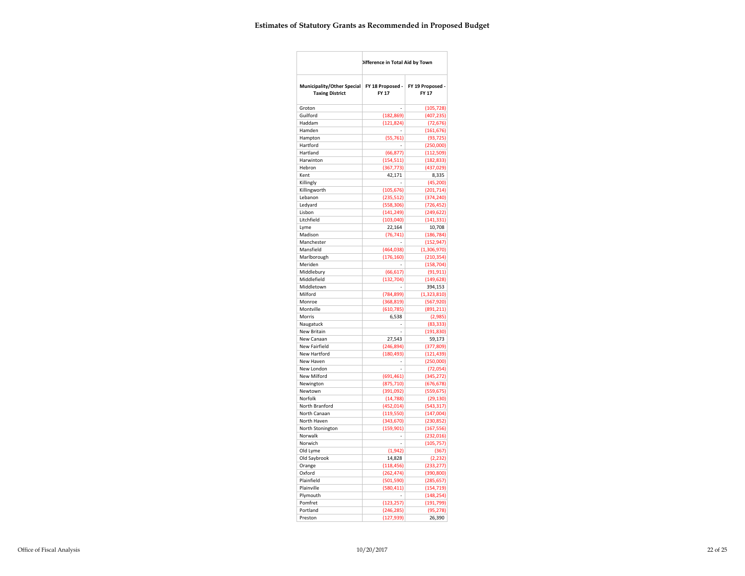# Estimates of Statutory Grants as Recommended in Proposed Budget

| Municipality/Other Special Taxing District | Difference in Total Aid by Town | |
|---|---|---|
| | FY 18 Proposed - FY 17 | FY 19 Proposed - FY 17 |
| Groton | - | (105,728) |
| Guilford | (182,869) | (407,235) |
| Haddam | (121,824) | (72,676) |
| Hamden | - | (161,676) |
| Hampton | (55,761) | (93,725) |
| Hartford | - | (250,000) |
| Hartland | (66,877) | (112,509) |
| Harwinton | (154,511) | (182,833) |
| Hebron | (367,773) | (437,029) |
| Kent | 42,171 | 8,335 |
| Killingly | - | (45,200) |
| Killingworth | (105,676) | (201,714) |
| Lebanon | (235,512) | (374,240) |
| Ledyard | (558,306) | (726,452) |
| Lisbon | (141,249) | (249,622) |
| Litchfield | (103,040) | (141,331) |
| Lyme | 22,164 | 10,708 |
| Madison | (76,741) | (186,784) |
| Manchester | - | (152,947) |
| Mansfield | (464,038) | (1,306,970) |
| Marlborough | (176,160) | (210,354) |
| Meriden | - | (158,704) |
| Middlebury | (66,617) | (91,911) |
| Middlefield | (132,704) | (149,628) |
| Middletown | - | 394,153 |
| Milford | (784,899) | (1,323,810) |
| Monroe | (368,819) | (567,920) |
| Montville | (610,785) | (891,211) |
| Morris | 6,538 | (2,985) |
| Naugatuck | - | (83,333) |
| New Britain | - | (191,830) |
| New Canaan | 27,543 | 59,173 |
| New Fairfield | (246,894) | (377,809) |
| New Hartford | (180,493) | (121,439) |
| New Haven | - | (250,000) |
| New London | - | (72,054) |
| New Milford | (691,461) | (345,272) |
| Newington | (875,710) | (676,678) |
| Newtown | (391,092) | (559,675) |
| Norfolk | (14,788) | (29,130) |
| North Branford | (452,014) | (543,317) |
| North Canaan | (119,550) | (147,004) |
| North Haven | (343,670) | (230,852) |
| North Stonington | (159,901) | (167,556) |
| Norwalk | - | (232,016) |
| Norwich | - | (105,757) |
| Old Lyme | (1,942) | (367) |
| Old Saybrook | 14,828 | (2,232) |
| Orange | (118,456) | (233,277) |
| Oxford | (262,474) | (390,800) |
| Plainfield | (501,590) | (285,657) |
| Plainville | (580,411) | (154,719) |
| Plymouth | - | (148,254) |
| Pomfret | (123,257) | (191,799) |
| Portland | (246,285) | (95,278) |
| Preston | (127,939) | 26,390 |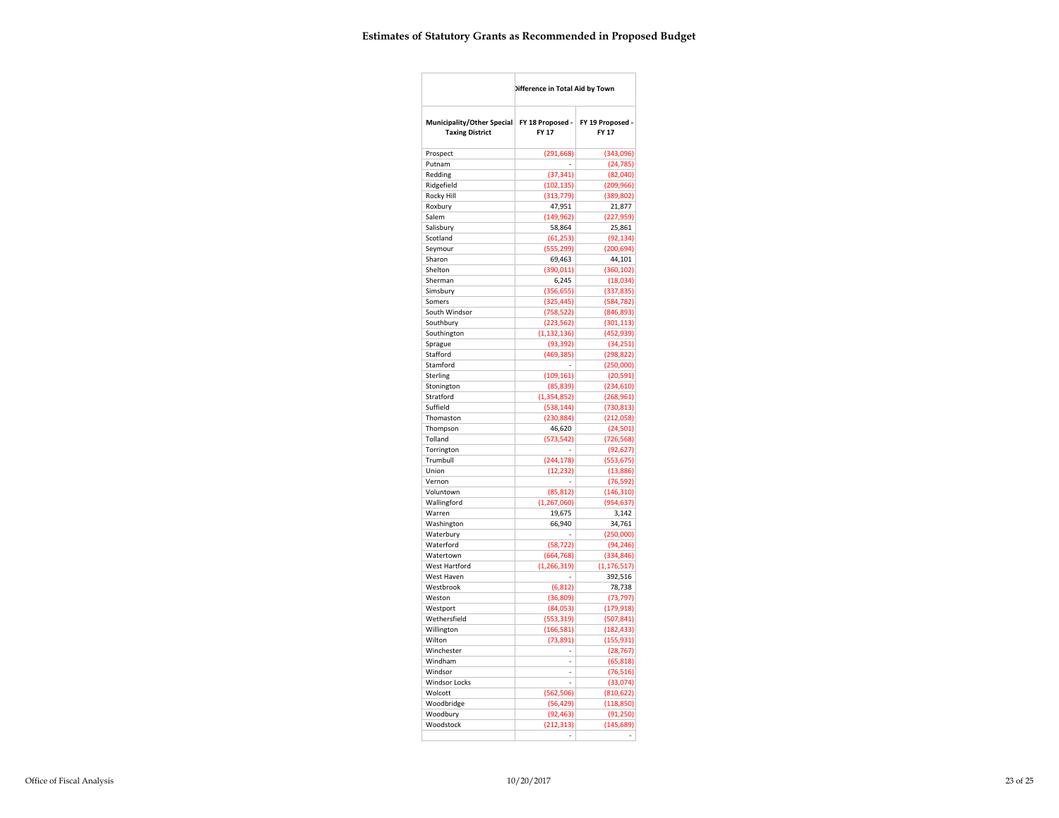# Estimates of Statutory Grants as Recommended in Proposed Budget

| | Difference in Total Aid by Town | |
|---|---|---|
| Municipality/Other Special Taxing District | FY 18 Proposed - FY 17 | FY 19 Proposed - FY 17 |
| Prospect | (291,668) | (343,096) |
| Putnam | - | (24,785) |
| Redding | (37,341) | (82,040) |
| Ridgefield | (102,135) | (209,966) |
| Rocky Hill | (313,779) | (389,802) |
| Roxbury | 47,951 | 21,877 |
| Salem | (149,962) | (227,959) |
| Salisbury | 58,864 | 25,861 |
| Scotland | (61,253) | (92,134) |
| Seymour | (555,299) | (200,694) |
| Sharon | 69,463 | 44,101 |
| Shelton | (390,011) | (360,102) |
| Sherman | 6,245 | (18,034) |
| Simsbury | (356,655) | (337,835) |
| Somers | (325,445) | (584,782) |
| South Windsor | (758,522) | (846,893) |
| Southbury | (223,562) | (301,113) |
| Southington | (1,132,136) | (452,939) |
| Sprague | (93,392) | (34,251) |
| Stafford | (469,385) | (298,822) |
| Stamford | - | (250,000) |
| Sterling | (109,161) | (20,591) |
| Stonington | (85,839) | (234,610) |
| Stratford | (1,354,852) | (268,961) |
| Suffield | (538,144) | (730,813) |
| Thomaston | (230,884) | (212,058) |
| Thompson | 46,620 | (24,501) |
| Tolland | (573,542) | (726,568) |
| Torrington | - | (92,627) |
| Trumbull | (244,178) | (553,675) |
| Union | (12,232) | (13,886) |
| Vernon | - | (76,592) |
| Voluntown | (85,812) | (146,310) |
| Wallingford | (1,267,060) | (954,637) |
| Warren | 19,675 | 3,142 |
| Washington | 66,940 | 34,761 |
| Waterbury | - | (250,000) |
| Waterford | (58,722) | (94,246) |
| Watertown | (664,768) | (334,846) |
| West Hartford | (1,266,319) | (1,176,517) |
| West Haven | - | 392,516 |
| Westbrook | (6,812) | 78,738 |
| Weston | (36,809) | (73,797) |
| Westport | (84,053) | (179,918) |
| Wethersfield | (553,319) | (507,841) |
| Willington | (166,581) | (182,433) |
| Wilton | (73,891) | (155,931) |
| Winchester | - | (28,767) |
| Windham | - | (65,818) |
| Windsor | - | (76,516) |
| Windsor Locks | - | (33,074) |
| Wolcott | (562,506) | (810,622) |
| Woodbridge | (56,429) | (118,850) |
| Woodbury | (92,463) | (91,250) |
| Woodstock | (212,313) | (145,689) |
| | - | - |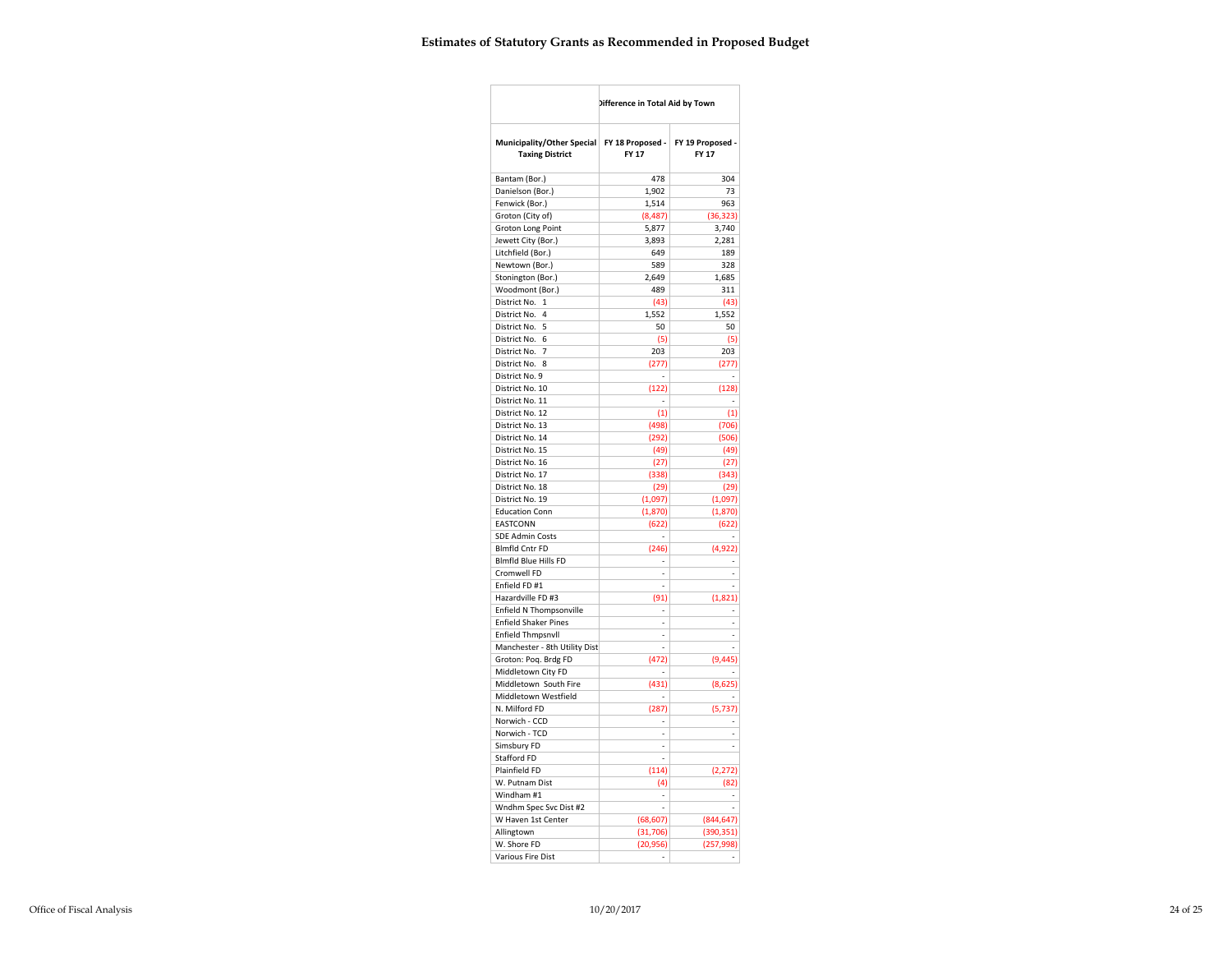# Estimates of Statutory Grants as Recommended in Proposed Budget

| | Difference in Total Aid by Town | |
|---|---|---|
| **Municipality/Other Special Taxing District** | **FY 18 Proposed - FY 17** | **FY 19 Proposed - FY 17** |
| Bantam (Bor.) | 478 | 304 |
| Danielson (Bor.) | 1,902 | 73 |
| Fenwick (Bor.) | 1,514 | 963 |
| Groton (City of) | (8,487) | (36,323) |
| Groton Long Point | 5,877 | 3,740 |
| Jewett City (Bor.) | 3,893 | 2,281 |
| Litchfield (Bor.) | 649 | 189 |
| Newtown (Bor.) | 589 | 328 |
| Stonington (Bor.) | 2,649 | 1,685 |
| Woodmont (Bor.) | 489 | 311 |
| District No. 1 | (43) | (43) |
| District No. 4 | 1,552 | 1,552 |
| District No. 5 | 50 | 50 |
| District No. 6 | (5) | (5) |
| District No. 7 | 203 | 203 |
| District No. 8 | (277) | (277) |
| District No. 9 | - | - |
| District No. 10 | (122) | (128) |
| District No. 11 | - | - |
| District No. 12 | (1) | (1) |
| District No. 13 | (498) | (706) |
| District No. 14 | (292) | (506) |
| District No. 15 | (49) | (49) |
| District No. 16 | (27) | (27) |
| District No. 17 | (338) | (343) |
| District No. 18 | (29) | (29) |
| District No. 19 | (1,097) | (1,097) |
| Education Conn | (1,870) | (1,870) |
| EASTCONN | (622) | (622) |
| SDE Admin Costs | - | - |
| Blmfld Cntr FD | (246) | (4,922) |
| Blmfld Blue Hills FD | - | - |
| Cromwell FD | - | - |
| Enfield FD #1 | - | - |
| Hazardville FD #3 | (91) | (1,821) |
| Enfield N Thompsonville | - | - |
| Enfield Shaker Pines | - | - |
| Enfield Thmpsnvll | - | - |
| Manchester - 8th Utility Dist | - | - |
| Groton: Poq. Brdg FD | (472) | (9,445) |
| Middletown City FD | - | - |
| Middletown South Fire | (431) | (8,625) |
| Middletown Westfield | - | - |
| N. Milford FD | (287) | (5,737) |
| Norwich - CCD | - | - |
| Norwich - TCD | - | - |
| Simsbury FD | - | - |
| Stafford FD | - | |
| Plainfield FD | (114) | (2,272) |
| W. Putnam Dist | (4) | (82) |
| Windham #1 | - | - |
| Wndhm Spec Svc Dist #2 | - | - |
| W Haven 1st Center | (68,607) | (844,647) |
| Allingtown | (31,706) | (390,351) |
| W. Shore FD | (20,956) | (257,998) |
| Various Fire Dist | - | - |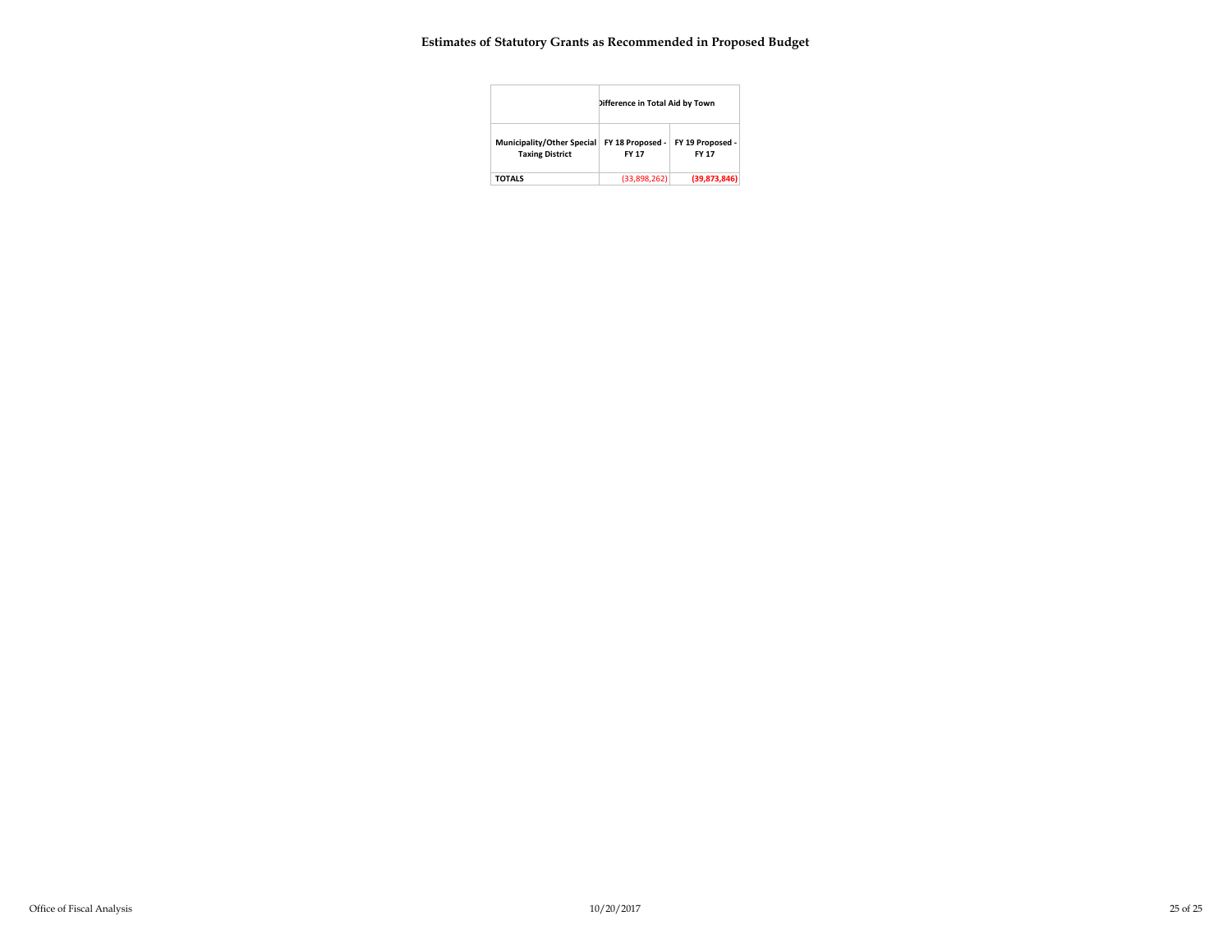# Estimates of Statutory Grants as Recommended in Proposed Budget

| | Difference in Total Aid by Town | |
|---|---|---|
| Municipality/Other Special Taxing District | FY 18 Proposed - FY 17 | FY 19 Proposed - FY 17 |
| TOTALS | (33,898,262) | **(39,873,846)** |